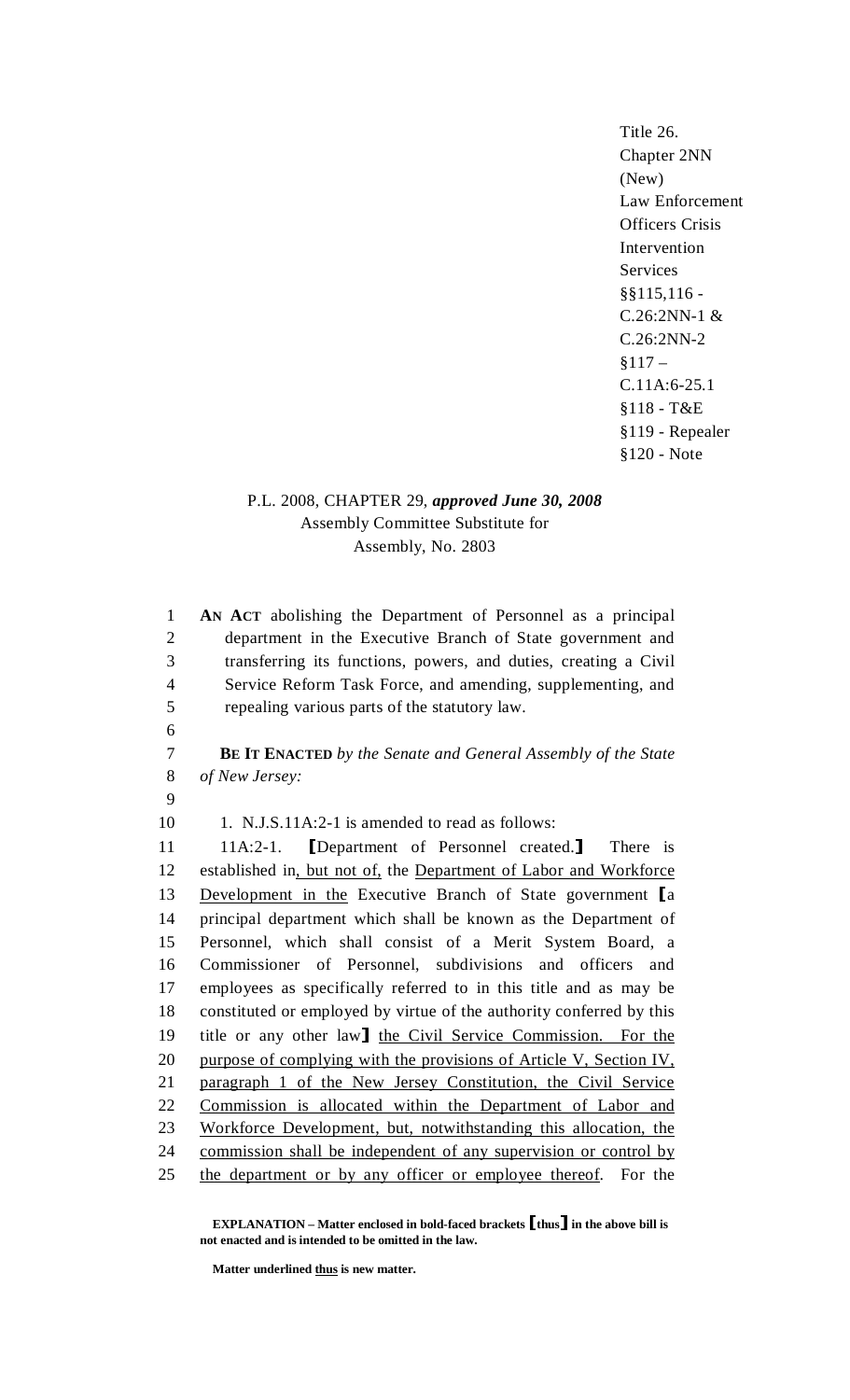Title 26.
Chapter 2NN
(New)
Law Enforcement
Officers Crisis
Intervention
Services
§§115,116 -
C.26:2NN-1 &
C.26:2NN-2
§117 –
C.11A:6-25.1
§118 - T&E
§119 - Repealer
§120 - Note

P.L. 2008, CHAPTER 29, ***approved June 30, 2008***
Assembly Committee Substitute for
Assembly, No. 2803

**AN ACT** abolishing the Department of Personnel as a principal department in the Executive Branch of State government and transferring its functions, powers, and duties, creating a Civil Service Reform Task Force, and amending, supplementing, and repealing various parts of the statutory law.

**BE IT ENACTED** *by the Senate and General Assembly of the State of New Jersey:*

1. N.J.S.11A:2-1 is amended to read as follows:

11A:2-1. **[**Department of Personnel created.**]** There is established in<u>, but not of,</u> the <u>Department of Labor and Workforce Development in the</u> Executive Branch of State government **[**a principal department which shall be known as the Department of Personnel, which shall consist of a Merit System Board, a Commissioner of Personnel, subdivisions and officers and employees as specifically referred to in this title and as may be constituted or employed by virtue of the authority conferred by this title or any other law**]** <u>the Civil Service Commission. For the purpose of complying with the provisions of Article V, Section IV, paragraph 1 of the New Jersey Constitution, the Civil Service Commission is allocated within the Department of Labor and Workforce Development, but, notwithstanding this allocation, the commission shall be independent of any supervision or control by the department or by any officer or employee thereof</u>. For the

**EXPLANATION – Matter enclosed in bold-faced brackets [thus] in the above bill is not enacted and is intended to be omitted in the law.**

**Matter underlined <u>thus</u> is new matter.**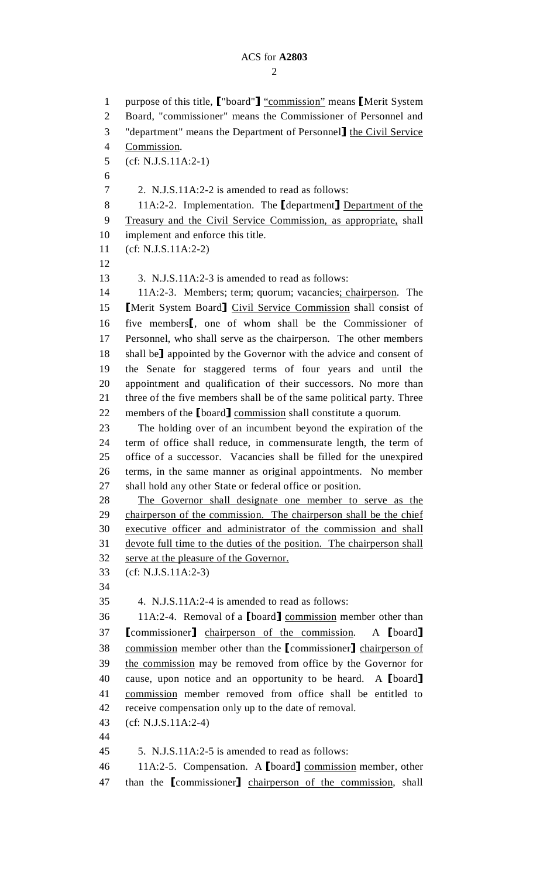purpose of this title, ["board"] "commission" means [Merit System Board, "commissioner" means the Commissioner of Personnel and "department" means the Department of Personnel] the Civil Service Commission.

(cf: N.J.S.11A:2-1)

2. N.J.S.11A:2-2 is amended to read as follows:

11A:2-2. Implementation. The [department] Department of the Treasury and the Civil Service Commission, as appropriate, shall implement and enforce this title.

(cf: N.J.S.11A:2-2)

3. N.J.S.11A:2-3 is amended to read as follows:

11A:2-3. Members; term; quorum; vacancies; chairperson. The [Merit System Board] Civil Service Commission shall consist of five members[, one of whom shall be the Commissioner of Personnel, who shall serve as the chairperson. The other members shall be] appointed by the Governor with the advice and consent of the Senate for staggered terms of four years and until the appointment and qualification of their successors. No more than three of the five members shall be of the same political party. Three members of the [board] commission shall constitute a quorum.

The holding over of an incumbent beyond the expiration of the term of office shall reduce, in commensurate length, the term of office of a successor. Vacancies shall be filled for the unexpired terms, in the same manner as original appointments. No member shall hold any other State or federal office or position.

The Governor shall designate one member to serve as the chairperson of the commission. The chairperson shall be the chief executive officer and administrator of the commission and shall devote full time to the duties of the position. The chairperson shall serve at the pleasure of the Governor.

(cf: N.J.S.11A:2-3)

4. N.J.S.11A:2-4 is amended to read as follows:

11A:2-4. Removal of a [board] commission member other than [commissioner] chairperson of the commission. A [board] commission member other than the [commissioner] chairperson of the commission may be removed from office by the Governor for cause, upon notice and an opportunity to be heard. A [board] commission member removed from office shall be entitled to receive compensation only up to the date of removal.

(cf: N.J.S.11A:2-4)

5. N.J.S.11A:2-5 is amended to read as follows:

11A:2-5. Compensation. A [board] commission member, other than the [commissioner] chairperson of the commission, shall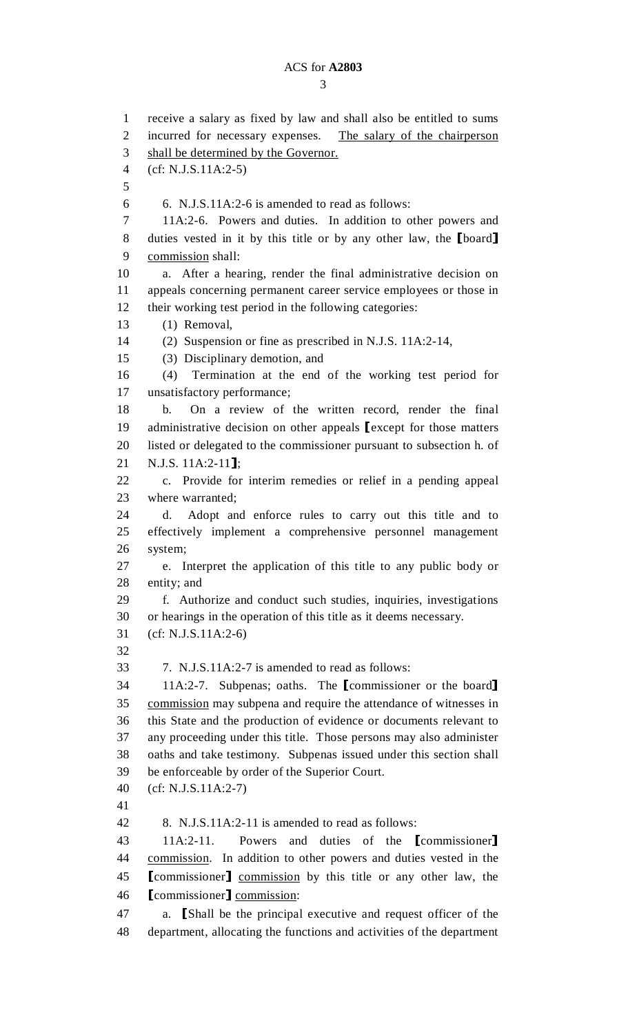receive a salary as fixed by law and shall also be entitled to sums incurred for necessary expenses. <u>The salary of the chairperson shall be determined by the Governor.</u>

(cf: N.J.S.11A:2-5)

6. N.J.S.11A:2-6 is amended to read as follows:

11A:2-6. Powers and duties. In addition to other powers and duties vested in it by this title or by any other law, the [board] <u>commission</u> shall:

a. After a hearing, render the final administrative decision on appeals concerning permanent career service employees or those in their working test period in the following categories:

(1) Removal,

(2) Suspension or fine as prescribed in N.J.S. 11A:2-14,

(3) Disciplinary demotion, and

(4) Termination at the end of the working test period for unsatisfactory performance;

b. On a review of the written record, render the final administrative decision on other appeals [except for those matters listed or delegated to the commissioner pursuant to subsection h. of N.J.S. 11A:2-11];

c. Provide for interim remedies or relief in a pending appeal where warranted;

d. Adopt and enforce rules to carry out this title and to effectively implement a comprehensive personnel management system;

e. Interpret the application of this title to any public body or entity; and

f. Authorize and conduct such studies, inquiries, investigations or hearings in the operation of this title as it deems necessary.

(cf: N.J.S.11A:2-6)

7. N.J.S.11A:2-7 is amended to read as follows:

11A:2-7. Subpenas; oaths. The [commissioner or the board] <u>commission</u> may subpena and require the attendance of witnesses in this State and the production of evidence or documents relevant to any proceeding under this title. Those persons may also administer oaths and take testimony. Subpenas issued under this section shall be enforceable by order of the Superior Court.

(cf: N.J.S.11A:2-7)

8. N.J.S.11A:2-11 is amended to read as follows:

11A:2-11. Powers and duties of the [commissioner] <u>commission</u>. In addition to other powers and duties vested in the [commissioner] <u>commission</u> by this title or any other law, the [commissioner] <u>commission</u>:

a. [Shall be the principal executive and request officer of the department, allocating the functions and activities of the department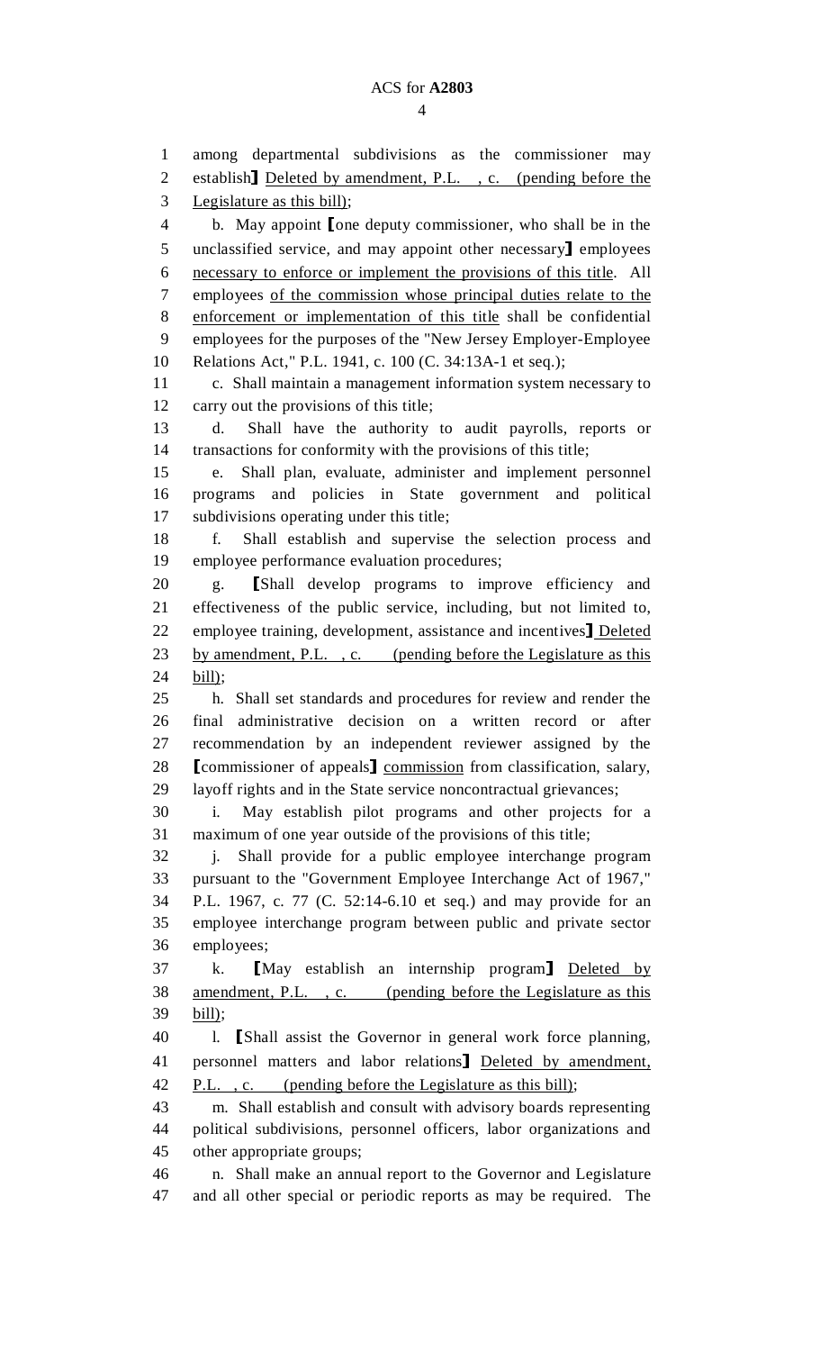among departmental subdivisions as the commissioner may establish] Deleted by amendment, P.L. , c. (pending before the Legislature as this bill);

b. May appoint [one deputy commissioner, who shall be in the unclassified service, and may appoint other necessary] employees necessary to enforce or implement the provisions of this title. All employees of the commission whose principal duties relate to the enforcement or implementation of this title shall be confidential employees for the purposes of the "New Jersey Employer-Employee Relations Act," P.L. 1941, c. 100 (C. 34:13A-1 et seq.);

c. Shall maintain a management information system necessary to carry out the provisions of this title;

d. Shall have the authority to audit payrolls, reports or transactions for conformity with the provisions of this title;

e. Shall plan, evaluate, administer and implement personnel programs and policies in State government and political subdivisions operating under this title;

f. Shall establish and supervise the selection process and employee performance evaluation procedures;

g. [Shall develop programs to improve efficiency and effectiveness of the public service, including, but not limited to, employee training, development, assistance and incentives] Deleted by amendment, P.L. , c. (pending before the Legislature as this bill);

h. Shall set standards and procedures for review and render the final administrative decision on a written record or after recommendation by an independent reviewer assigned by the [commissioner of appeals] commission from classification, salary, layoff rights and in the State service noncontractual grievances;

i. May establish pilot programs and other projects for a maximum of one year outside of the provisions of this title;

j. Shall provide for a public employee interchange program pursuant to the "Government Employee Interchange Act of 1967," P.L. 1967, c. 77 (C. 52:14-6.10 et seq.) and may provide for an employee interchange program between public and private sector employees;

k. [May establish an internship program] Deleted by amendment, P.L. , c. (pending before the Legislature as this bill);

l. [Shall assist the Governor in general work force planning, personnel matters and labor relations] Deleted by amendment, P.L. , c. (pending before the Legislature as this bill);

m. Shall establish and consult with advisory boards representing political subdivisions, personnel officers, labor organizations and other appropriate groups;

n. Shall make an annual report to the Governor and Legislature and all other special or periodic reports as may be required. The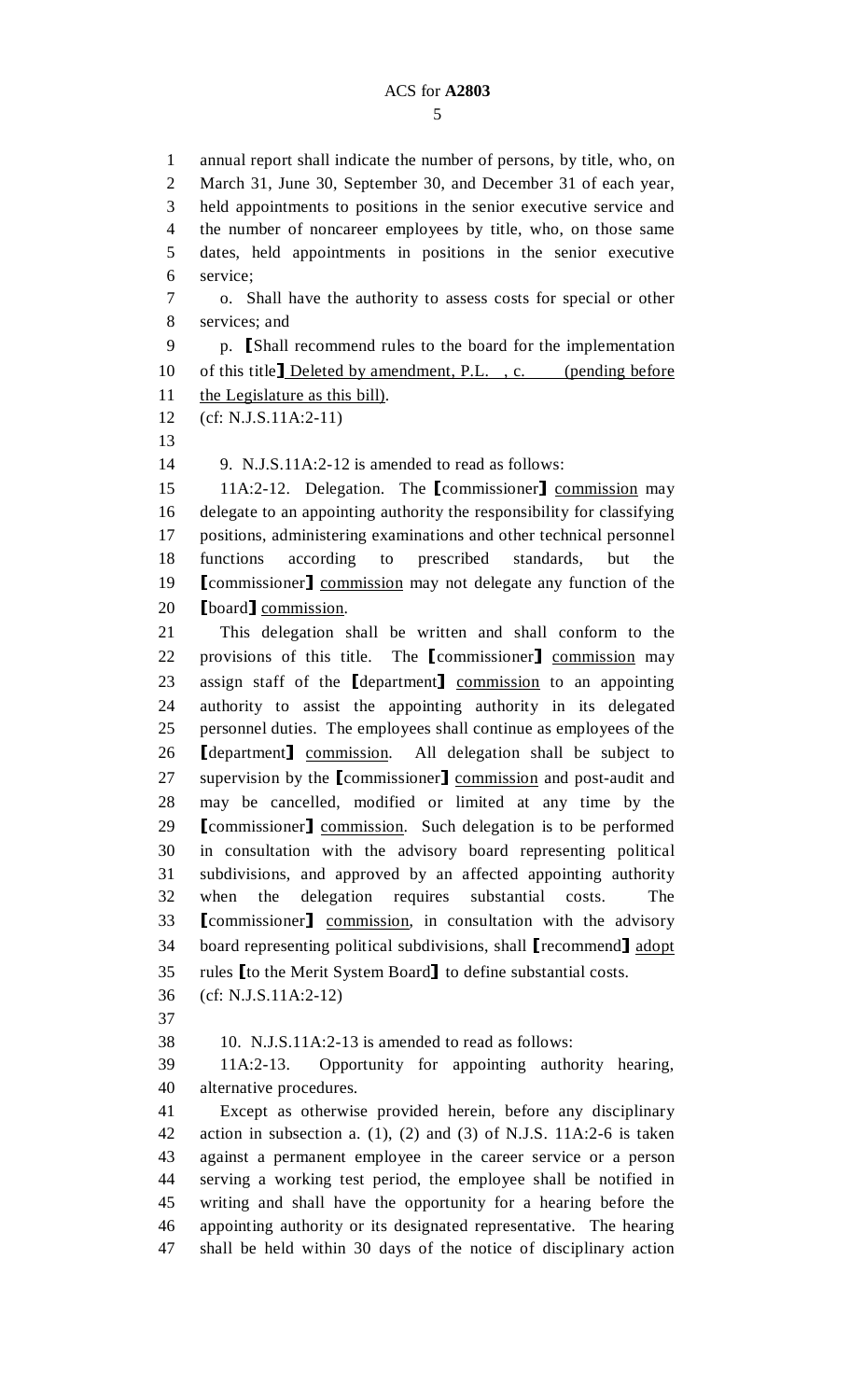annual report shall indicate the number of persons, by title, who, on March 31, June 30, September 30, and December 31 of each year, held appointments to positions in the senior executive service and the number of noncareer employees by title, who, on those same dates, held appointments in positions in the senior executive service;

o. Shall have the authority to assess costs for special or other services; and

p. [Shall recommend rules to the board for the implementation of this title] Deleted by amendment, P.L. , c. (pending before the Legislature as this bill).

(cf: N.J.S.11A:2-11)

9. N.J.S.11A:2-12 is amended to read as follows:

11A:2-12. Delegation. The [commissioner] commission may delegate to an appointing authority the responsibility for classifying positions, administering examinations and other technical personnel functions according to prescribed standards, but the [commissioner] commission may not delegate any function of the [board] commission.

This delegation shall be written and shall conform to the provisions of this title. The [commissioner] commission may assign staff of the [department] commission to an appointing authority to assist the appointing authority in its delegated personnel duties. The employees shall continue as employees of the [department] commission. All delegation shall be subject to supervision by the [commissioner] commission and post-audit and may be cancelled, modified or limited at any time by the [commissioner] commission. Such delegation is to be performed in consultation with the advisory board representing political subdivisions, and approved by an affected appointing authority when the delegation requires substantial costs. The [commissioner] commission, in consultation with the advisory board representing political subdivisions, shall [recommend] adopt rules [to the Merit System Board] to define substantial costs.

(cf: N.J.S.11A:2-12)

10. N.J.S.11A:2-13 is amended to read as follows:

11A:2-13. Opportunity for appointing authority hearing, alternative procedures.

Except as otherwise provided herein, before any disciplinary action in subsection a. (1), (2) and (3) of N.J.S. 11A:2-6 is taken against a permanent employee in the career service or a person serving a working test period, the employee shall be notified in writing and shall have the opportunity for a hearing before the appointing authority or its designated representative. The hearing shall be held within 30 days of the notice of disciplinary action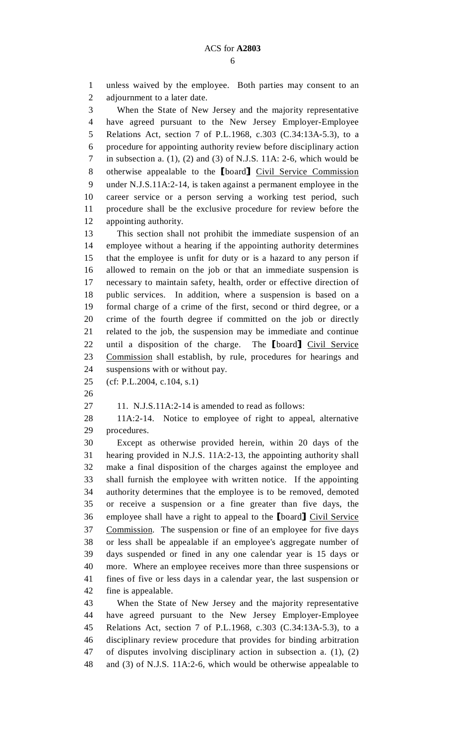unless waived by the employee. Both parties may consent to an adjournment to a later date.

When the State of New Jersey and the majority representative have agreed pursuant to the New Jersey Employer-Employee Relations Act, section 7 of P.L.1968, c.303 (C.34:13A-5.3), to a procedure for appointing authority review before disciplinary action in subsection a. (1), (2) and (3) of N.J.S. 11A: 2-6, which would be otherwise appealable to the [board] Civil Service Commission under N.J.S.11A:2-14, is taken against a permanent employee in the career service or a person serving a working test period, such procedure shall be the exclusive procedure for review before the appointing authority.

This section shall not prohibit the immediate suspension of an employee without a hearing if the appointing authority determines that the employee is unfit for duty or is a hazard to any person if allowed to remain on the job or that an immediate suspension is necessary to maintain safety, health, order or effective direction of public services. In addition, where a suspension is based on a formal charge of a crime of the first, second or third degree, or a crime of the fourth degree if committed on the job or directly related to the job, the suspension may be immediate and continue until a disposition of the charge. The [board] Civil Service Commission shall establish, by rule, procedures for hearings and suspensions with or without pay.

(cf: P.L.2004, c.104, s.1)

11. N.J.S.11A:2-14 is amended to read as follows:

11A:2-14. Notice to employee of right to appeal, alternative procedures.

Except as otherwise provided herein, within 20 days of the hearing provided in N.J.S. 11A:2-13, the appointing authority shall make a final disposition of the charges against the employee and shall furnish the employee with written notice. If the appointing authority determines that the employee is to be removed, demoted or receive a suspension or a fine greater than five days, the employee shall have a right to appeal to the [board] Civil Service Commission. The suspension or fine of an employee for five days or less shall be appealable if an employee's aggregate number of days suspended or fined in any one calendar year is 15 days or more. Where an employee receives more than three suspensions or fines of five or less days in a calendar year, the last suspension or fine is appealable.

When the State of New Jersey and the majority representative have agreed pursuant to the New Jersey Employer-Employee Relations Act, section 7 of P.L.1968, c.303 (C.34:13A-5.3), to a disciplinary review procedure that provides for binding arbitration of disputes involving disciplinary action in subsection a. (1), (2) and (3) of N.J.S. 11A:2-6, which would be otherwise appealable to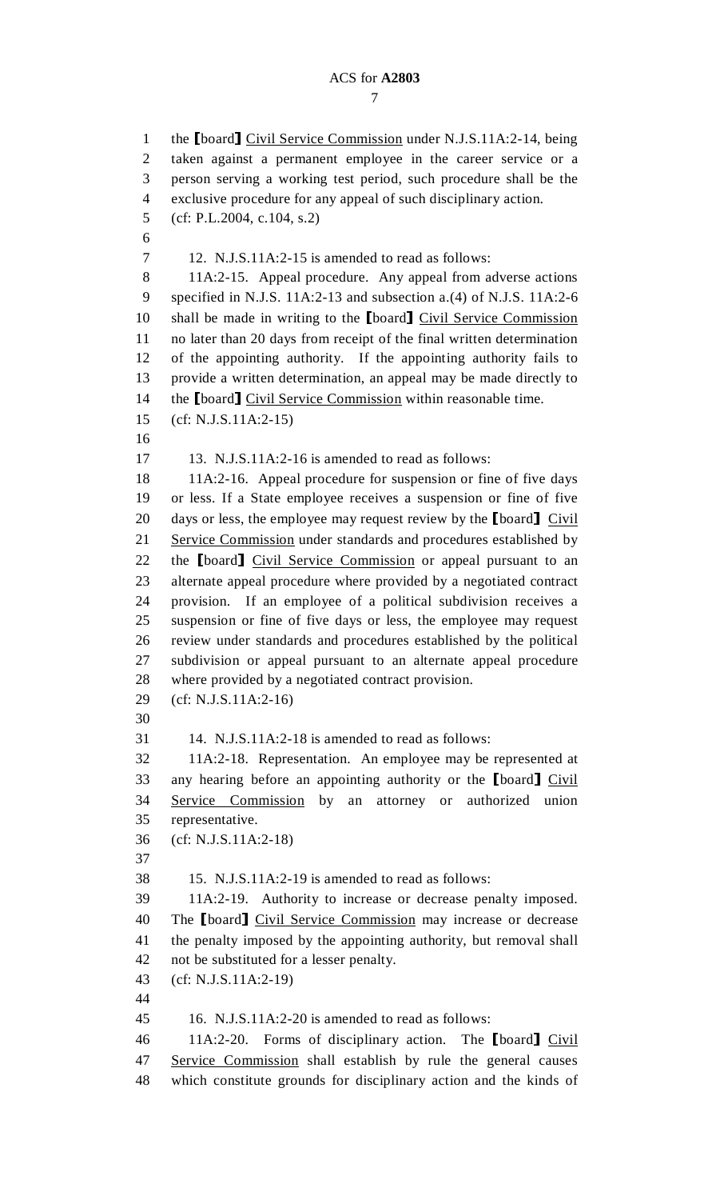the [board] Civil Service Commission under N.J.S.11A:2-14, being taken against a permanent employee in the career service or a person serving a working test period, such procedure shall be the exclusive procedure for any appeal of such disciplinary action.

(cf: P.L.2004, c.104, s.2)

12. N.J.S.11A:2-15 is amended to read as follows:

11A:2-15. Appeal procedure. Any appeal from adverse actions specified in N.J.S. 11A:2-13 and subsection a.(4) of N.J.S. 11A:2-6 shall be made in writing to the [board] Civil Service Commission no later than 20 days from receipt of the final written determination of the appointing authority. If the appointing authority fails to provide a written determination, an appeal may be made directly to the [board] Civil Service Commission within reasonable time.

(cf: N.J.S.11A:2-15)

13. N.J.S.11A:2-16 is amended to read as follows:

11A:2-16. Appeal procedure for suspension or fine of five days or less. If a State employee receives a suspension or fine of five days or less, the employee may request review by the [board] Civil Service Commission under standards and procedures established by the [board] Civil Service Commission or appeal pursuant to an alternate appeal procedure where provided by a negotiated contract provision. If an employee of a political subdivision receives a suspension or fine of five days or less, the employee may request review under standards and procedures established by the political subdivision or appeal pursuant to an alternate appeal procedure where provided by a negotiated contract provision.

(cf: N.J.S.11A:2-16)

14. N.J.S.11A:2-18 is amended to read as follows:

11A:2-18. Representation. An employee may be represented at any hearing before an appointing authority or the [board] Civil Service Commission by an attorney or authorized union representative.

(cf: N.J.S.11A:2-18)

15. N.J.S.11A:2-19 is amended to read as follows:

11A:2-19. Authority to increase or decrease penalty imposed. The [board] Civil Service Commission may increase or decrease the penalty imposed by the appointing authority, but removal shall not be substituted for a lesser penalty.

(cf: N.J.S.11A:2-19)

16. N.J.S.11A:2-20 is amended to read as follows:

11A:2-20. Forms of disciplinary action. The [board] Civil Service Commission shall establish by rule the general causes which constitute grounds for disciplinary action and the kinds of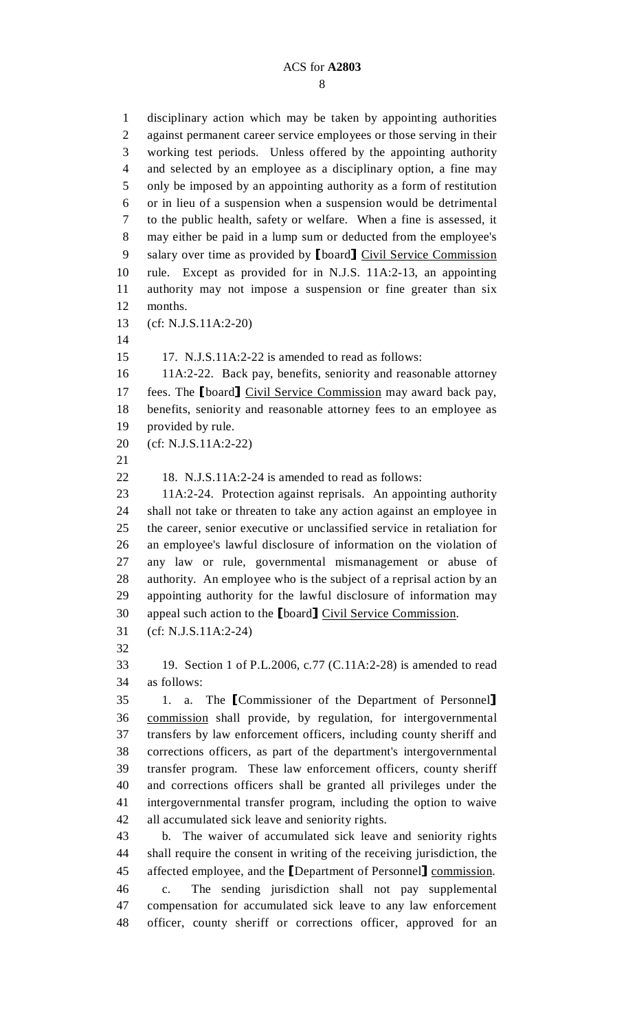disciplinary action which may be taken by appointing authorities against permanent career service employees or those serving in their working test periods. Unless offered by the appointing authority and selected by an employee as a disciplinary option, a fine may only be imposed by an appointing authority as a form of restitution or in lieu of a suspension when a suspension would be detrimental to the public health, safety or welfare. When a fine is assessed, it may either be paid in a lump sum or deducted from the employee's salary over time as provided by [board] Civil Service Commission rule. Except as provided for in N.J.S. 11A:2-13, an appointing authority may not impose a suspension or fine greater than six months.

(cf: N.J.S.11A:2-20)

17. N.J.S.11A:2-22 is amended to read as follows:

11A:2-22. Back pay, benefits, seniority and reasonable attorney fees. The [board] Civil Service Commission may award back pay, benefits, seniority and reasonable attorney fees to an employee as provided by rule.

(cf: N.J.S.11A:2-22)

18. N.J.S.11A:2-24 is amended to read as follows:

11A:2-24. Protection against reprisals. An appointing authority shall not take or threaten to take any action against an employee in the career, senior executive or unclassified service in retaliation for an employee's lawful disclosure of information on the violation of any law or rule, governmental mismanagement or abuse of authority. An employee who is the subject of a reprisal action by an appointing authority for the lawful disclosure of information may appeal such action to the [board] Civil Service Commission.

(cf: N.J.S.11A:2-24)

19. Section 1 of P.L.2006, c.77 (C.11A:2-28) is amended to read as follows:

1. a. The [Commissioner of the Department of Personnel] commission shall provide, by regulation, for intergovernmental transfers by law enforcement officers, including county sheriff and corrections officers, as part of the department's intergovernmental transfer program. These law enforcement officers, county sheriff and corrections officers shall be granted all privileges under the intergovernmental transfer program, including the option to waive all accumulated sick leave and seniority rights.

b. The waiver of accumulated sick leave and seniority rights shall require the consent in writing of the receiving jurisdiction, the affected employee, and the [Department of Personnel] commission.

c. The sending jurisdiction shall not pay supplemental compensation for accumulated sick leave to any law enforcement officer, county sheriff or corrections officer, approved for an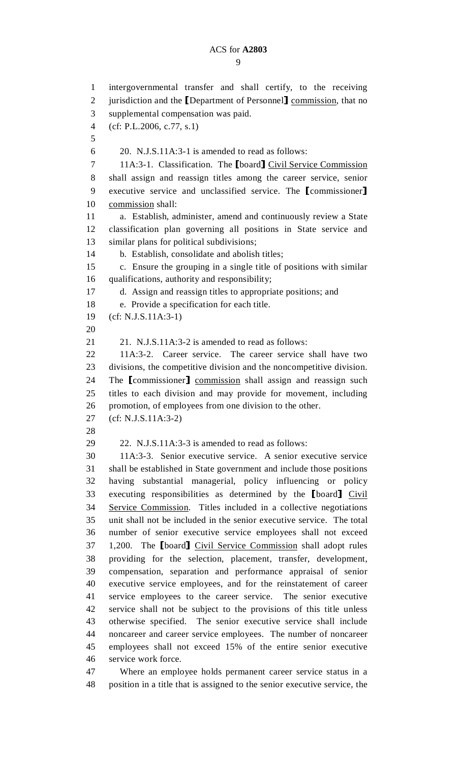intergovernmental transfer and shall certify, to the receiving jurisdiction and the [Department of Personnel] commission, that no supplemental compensation was paid.

(cf: P.L.2006, c.77, s.1)

20. N.J.S.11A:3-1 is amended to read as follows:

11A:3-1. Classification. The [board] Civil Service Commission shall assign and reassign titles among the career service, senior executive service and unclassified service. The [commissioner] commission shall:

a. Establish, administer, amend and continuously review a State classification plan governing all positions in State service and similar plans for political subdivisions;

b. Establish, consolidate and abolish titles;

c. Ensure the grouping in a single title of positions with similar qualifications, authority and responsibility;

d. Assign and reassign titles to appropriate positions; and

e. Provide a specification for each title.

(cf: N.J.S.11A:3-1)

21. N.J.S.11A:3-2 is amended to read as follows:

11A:3-2. Career service. The career service shall have two divisions, the competitive division and the noncompetitive division. The [commissioner] commission shall assign and reassign such titles to each division and may provide for movement, including promotion, of employees from one division to the other.

(cf: N.J.S.11A:3-2)

22. N.J.S.11A:3-3 is amended to read as follows:

11A:3-3. Senior executive service. A senior executive service shall be established in State government and include those positions having substantial managerial, policy influencing or policy executing responsibilities as determined by the [board] Civil Service Commission. Titles included in a collective negotiations unit shall not be included in the senior executive service. The total number of senior executive service employees shall not exceed 1,200. The [board] Civil Service Commission shall adopt rules providing for the selection, placement, transfer, development, compensation, separation and performance appraisal of senior executive service employees, and for the reinstatement of career service employees to the career service. The senior executive service shall not be subject to the provisions of this title unless otherwise specified. The senior executive service shall include noncareer and career service employees. The number of noncareer employees shall not exceed 15% of the entire senior executive service work force.

Where an employee holds permanent career service status in a position in a title that is assigned to the senior executive service, the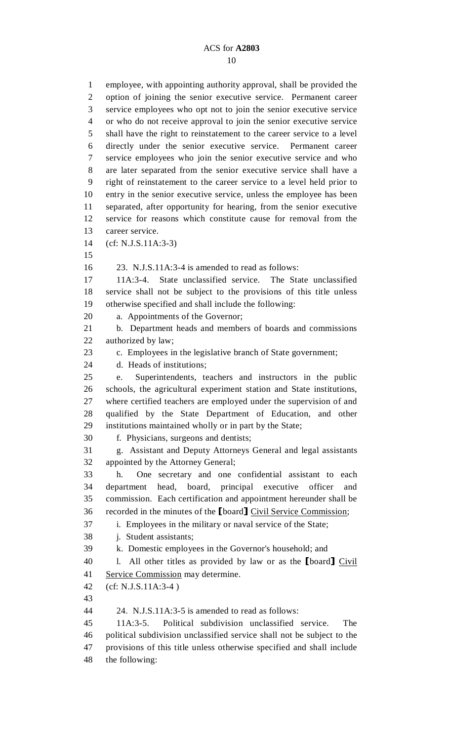employee, with appointing authority approval, shall be provided the option of joining the senior executive service. Permanent career service employees who opt not to join the senior executive service or who do not receive approval to join the senior executive service shall have the right to reinstatement to the career service to a level directly under the senior executive service. Permanent career service employees who join the senior executive service and who are later separated from the senior executive service shall have a right of reinstatement to the career service to a level held prior to entry in the senior executive service, unless the employee has been separated, after opportunity for hearing, from the senior executive service for reasons which constitute cause for removal from the career service.

(cf: N.J.S.11A:3-3)

23. N.J.S.11A:3-4 is amended to read as follows:

11A:3-4. State unclassified service. The State unclassified service shall not be subject to the provisions of this title unless otherwise specified and shall include the following:

a. Appointments of the Governor;

b. Department heads and members of boards and commissions authorized by law;

c. Employees in the legislative branch of State government;

d. Heads of institutions;

e. Superintendents, teachers and instructors in the public schools, the agricultural experiment station and State institutions, where certified teachers are employed under the supervision of and qualified by the State Department of Education, and other institutions maintained wholly or in part by the State;

f. Physicians, surgeons and dentists;

g. Assistant and Deputy Attorneys General and legal assistants appointed by the Attorney General;

h. One secretary and one confidential assistant to each department head, board, principal executive officer and commission. Each certification and appointment hereunder shall be recorded in the minutes of the [board] <u>Civil Service Commission</u>;

i. Employees in the military or naval service of the State;

j. Student assistants;

k. Domestic employees in the Governor's household; and

l. All other titles as provided by law or as the [board] <u>Civil Service Commission</u> may determine.

(cf: N.J.S.11A:3-4 )

24. N.J.S.11A:3-5 is amended to read as follows:

11A:3-5. Political subdivision unclassified service. The political subdivision unclassified service shall not be subject to the provisions of this title unless otherwise specified and shall include the following: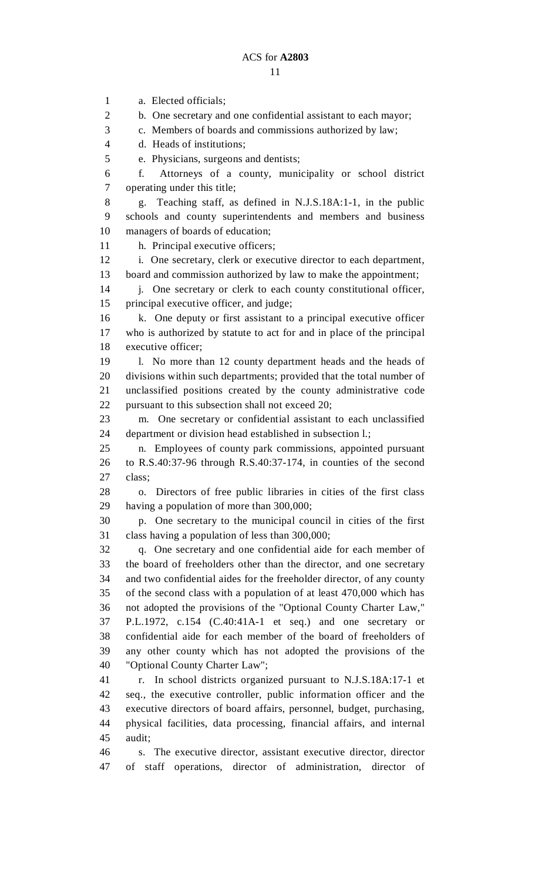a. Elected officials;

b. One secretary and one confidential assistant to each mayor;

c. Members of boards and commissions authorized by law;

d. Heads of institutions;

e. Physicians, surgeons and dentists;

f. Attorneys of a county, municipality or school district operating under this title;

g. Teaching staff, as defined in N.J.S.18A:1-1, in the public schools and county superintendents and members and business managers of boards of education;

h. Principal executive officers;

i. One secretary, clerk or executive director to each department, board and commission authorized by law to make the appointment;

j. One secretary or clerk to each county constitutional officer, principal executive officer, and judge;

k. One deputy or first assistant to a principal executive officer who is authorized by statute to act for and in place of the principal executive officer;

l. No more than 12 county department heads and the heads of divisions within such departments; provided that the total number of unclassified positions created by the county administrative code pursuant to this subsection shall not exceed 20;

m. One secretary or confidential assistant to each unclassified department or division head established in subsection l.;

n. Employees of county park commissions, appointed pursuant to R.S.40:37-96 through R.S.40:37-174, in counties of the second class;

o. Directors of free public libraries in cities of the first class having a population of more than 300,000;

p. One secretary to the municipal council in cities of the first class having a population of less than 300,000;

q. One secretary and one confidential aide for each member of the board of freeholders other than the director, and one secretary and two confidential aides for the freeholder director, of any county of the second class with a population of at least 470,000 which has not adopted the provisions of the "Optional County Charter Law," P.L.1972, c.154 (C.40:41A-1 et seq.) and one secretary or confidential aide for each member of the board of freeholders of any other county which has not adopted the provisions of the "Optional County Charter Law";

r. In school districts organized pursuant to N.J.S.18A:17-1 et seq., the executive controller, public information officer and the executive directors of board affairs, personnel, budget, purchasing, physical facilities, data processing, financial affairs, and internal audit;

s. The executive director, assistant executive director, director of staff operations, director of administration, director of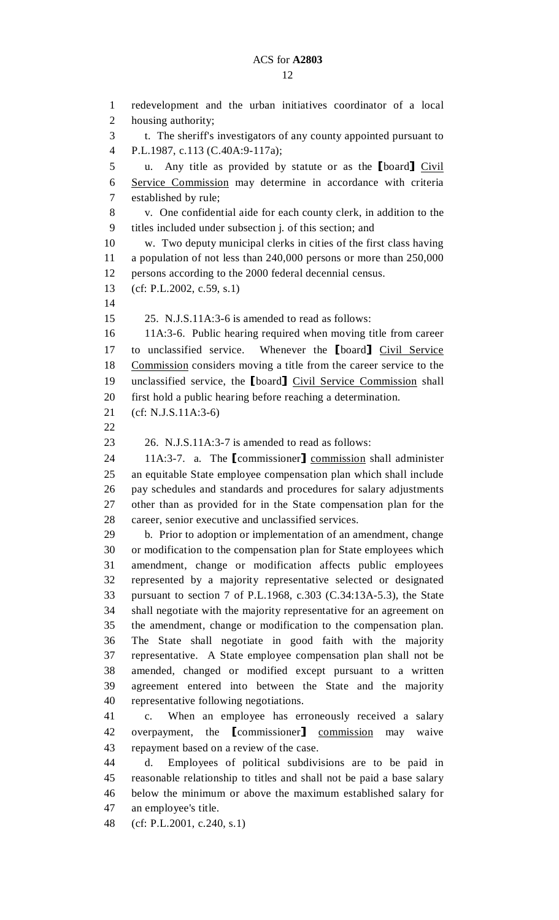redevelopment and the urban initiatives coordinator of a local housing authority;

t. The sheriff's investigators of any county appointed pursuant to P.L.1987, c.113 (C.40A:9-117a);

u. Any title as provided by statute or as the [board] Civil Service Commission may determine in accordance with criteria established by rule;

v. One confidential aide for each county clerk, in addition to the titles included under subsection j. of this section; and

w. Two deputy municipal clerks in cities of the first class having a population of not less than 240,000 persons or more than 250,000 persons according to the 2000 federal decennial census.

(cf: P.L.2002, c.59, s.1)

25. N.J.S.11A:3-6 is amended to read as follows:

11A:3-6. Public hearing required when moving title from career to unclassified service. Whenever the [board] Civil Service Commission considers moving a title from the career service to the unclassified service, the [board] Civil Service Commission shall first hold a public hearing before reaching a determination.

(cf: N.J.S.11A:3-6)

26. N.J.S.11A:3-7 is amended to read as follows:

11A:3-7. a. The [commissioner] commission shall administer an equitable State employee compensation plan which shall include pay schedules and standards and procedures for salary adjustments other than as provided for in the State compensation plan for the career, senior executive and unclassified services.

b. Prior to adoption or implementation of an amendment, change or modification to the compensation plan for State employees which amendment, change or modification affects public employees represented by a majority representative selected or designated pursuant to section 7 of P.L.1968, c.303 (C.34:13A-5.3), the State shall negotiate with the majority representative for an agreement on the amendment, change or modification to the compensation plan. The State shall negotiate in good faith with the majority representative. A State employee compensation plan shall not be amended, changed or modified except pursuant to a written agreement entered into between the State and the majority representative following negotiations.

c. When an employee has erroneously received a salary overpayment, the [commissioner] commission may waive repayment based on a review of the case.

d. Employees of political subdivisions are to be paid in reasonable relationship to titles and shall not be paid a base salary below the minimum or above the maximum established salary for an employee's title.

(cf: P.L.2001, c.240, s.1)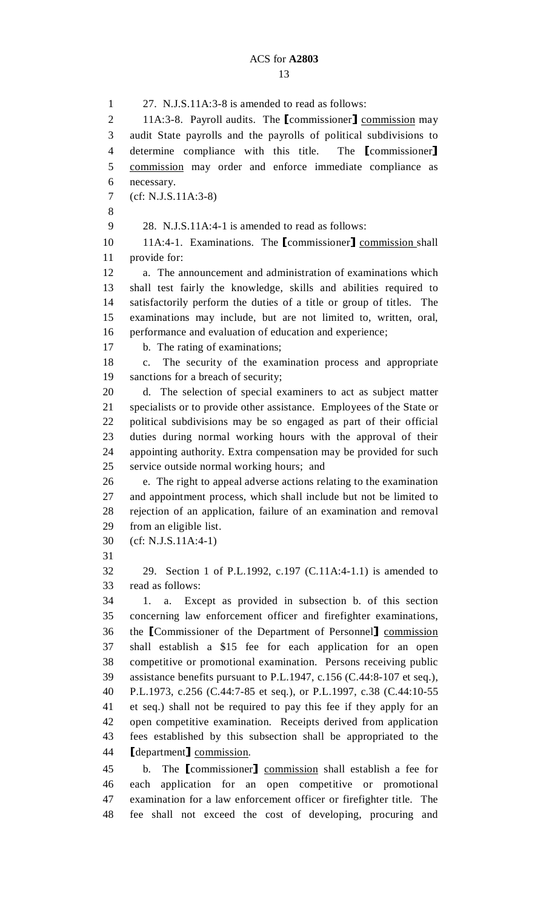27. N.J.S.11A:3-8 is amended to read as follows:

11A:3-8. Payroll audits. The [commissioner] commission may audit State payrolls and the payrolls of political subdivisions to determine compliance with this title. The [commissioner] commission may order and enforce immediate compliance as necessary.

(cf: N.J.S.11A:3-8)

28. N.J.S.11A:4-1 is amended to read as follows:

11A:4-1. Examinations. The [commissioner] commission shall provide for:

a. The announcement and administration of examinations which shall test fairly the knowledge, skills and abilities required to satisfactorily perform the duties of a title or group of titles. The examinations may include, but are not limited to, written, oral, performance and evaluation of education and experience;

b. The rating of examinations;

c. The security of the examination process and appropriate sanctions for a breach of security;

d. The selection of special examiners to act as subject matter specialists or to provide other assistance. Employees of the State or political subdivisions may be so engaged as part of their official duties during normal working hours with the approval of their appointing authority. Extra compensation may be provided for such service outside normal working hours; and

e. The right to appeal adverse actions relating to the examination and appointment process, which shall include but not be limited to rejection of an application, failure of an examination and removal from an eligible list.

(cf: N.J.S.11A:4-1)

29. Section 1 of P.L.1992, c.197 (C.11A:4-1.1) is amended to read as follows:

1. a. Except as provided in subsection b. of this section concerning law enforcement officer and firefighter examinations, the [Commissioner of the Department of Personnel] commission shall establish a $15 fee for each application for an open competitive or promotional examination. Persons receiving public assistance benefits pursuant to P.L.1947, c.156 (C.44:8-107 et seq.), P.L.1973, c.256 (C.44:7-85 et seq.), or P.L.1997, c.38 (C.44:10-55 et seq.) shall not be required to pay this fee if they apply for an open competitive examination. Receipts derived from application fees established by this subsection shall be appropriated to the [department] commission.

b. The [commissioner] commission shall establish a fee for each application for an open competitive or promotional examination for a law enforcement officer or firefighter title. The fee shall not exceed the cost of developing, procuring and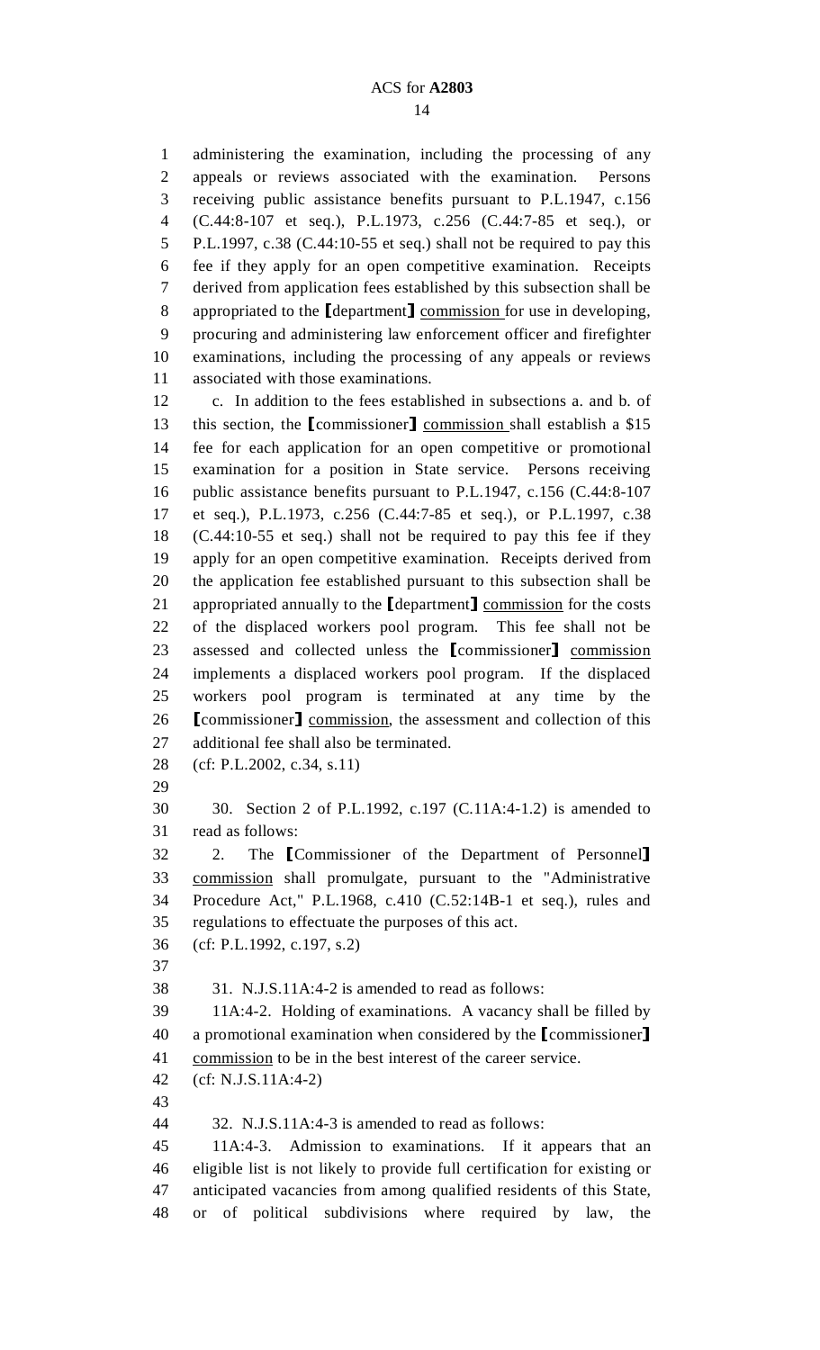administering the examination, including the processing of any appeals or reviews associated with the examination. Persons receiving public assistance benefits pursuant to P.L.1947, c.156 (C.44:8-107 et seq.), P.L.1973, c.256 (C.44:7-85 et seq.), or P.L.1997, c.38 (C.44:10-55 et seq.) shall not be required to pay this fee if they apply for an open competitive examination. Receipts derived from application fees established by this subsection shall be appropriated to the [department] commission for use in developing, procuring and administering law enforcement officer and firefighter examinations, including the processing of any appeals or reviews associated with those examinations.

c. In addition to the fees established in subsections a. and b. of this section, the [commissioner] commission shall establish a $15 fee for each application for an open competitive or promotional examination for a position in State service. Persons receiving public assistance benefits pursuant to P.L.1947, c.156 (C.44:8-107 et seq.), P.L.1973, c.256 (C.44:7-85 et seq.), or P.L.1997, c.38 (C.44:10-55 et seq.) shall not be required to pay this fee if they apply for an open competitive examination. Receipts derived from the application fee established pursuant to this subsection shall be appropriated annually to the [department] commission for the costs of the displaced workers pool program. This fee shall not be assessed and collected unless the [commissioner] commission implements a displaced workers pool program. If the displaced workers pool program is terminated at any time by the [commissioner] commission, the assessment and collection of this additional fee shall also be terminated.

(cf: P.L.2002, c.34, s.11)

30. Section 2 of P.L.1992, c.197 (C.11A:4-1.2) is amended to read as follows:

2. The [Commissioner of the Department of Personnel] commission shall promulgate, pursuant to the "Administrative Procedure Act," P.L.1968, c.410 (C.52:14B-1 et seq.), rules and regulations to effectuate the purposes of this act.

(cf: P.L.1992, c.197, s.2)

31. N.J.S.11A:4-2 is amended to read as follows:

11A:4-2. Holding of examinations. A vacancy shall be filled by a promotional examination when considered by the [commissioner] commission to be in the best interest of the career service.

(cf: N.J.S.11A:4-2)

32. N.J.S.11A:4-3 is amended to read as follows:

11A:4-3. Admission to examinations. If it appears that an eligible list is not likely to provide full certification for existing or anticipated vacancies from among qualified residents of this State, or of political subdivisions where required by law, the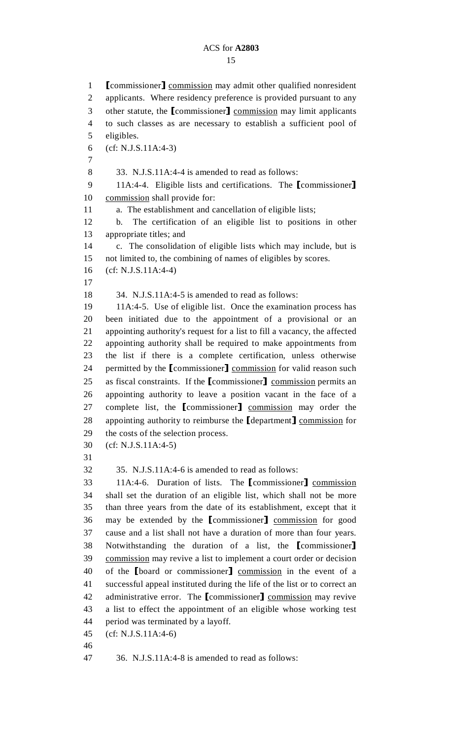[commissioner] commission may admit other qualified nonresident applicants. Where residency preference is provided pursuant to any other statute, the [commissioner] commission may limit applicants to such classes as are necessary to establish a sufficient pool of eligibles.

(cf: N.J.S.11A:4-3)

33. N.J.S.11A:4-4 is amended to read as follows:

11A:4-4. Eligible lists and certifications. The [commissioner] commission shall provide for:

a. The establishment and cancellation of eligible lists;

b. The certification of an eligible list to positions in other appropriate titles; and

c. The consolidation of eligible lists which may include, but is not limited to, the combining of names of eligibles by scores.

(cf: N.J.S.11A:4-4)

34. N.J.S.11A:4-5 is amended to read as follows:

11A:4-5. Use of eligible list. Once the examination process has been initiated due to the appointment of a provisional or an appointing authority's request for a list to fill a vacancy, the affected appointing authority shall be required to make appointments from the list if there is a complete certification, unless otherwise permitted by the [commissioner] commission for valid reason such as fiscal constraints. If the [commissioner] commission permits an appointing authority to leave a position vacant in the face of a complete list, the [commissioner] commission may order the appointing authority to reimburse the [department] commission for the costs of the selection process.

(cf: N.J.S.11A:4-5)

35. N.J.S.11A:4-6 is amended to read as follows:

11A:4-6. Duration of lists. The [commissioner] commission shall set the duration of an eligible list, which shall not be more than three years from the date of its establishment, except that it may be extended by the [commissioner] commission for good cause and a list shall not have a duration of more than four years. Notwithstanding the duration of a list, the [commissioner] commission may revive a list to implement a court order or decision of the [board or commissioner] commission in the event of a successful appeal instituted during the life of the list or to correct an administrative error. The [commissioner] commission may revive a list to effect the appointment of an eligible whose working test period was terminated by a layoff.

(cf: N.J.S.11A:4-6)

36. N.J.S.11A:4-8 is amended to read as follows: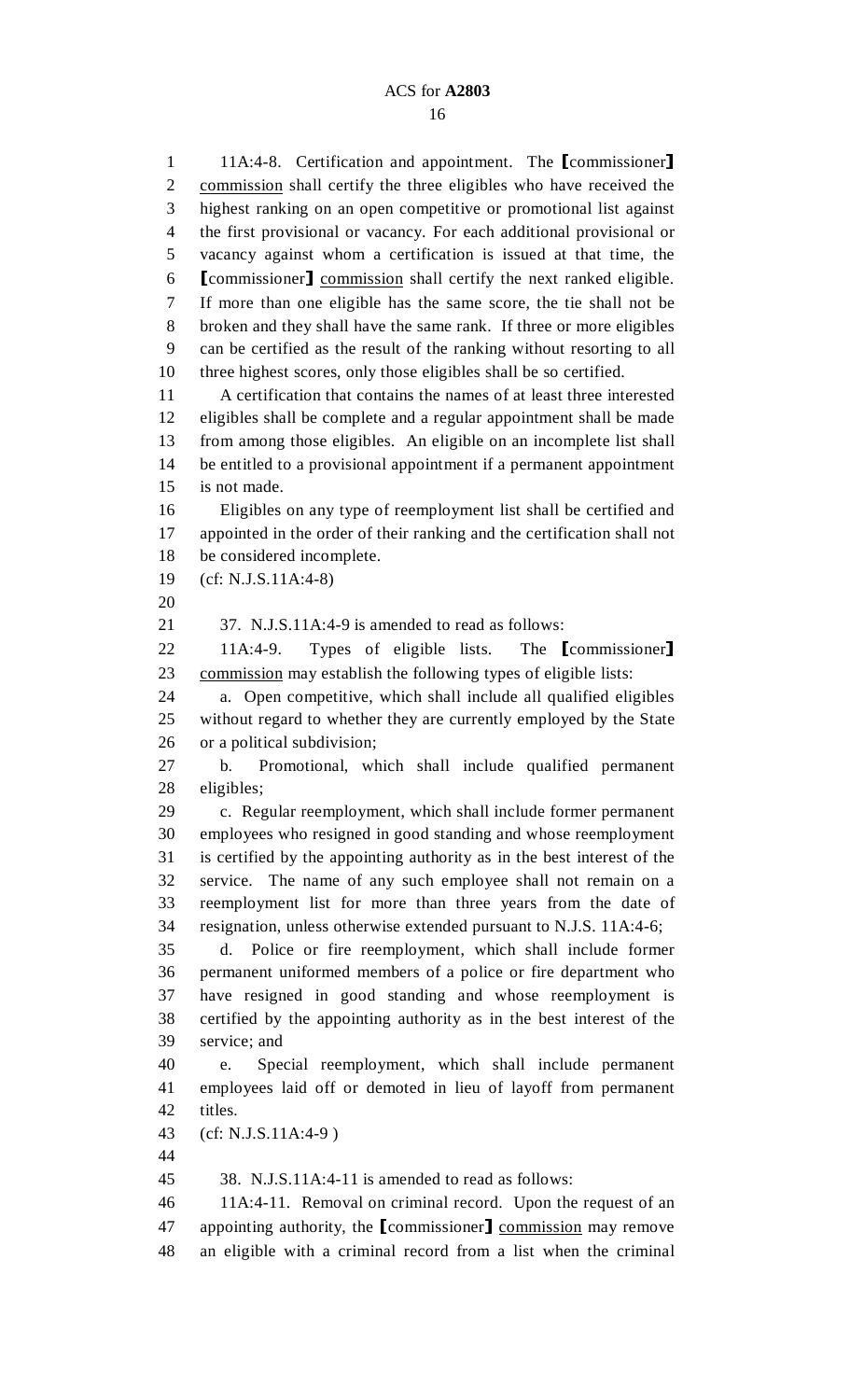11A:4-8. Certification and appointment. The [commissioner] commission shall certify the three eligibles who have received the highest ranking on an open competitive or promotional list against the first provisional or vacancy. For each additional provisional or vacancy against whom a certification is issued at that time, the [commissioner] commission shall certify the next ranked eligible. If more than one eligible has the same score, the tie shall not be broken and they shall have the same rank. If three or more eligibles can be certified as the result of the ranking without resorting to all three highest scores, only those eligibles shall be so certified.

A certification that contains the names of at least three interested eligibles shall be complete and a regular appointment shall be made from among those eligibles. An eligible on an incomplete list shall be entitled to a provisional appointment if a permanent appointment is not made.

Eligibles on any type of reemployment list shall be certified and appointed in the order of their ranking and the certification shall not be considered incomplete.

(cf: N.J.S.11A:4-8)

37. N.J.S.11A:4-9 is amended to read as follows:

11A:4-9. Types of eligible lists. The [commissioner] commission may establish the following types of eligible lists:

a. Open competitive, which shall include all qualified eligibles without regard to whether they are currently employed by the State or a political subdivision;

b. Promotional, which shall include qualified permanent eligibles;

c. Regular reemployment, which shall include former permanent employees who resigned in good standing and whose reemployment is certified by the appointing authority as in the best interest of the service. The name of any such employee shall not remain on a reemployment list for more than three years from the date of resignation, unless otherwise extended pursuant to N.J.S. 11A:4-6;

d. Police or fire reemployment, which shall include former permanent uniformed members of a police or fire department who have resigned in good standing and whose reemployment is certified by the appointing authority as in the best interest of the service; and

e. Special reemployment, which shall include permanent employees laid off or demoted in lieu of layoff from permanent titles.

(cf: N.J.S.11A:4-9 )

38. N.J.S.11A:4-11 is amended to read as follows:

11A:4-11. Removal on criminal record. Upon the request of an appointing authority, the [commissioner] commission may remove an eligible with a criminal record from a list when the criminal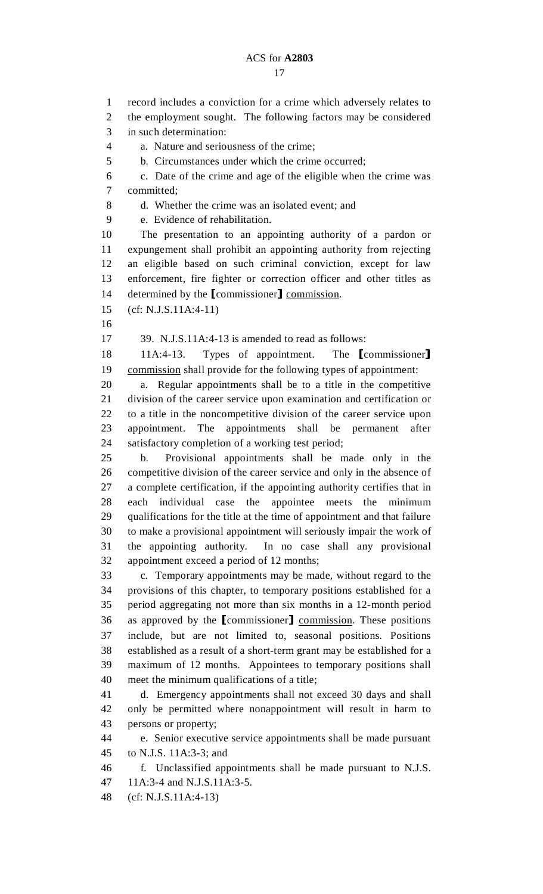record includes a conviction for a crime which adversely relates to the employment sought. The following factors may be considered in such determination:

a. Nature and seriousness of the crime;

b. Circumstances under which the crime occurred;

c. Date of the crime and age of the eligible when the crime was committed;

d. Whether the crime was an isolated event; and

e. Evidence of rehabilitation.

The presentation to an appointing authority of a pardon or expungement shall prohibit an appointing authority from rejecting an eligible based on such criminal conviction, except for law enforcement, fire fighter or correction officer and other titles as determined by the [commissioner] commission.

(cf: N.J.S.11A:4-11)

39. N.J.S.11A:4-13 is amended to read as follows:

11A:4-13. Types of appointment. The [commissioner] commission shall provide for the following types of appointment:

a. Regular appointments shall be to a title in the competitive division of the career service upon examination and certification or to a title in the noncompetitive division of the career service upon appointment. The appointments shall be permanent after satisfactory completion of a working test period;

b. Provisional appointments shall be made only in the competitive division of the career service and only in the absence of a complete certification, if the appointing authority certifies that in each individual case the appointee meets the minimum qualifications for the title at the time of appointment and that failure to make a provisional appointment will seriously impair the work of the appointing authority. In no case shall any provisional appointment exceed a period of 12 months;

c. Temporary appointments may be made, without regard to the provisions of this chapter, to temporary positions established for a period aggregating not more than six months in a 12-month period as approved by the [commissioner] commission. These positions include, but are not limited to, seasonal positions. Positions established as a result of a short-term grant may be established for a maximum of 12 months. Appointees to temporary positions shall meet the minimum qualifications of a title;

d. Emergency appointments shall not exceed 30 days and shall only be permitted where nonappointment will result in harm to persons or property;

e. Senior executive service appointments shall be made pursuant to N.J.S. 11A:3-3; and

f. Unclassified appointments shall be made pursuant to N.J.S. 11A:3-4 and N.J.S.11A:3-5.

(cf: N.J.S.11A:4-13)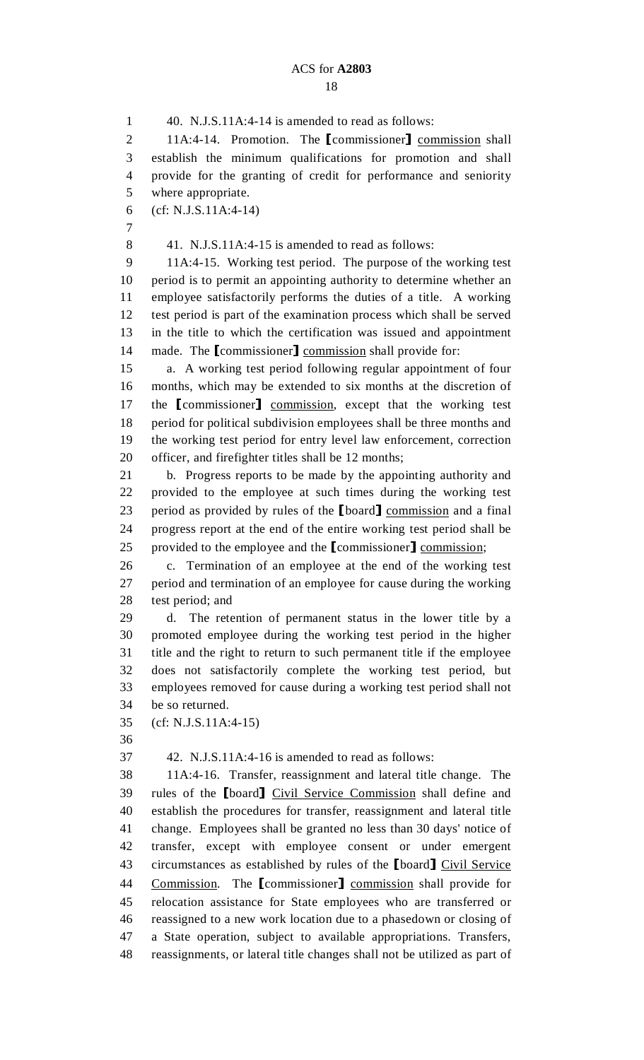40. N.J.S.11A:4-14 is amended to read as follows:

11A:4-14. Promotion. The [commissioner] commission shall establish the minimum qualifications for promotion and shall provide for the granting of credit for performance and seniority where appropriate.

(cf: N.J.S.11A:4-14)

41. N.J.S.11A:4-15 is amended to read as follows:

11A:4-15. Working test period. The purpose of the working test period is to permit an appointing authority to determine whether an employee satisfactorily performs the duties of a title. A working test period is part of the examination process which shall be served in the title to which the certification was issued and appointment made. The [commissioner] commission shall provide for:

a. A working test period following regular appointment of four months, which may be extended to six months at the discretion of the [commissioner] commission, except that the working test period for political subdivision employees shall be three months and the working test period for entry level law enforcement, correction officer, and firefighter titles shall be 12 months;

b. Progress reports to be made by the appointing authority and provided to the employee at such times during the working test period as provided by rules of the [board] commission and a final progress report at the end of the entire working test period shall be provided to the employee and the [commissioner] commission;

c. Termination of an employee at the end of the working test period and termination of an employee for cause during the working test period; and

d. The retention of permanent status in the lower title by a promoted employee during the working test period in the higher title and the right to return to such permanent title if the employee does not satisfactorily complete the working test period, but employees removed for cause during a working test period shall not be so returned.

(cf: N.J.S.11A:4-15)

42. N.J.S.11A:4-16 is amended to read as follows:

11A:4-16. Transfer, reassignment and lateral title change. The rules of the [board] Civil Service Commission shall define and establish the procedures for transfer, reassignment and lateral title change. Employees shall be granted no less than 30 days' notice of transfer, except with employee consent or under emergent circumstances as established by rules of the [board] Civil Service Commission. The [commissioner] commission shall provide for relocation assistance for State employees who are transferred or reassigned to a new work location due to a phasedown or closing of a State operation, subject to available appropriations. Transfers, reassignments, or lateral title changes shall not be utilized as part of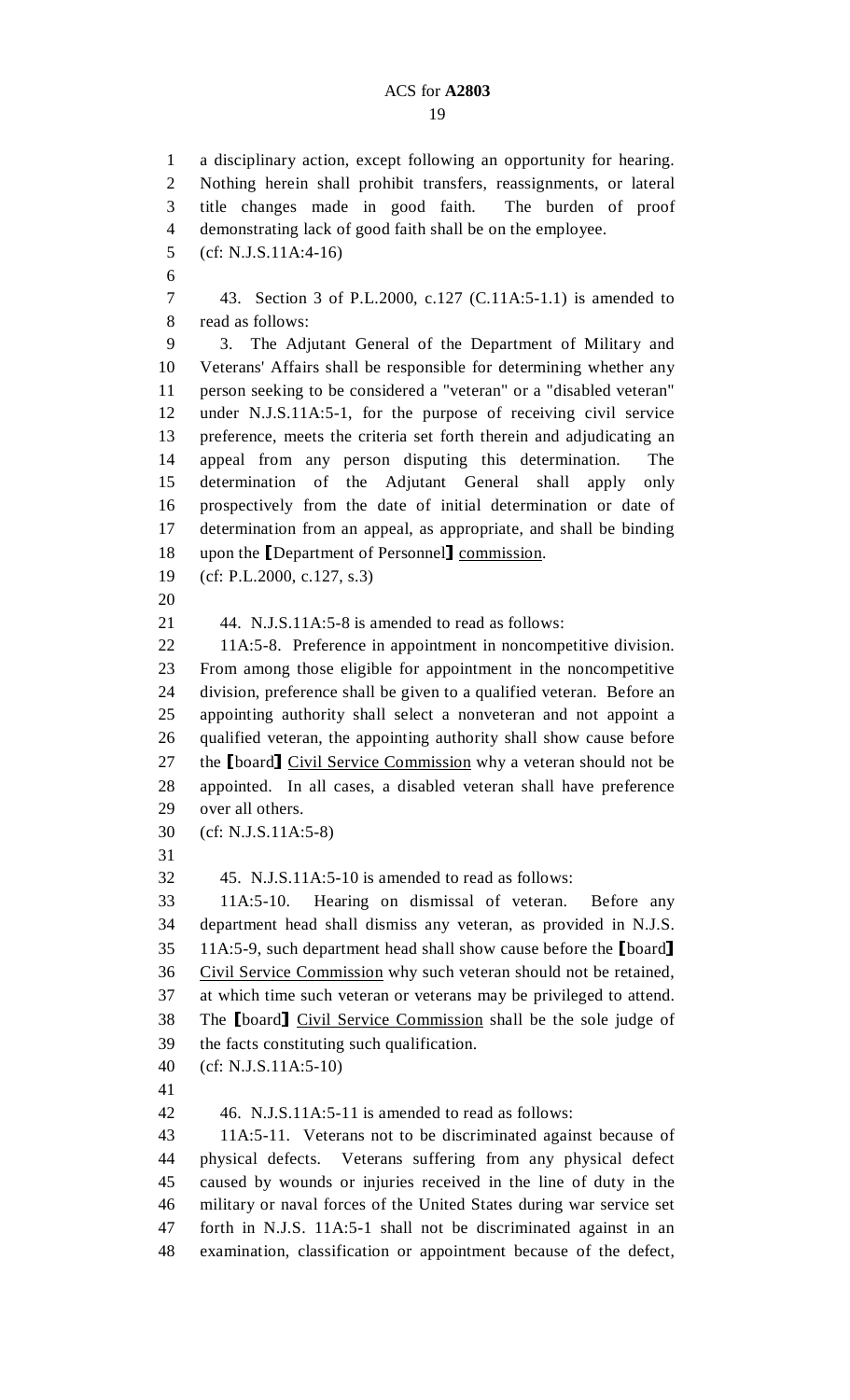a disciplinary action, except following an opportunity for hearing. Nothing herein shall prohibit transfers, reassignments, or lateral title changes made in good faith. The burden of proof demonstrating lack of good faith shall be on the employee.

(cf: N.J.S.11A:4-16)

43. Section 3 of P.L.2000, c.127 (C.11A:5-1.1) is amended to read as follows:

3. The Adjutant General of the Department of Military and Veterans' Affairs shall be responsible for determining whether any person seeking to be considered a "veteran" or a "disabled veteran" under N.J.S.11A:5-1, for the purpose of receiving civil service preference, meets the criteria set forth therein and adjudicating an appeal from any person disputing this determination. The determination of the Adjutant General shall apply only prospectively from the date of initial determination or date of determination from an appeal, as appropriate, and shall be binding upon the ⟦Department of Personnel⟧ <u>commission</u>.

(cf: P.L.2000, c.127, s.3)

44. N.J.S.11A:5-8 is amended to read as follows:

11A:5-8. Preference in appointment in noncompetitive division. From among those eligible for appointment in the noncompetitive division, preference shall be given to a qualified veteran. Before an appointing authority shall select a nonveteran and not appoint a qualified veteran, the appointing authority shall show cause before the ⟦board⟧ <u>Civil Service Commission</u> why a veteran should not be appointed. In all cases, a disabled veteran shall have preference over all others.

(cf: N.J.S.11A:5-8)

45. N.J.S.11A:5-10 is amended to read as follows:

11A:5-10. Hearing on dismissal of veteran. Before any department head shall dismiss any veteran, as provided in N.J.S. 11A:5-9, such department head shall show cause before the ⟦board⟧ <u>Civil Service Commission</u> why such veteran should not be retained, at which time such veteran or veterans may be privileged to attend. The ⟦board⟧ <u>Civil Service Commission</u> shall be the sole judge of the facts constituting such qualification.

(cf: N.J.S.11A:5-10)

46. N.J.S.11A:5-11 is amended to read as follows:

11A:5-11. Veterans not to be discriminated against because of physical defects. Veterans suffering from any physical defect caused by wounds or injuries received in the line of duty in the military or naval forces of the United States during war service set forth in N.J.S. 11A:5-1 shall not be discriminated against in an examination, classification or appointment because of the defect,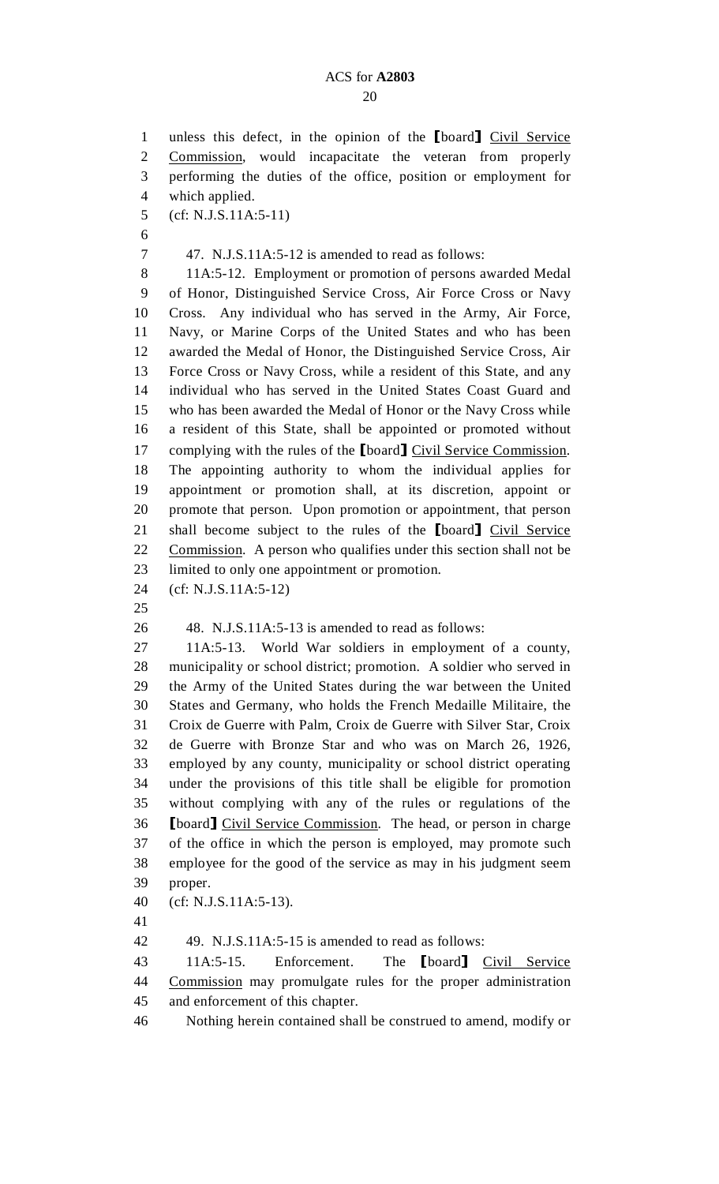unless this defect, in the opinion of the [board] <u>Civil Service Commission</u>, would incapacitate the veteran from properly performing the duties of the office, position or employment for which applied.

(cf: N.J.S.11A:5-11)

47. N.J.S.11A:5-12 is amended to read as follows:

11A:5-12. Employment or promotion of persons awarded Medal of Honor, Distinguished Service Cross, Air Force Cross or Navy Cross. Any individual who has served in the Army, Air Force, Navy, or Marine Corps of the United States and who has been awarded the Medal of Honor, the Distinguished Service Cross, Air Force Cross or Navy Cross, while a resident of this State, and any individual who has served in the United States Coast Guard and who has been awarded the Medal of Honor or the Navy Cross while a resident of this State, shall be appointed or promoted without complying with the rules of the [board] <u>Civil Service Commission</u>. The appointing authority to whom the individual applies for appointment or promotion shall, at its discretion, appoint or promote that person. Upon promotion or appointment, that person shall become subject to the rules of the [board] <u>Civil Service Commission</u>. A person who qualifies under this section shall not be limited to only one appointment or promotion.

(cf: N.J.S.11A:5-12)

48. N.J.S.11A:5-13 is amended to read as follows:

11A:5-13. World War soldiers in employment of a county, municipality or school district; promotion. A soldier who served in the Army of the United States during the war between the United States and Germany, who holds the French Medaille Militaire, the Croix de Guerre with Palm, Croix de Guerre with Silver Star, Croix de Guerre with Bronze Star and who was on March 26, 1926, employed by any county, municipality or school district operating under the provisions of this title shall be eligible for promotion without complying with any of the rules or regulations of the [board] <u>Civil Service Commission</u>. The head, or person in charge of the office in which the person is employed, may promote such employee for the good of the service as may in his judgment seem proper.

(cf: N.J.S.11A:5-13).

49. N.J.S.11A:5-15 is amended to read as follows:

11A:5-15. Enforcement. The [board] <u>Civil Service Commission</u> may promulgate rules for the proper administration and enforcement of this chapter.

Nothing herein contained shall be construed to amend, modify or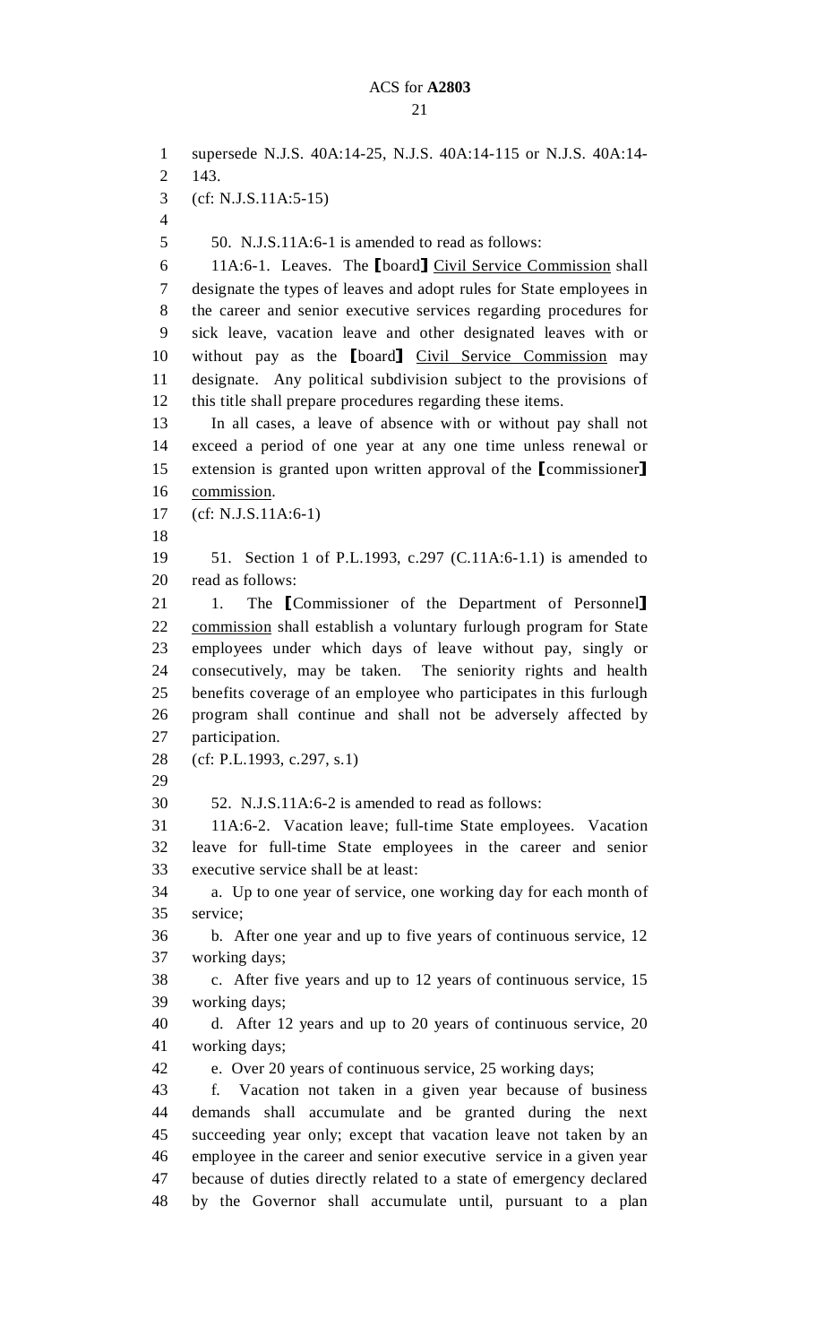supersede N.J.S. 40A:14-25, N.J.S. 40A:14-115 or N.J.S. 40A:14-143.

(cf: N.J.S.11A:5-15)

50. N.J.S.11A:6-1 is amended to read as follows:

11A:6-1. Leaves. The [board] Civil Service Commission shall designate the types of leaves and adopt rules for State employees in the career and senior executive services regarding procedures for sick leave, vacation leave and other designated leaves with or without pay as the [board] Civil Service Commission may designate. Any political subdivision subject to the provisions of this title shall prepare procedures regarding these items.

In all cases, a leave of absence with or without pay shall not exceed a period of one year at any one time unless renewal or extension is granted upon written approval of the [commissioner] commission.

(cf: N.J.S.11A:6-1)

51. Section 1 of P.L.1993, c.297 (C.11A:6-1.1) is amended to read as follows:

1. The [Commissioner of the Department of Personnel] commission shall establish a voluntary furlough program for State employees under which days of leave without pay, singly or consecutively, may be taken. The seniority rights and health benefits coverage of an employee who participates in this furlough program shall continue and shall not be adversely affected by participation.

(cf: P.L.1993, c.297, s.1)

52. N.J.S.11A:6-2 is amended to read as follows:

11A:6-2. Vacation leave; full-time State employees. Vacation leave for full-time State employees in the career and senior executive service shall be at least:

a. Up to one year of service, one working day for each month of service;

b. After one year and up to five years of continuous service, 12 working days;

c. After five years and up to 12 years of continuous service, 15 working days;

d. After 12 years and up to 20 years of continuous service, 20 working days;

e. Over 20 years of continuous service, 25 working days;

f. Vacation not taken in a given year because of business demands shall accumulate and be granted during the next succeeding year only; except that vacation leave not taken by an employee in the career and senior executive service in a given year because of duties directly related to a state of emergency declared by the Governor shall accumulate until, pursuant to a plan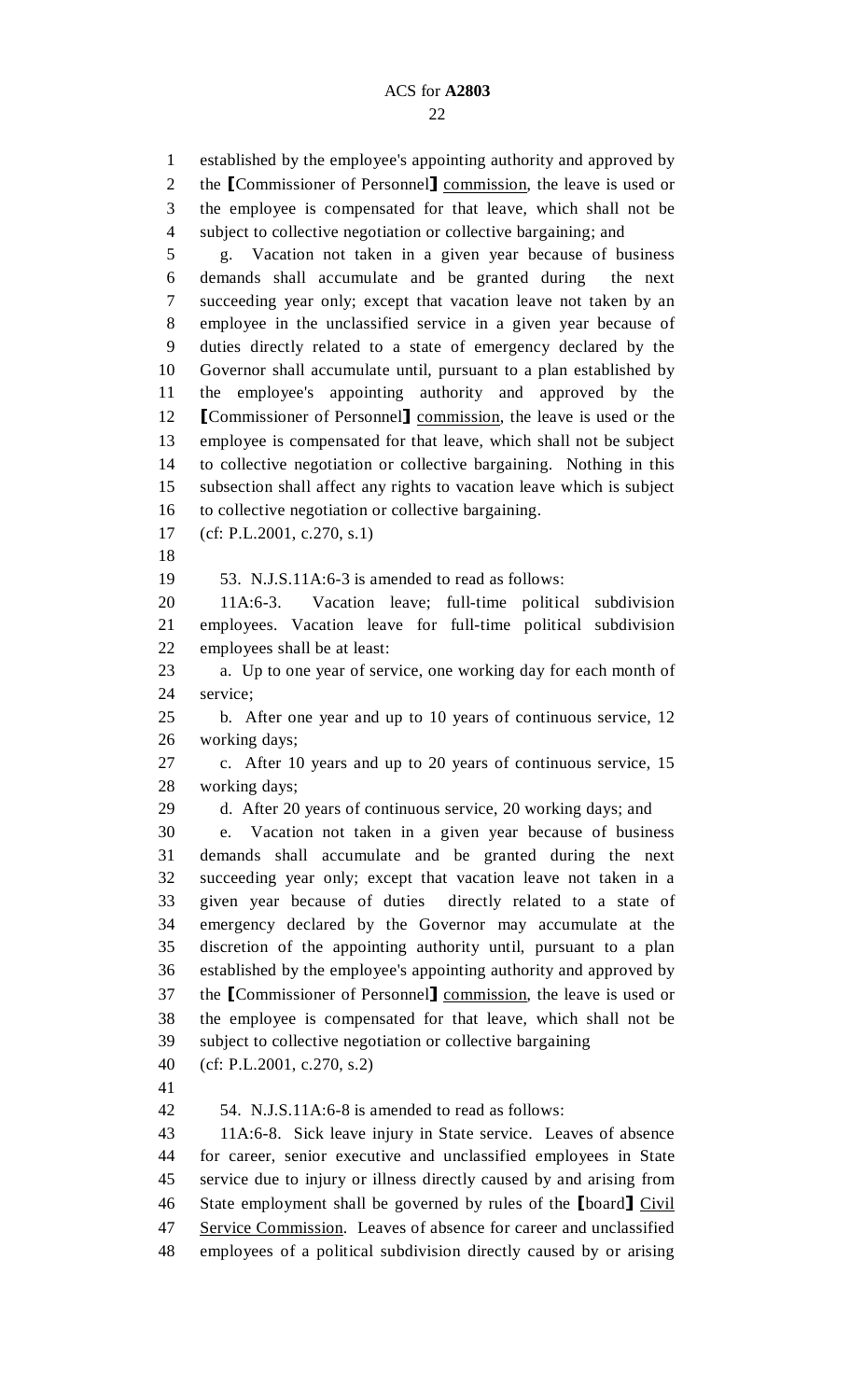established by the employee's appointing authority and approved by the [Commissioner of Personnel] commission, the leave is used or the employee is compensated for that leave, which shall not be subject to collective negotiation or collective bargaining; and

g. Vacation not taken in a given year because of business demands shall accumulate and be granted during the next succeeding year only; except that vacation leave not taken by an employee in the unclassified service in a given year because of duties directly related to a state of emergency declared by the Governor shall accumulate until, pursuant to a plan established by the employee's appointing authority and approved by the [Commissioner of Personnel] commission, the leave is used or the employee is compensated for that leave, which shall not be subject to collective negotiation or collective bargaining. Nothing in this subsection shall affect any rights to vacation leave which is subject to collective negotiation or collective bargaining.

(cf: P.L.2001, c.270, s.1)

53. N.J.S.11A:6-3 is amended to read as follows:

11A:6-3. Vacation leave; full-time political subdivision employees. Vacation leave for full-time political subdivision employees shall be at least:

a. Up to one year of service, one working day for each month of service;

b. After one year and up to 10 years of continuous service, 12 working days;

c. After 10 years and up to 20 years of continuous service, 15 working days;

d. After 20 years of continuous service, 20 working days; and

e. Vacation not taken in a given year because of business demands shall accumulate and be granted during the next succeeding year only; except that vacation leave not taken in a given year because of duties directly related to a state of emergency declared by the Governor may accumulate at the discretion of the appointing authority until, pursuant to a plan established by the employee's appointing authority and approved by the [Commissioner of Personnel] commission, the leave is used or the employee is compensated for that leave, which shall not be subject to collective negotiation or collective bargaining

(cf: P.L.2001, c.270, s.2)

54. N.J.S.11A:6-8 is amended to read as follows:

11A:6-8. Sick leave injury in State service. Leaves of absence for career, senior executive and unclassified employees in State service due to injury or illness directly caused by and arising from State employment shall be governed by rules of the [board] Civil Service Commission. Leaves of absence for career and unclassified employees of a political subdivision directly caused by or arising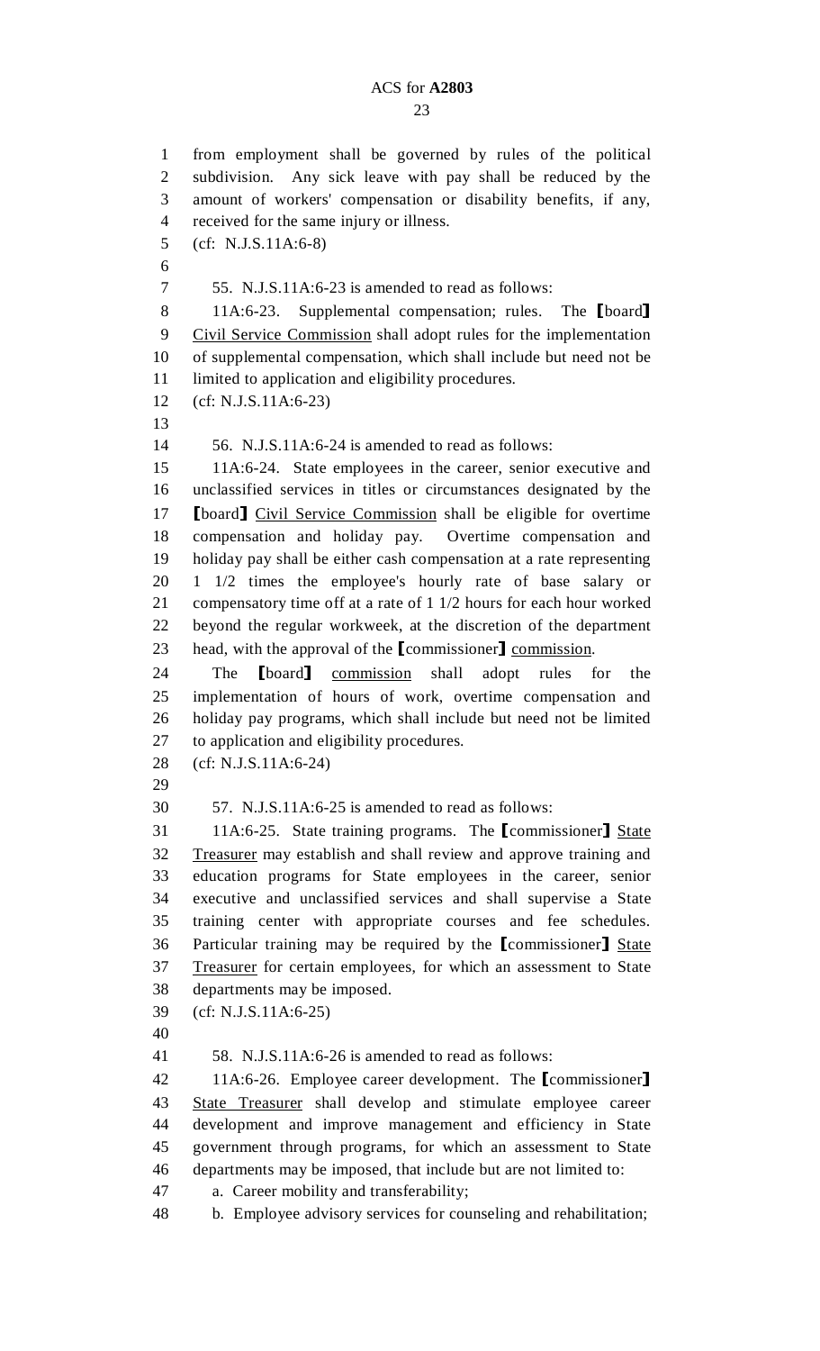from employment shall be governed by rules of the political subdivision. Any sick leave with pay shall be reduced by the amount of workers' compensation or disability benefits, if any, received for the same injury or illness.

(cf: N.J.S.11A:6-8)

55. N.J.S.11A:6-23 is amended to read as follows:

11A:6-23. Supplemental compensation; rules. The [board] Civil Service Commission shall adopt rules for the implementation of supplemental compensation, which shall include but need not be limited to application and eligibility procedures.

(cf: N.J.S.11A:6-23)

56. N.J.S.11A:6-24 is amended to read as follows:

11A:6-24. State employees in the career, senior executive and unclassified services in titles or circumstances designated by the [board] Civil Service Commission shall be eligible for overtime compensation and holiday pay. Overtime compensation and holiday pay shall be either cash compensation at a rate representing 1 1/2 times the employee's hourly rate of base salary or compensatory time off at a rate of 1 1/2 hours for each hour worked beyond the regular workweek, at the discretion of the department head, with the approval of the [commissioner] commission.

The [board] commission shall adopt rules for the implementation of hours of work, overtime compensation and holiday pay programs, which shall include but need not be limited to application and eligibility procedures.

(cf: N.J.S.11A:6-24)

57. N.J.S.11A:6-25 is amended to read as follows:

11A:6-25. State training programs. The [commissioner] State Treasurer may establish and shall review and approve training and education programs for State employees in the career, senior executive and unclassified services and shall supervise a State training center with appropriate courses and fee schedules. Particular training may be required by the [commissioner] State Treasurer for certain employees, for which an assessment to State departments may be imposed.

(cf: N.J.S.11A:6-25)

58. N.J.S.11A:6-26 is amended to read as follows:

11A:6-26. Employee career development. The [commissioner] State Treasurer shall develop and stimulate employee career development and improve management and efficiency in State government through programs, for which an assessment to State departments may be imposed, that include but are not limited to:

a. Career mobility and transferability;

b. Employee advisory services for counseling and rehabilitation;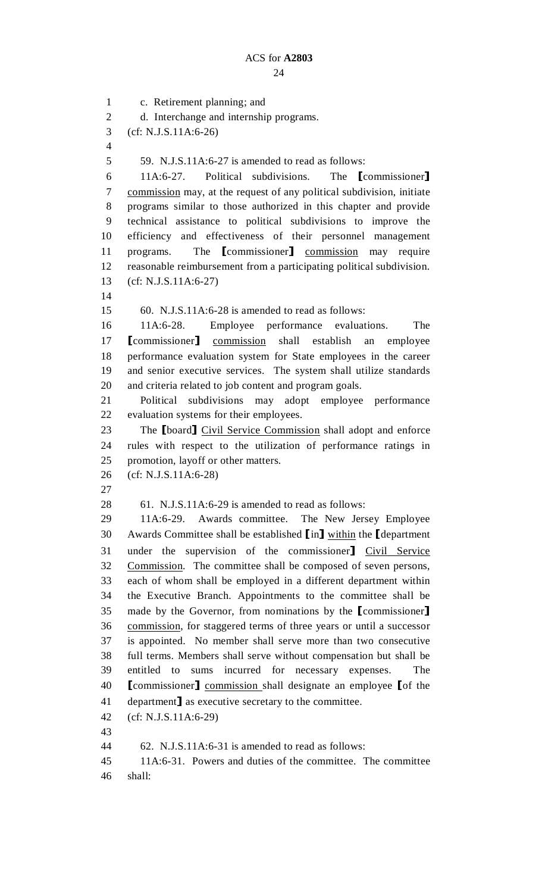c. Retirement planning; and

d. Interchange and internship programs.

(cf: N.J.S.11A:6-26)

59. N.J.S.11A:6-27 is amended to read as follows:

11A:6-27. Political subdivisions. The [commissioner] commission may, at the request of any political subdivision, initiate programs similar to those authorized in this chapter and provide technical assistance to political subdivisions to improve the efficiency and effectiveness of their personnel management programs. The [commissioner] commission may require reasonable reimbursement from a participating political subdivision.

(cf: N.J.S.11A:6-27)

60. N.J.S.11A:6-28 is amended to read as follows:

11A:6-28. Employee performance evaluations. The [commissioner] commission shall establish an employee performance evaluation system for State employees in the career and senior executive services. The system shall utilize standards and criteria related to job content and program goals.

Political subdivisions may adopt employee performance evaluation systems for their employees.

The [board] Civil Service Commission shall adopt and enforce rules with respect to the utilization of performance ratings in promotion, layoff or other matters.

(cf: N.J.S.11A:6-28)

61. N.J.S.11A:6-29 is amended to read as follows:

11A:6-29. Awards committee. The New Jersey Employee Awards Committee shall be established [in] within the [department under the supervision of the commissioner] Civil Service Commission. The committee shall be composed of seven persons, each of whom shall be employed in a different department within the Executive Branch. Appointments to the committee shall be made by the Governor, from nominations by the [commissioner] commission, for staggered terms of three years or until a successor is appointed. No member shall serve more than two consecutive full terms. Members shall serve without compensation but shall be entitled to sums incurred for necessary expenses. The [commissioner] commission shall designate an employee [of the department] as executive secretary to the committee.

(cf: N.J.S.11A:6-29)

62. N.J.S.11A:6-31 is amended to read as follows:

11A:6-31. Powers and duties of the committee. The committee shall: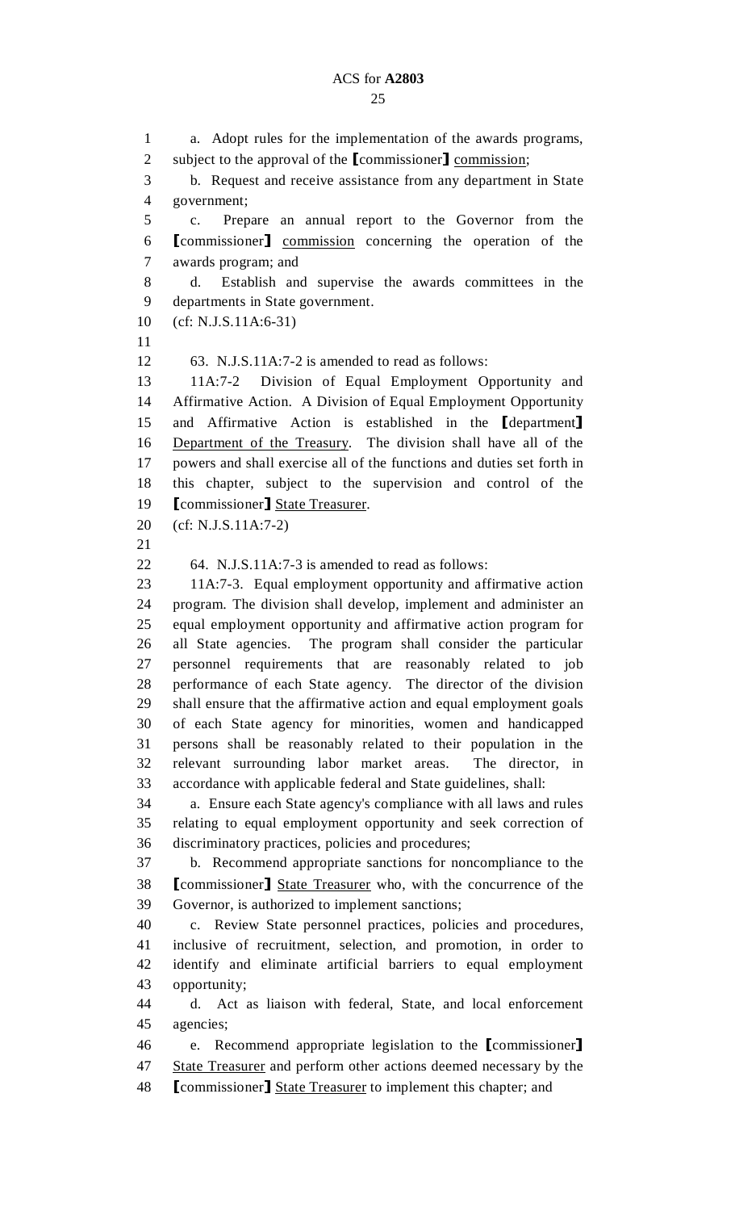a. Adopt rules for the implementation of the awards programs, subject to the approval of the [commissioner] commission;

b. Request and receive assistance from any department in State government;

c. Prepare an annual report to the Governor from the [commissioner] commission concerning the operation of the awards program; and

d. Establish and supervise the awards committees in the departments in State government.

(cf: N.J.S.11A:6-31)

63. N.J.S.11A:7-2 is amended to read as follows:

11A:7-2 Division of Equal Employment Opportunity and Affirmative Action. A Division of Equal Employment Opportunity and Affirmative Action is established in the [department] Department of the Treasury. The division shall have all of the powers and shall exercise all of the functions and duties set forth in this chapter, subject to the supervision and control of the [commissioner] State Treasurer.

(cf: N.J.S.11A:7-2)

64. N.J.S.11A:7-3 is amended to read as follows:

11A:7-3. Equal employment opportunity and affirmative action program. The division shall develop, implement and administer an equal employment opportunity and affirmative action program for all State agencies. The program shall consider the particular personnel requirements that are reasonably related to job performance of each State agency. The director of the division shall ensure that the affirmative action and equal employment goals of each State agency for minorities, women and handicapped persons shall be reasonably related to their population in the relevant surrounding labor market areas. The director, in accordance with applicable federal and State guidelines, shall:

a. Ensure each State agency's compliance with all laws and rules relating to equal employment opportunity and seek correction of discriminatory practices, policies and procedures;

b. Recommend appropriate sanctions for noncompliance to the [commissioner] State Treasurer who, with the concurrence of the Governor, is authorized to implement sanctions;

c. Review State personnel practices, policies and procedures, inclusive of recruitment, selection, and promotion, in order to identify and eliminate artificial barriers to equal employment opportunity;

d. Act as liaison with federal, State, and local enforcement agencies;

e. Recommend appropriate legislation to the [commissioner] State Treasurer and perform other actions deemed necessary by the [commissioner] State Treasurer to implement this chapter; and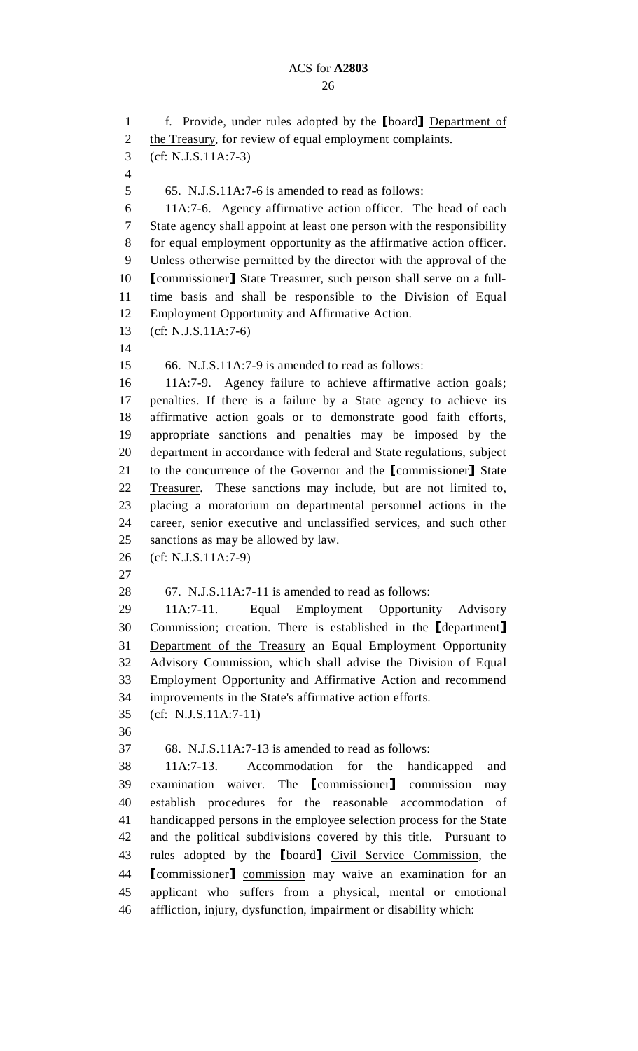f. Provide, under rules adopted by the ⟦board⟧ Department of the Treasury, for review of equal employment complaints.

(cf: N.J.S.11A:7-3)

65. N.J.S.11A:7-6 is amended to read as follows:

11A:7-6. Agency affirmative action officer. The head of each State agency shall appoint at least one person with the responsibility for equal employment opportunity as the affirmative action officer. Unless otherwise permitted by the director with the approval of the ⟦commissioner⟧ State Treasurer, such person shall serve on a full-time basis and shall be responsible to the Division of Equal Employment Opportunity and Affirmative Action.

(cf: N.J.S.11A:7-6)

66. N.J.S.11A:7-9 is amended to read as follows:

11A:7-9. Agency failure to achieve affirmative action goals; penalties. If there is a failure by a State agency to achieve its affirmative action goals or to demonstrate good faith efforts, appropriate sanctions and penalties may be imposed by the department in accordance with federal and State regulations, subject to the concurrence of the Governor and the ⟦commissioner⟧ State Treasurer. These sanctions may include, but are not limited to, placing a moratorium on departmental personnel actions in the career, senior executive and unclassified services, and such other sanctions as may be allowed by law.

(cf: N.J.S.11A:7-9)

67. N.J.S.11A:7-11 is amended to read as follows:

11A:7-11. Equal Employment Opportunity Advisory Commission; creation. There is established in the ⟦department⟧ Department of the Treasury an Equal Employment Opportunity Advisory Commission, which shall advise the Division of Equal Employment Opportunity and Affirmative Action and recommend improvements in the State's affirmative action efforts.

(cf: N.J.S.11A:7-11)

68. N.J.S.11A:7-13 is amended to read as follows:

11A:7-13. Accommodation for the handicapped and examination waiver. The ⟦commissioner⟧ commission may establish procedures for the reasonable accommodation of handicapped persons in the employee selection process for the State and the political subdivisions covered by this title. Pursuant to rules adopted by the ⟦board⟧ Civil Service Commission, the ⟦commissioner⟧ commission may waive an examination for an applicant who suffers from a physical, mental or emotional affliction, injury, dysfunction, impairment or disability which: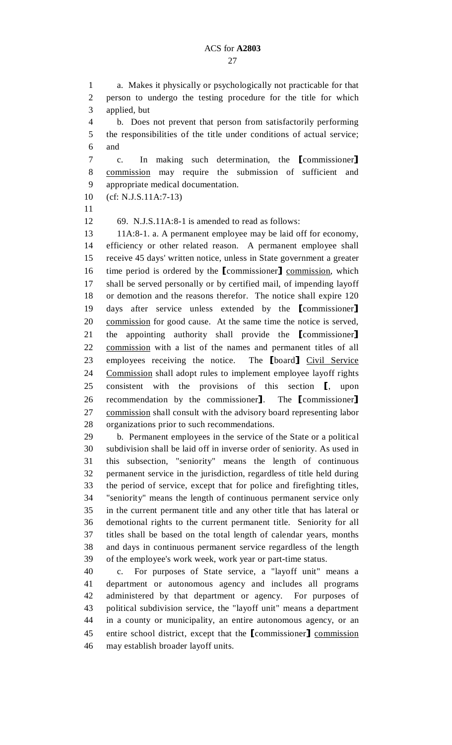a. Makes it physically or psychologically not practicable for that person to undergo the testing procedure for the title for which applied, but

b. Does not prevent that person from satisfactorily performing the responsibilities of the title under conditions of actual service; and

c. In making such determination, the [commissioner] commission may require the submission of sufficient and appropriate medical documentation.

(cf: N.J.S.11A:7-13)

69. N.J.S.11A:8-1 is amended to read as follows:

11A:8-1. a. A permanent employee may be laid off for economy, efficiency or other related reason. A permanent employee shall receive 45 days' written notice, unless in State government a greater time period is ordered by the [commissioner] commission, which shall be served personally or by certified mail, of impending layoff or demotion and the reasons therefor. The notice shall expire 120 days after service unless extended by the [commissioner] commission for good cause. At the same time the notice is served, the appointing authority shall provide the [commissioner] commission with a list of the names and permanent titles of all employees receiving the notice. The [board] Civil Service Commission shall adopt rules to implement employee layoff rights consistent with the provisions of this section [, upon recommendation by the commissioner]. The [commissioner] commission shall consult with the advisory board representing labor organizations prior to such recommendations.

b. Permanent employees in the service of the State or a political subdivision shall be laid off in inverse order of seniority. As used in this subsection, "seniority" means the length of continuous permanent service in the jurisdiction, regardless of title held during the period of service, except that for police and firefighting titles, "seniority" means the length of continuous permanent service only in the current permanent title and any other title that has lateral or demotional rights to the current permanent title. Seniority for all titles shall be based on the total length of calendar years, months and days in continuous permanent service regardless of the length of the employee's work week, work year or part-time status.

c. For purposes of State service, a "layoff unit" means a department or autonomous agency and includes all programs administered by that department or agency. For purposes of political subdivision service, the "layoff unit" means a department in a county or municipality, an entire autonomous agency, or an entire school district, except that the [commissioner] commission may establish broader layoff units.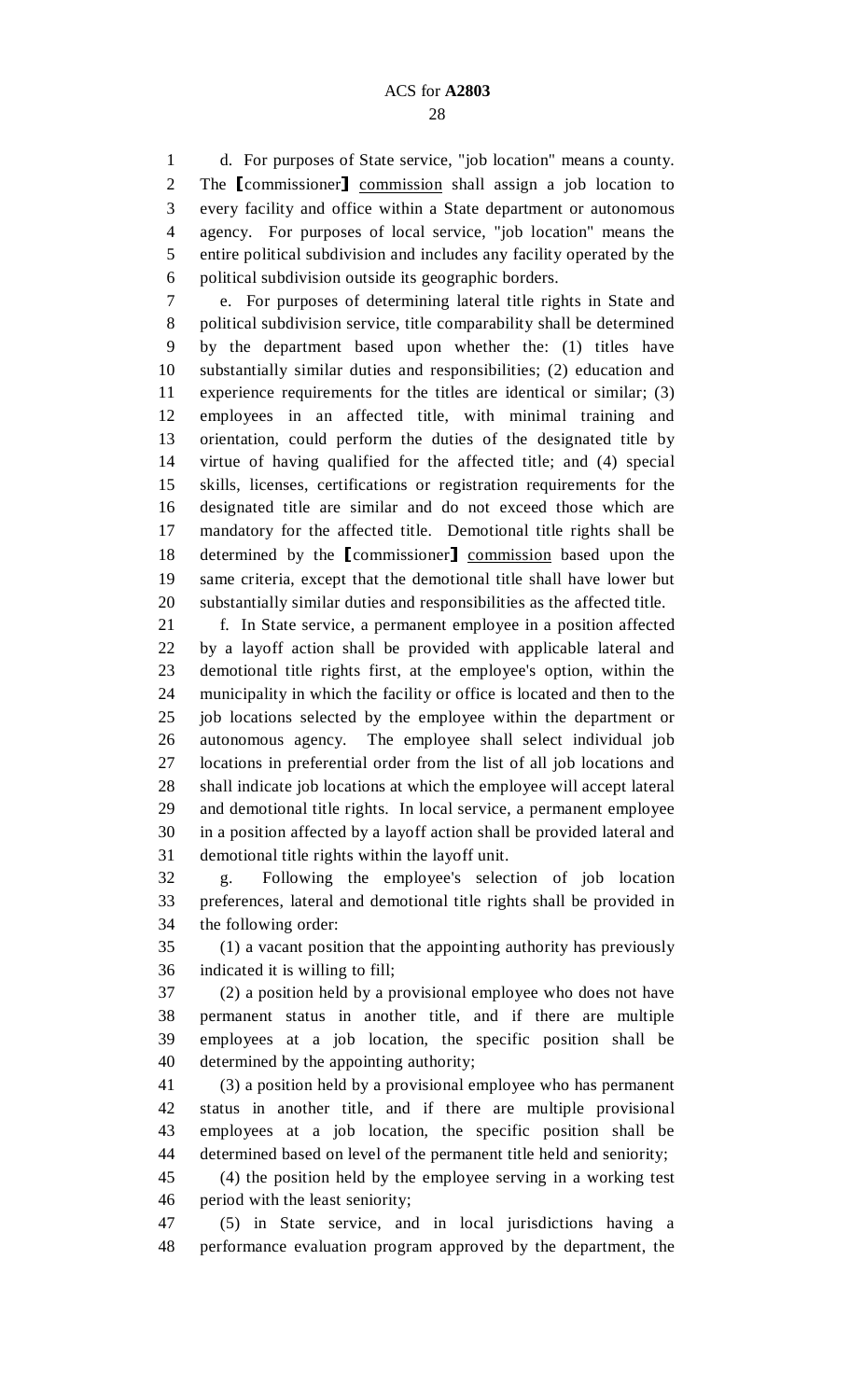d. For purposes of State service, "job location" means a county. The ⟦commissioner⟧ <u>commission</u> shall assign a job location to every facility and office within a State department or autonomous agency. For purposes of local service, "job location" means the entire political subdivision and includes any facility operated by the political subdivision outside its geographic borders.

e. For purposes of determining lateral title rights in State and political subdivision service, title comparability shall be determined by the department based upon whether the: (1) titles have substantially similar duties and responsibilities; (2) education and experience requirements for the titles are identical or similar; (3) employees in an affected title, with minimal training and orientation, could perform the duties of the designated title by virtue of having qualified for the affected title; and (4) special skills, licenses, certifications or registration requirements for the designated title are similar and do not exceed those which are mandatory for the affected title. Demotional title rights shall be determined by the ⟦commissioner⟧ <u>commission</u> based upon the same criteria, except that the demotional title shall have lower but substantially similar duties and responsibilities as the affected title.

f. In State service, a permanent employee in a position affected by a layoff action shall be provided with applicable lateral and demotional title rights first, at the employee's option, within the municipality in which the facility or office is located and then to the job locations selected by the employee within the department or autonomous agency. The employee shall select individual job locations in preferential order from the list of all job locations and shall indicate job locations at which the employee will accept lateral and demotional title rights. In local service, a permanent employee in a position affected by a layoff action shall be provided lateral and demotional title rights within the layoff unit.

g. Following the employee's selection of job location preferences, lateral and demotional title rights shall be provided in the following order:

(1) a vacant position that the appointing authority has previously indicated it is willing to fill;

(2) a position held by a provisional employee who does not have permanent status in another title, and if there are multiple employees at a job location, the specific position shall be determined by the appointing authority;

(3) a position held by a provisional employee who has permanent status in another title, and if there are multiple provisional employees at a job location, the specific position shall be determined based on level of the permanent title held and seniority;

(4) the position held by the employee serving in a working test period with the least seniority;

(5) in State service, and in local jurisdictions having a performance evaluation program approved by the department, the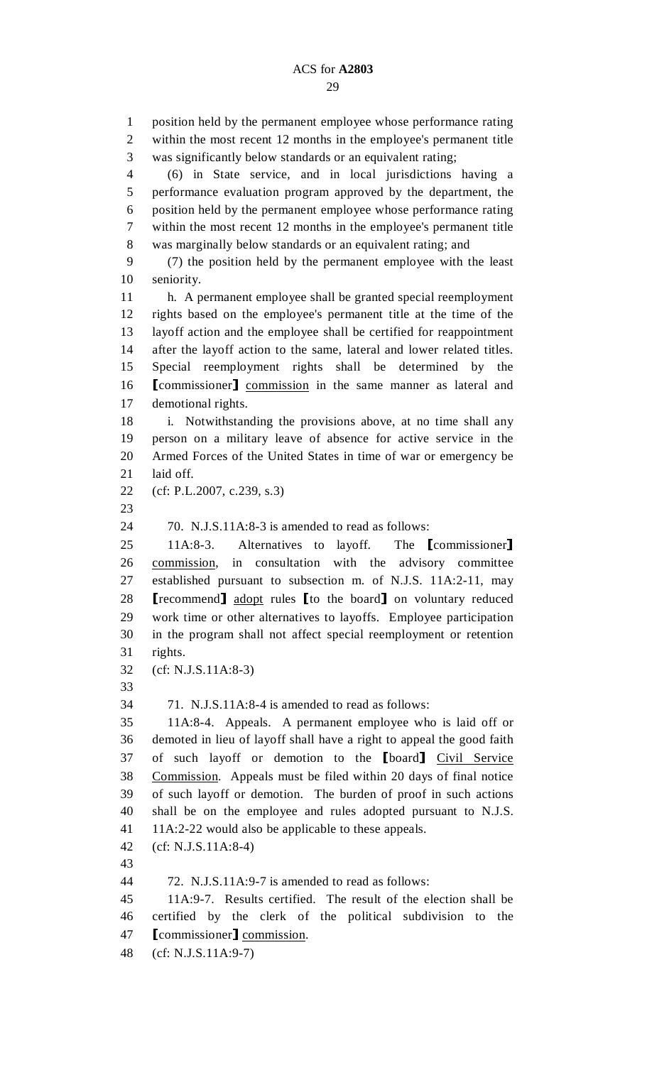position held by the permanent employee whose performance rating within the most recent 12 months in the employee's permanent title was significantly below standards or an equivalent rating;

(6) in State service, and in local jurisdictions having a performance evaluation program approved by the department, the position held by the permanent employee whose performance rating within the most recent 12 months in the employee's permanent title was marginally below standards or an equivalent rating; and

(7) the position held by the permanent employee with the least seniority.

h. A permanent employee shall be granted special reemployment rights based on the employee's permanent title at the time of the layoff action and the employee shall be certified for reappointment after the layoff action to the same, lateral and lower related titles. Special reemployment rights shall be determined by the 【commissioner】 commission in the same manner as lateral and demotional rights.

i. Notwithstanding the provisions above, at no time shall any person on a military leave of absence for active service in the Armed Forces of the United States in time of war or emergency be laid off.

(cf: P.L.2007, c.239, s.3)

70. N.J.S.11A:8-3 is amended to read as follows:

11A:8-3. Alternatives to layoff. The 【commissioner】 commission, in consultation with the advisory committee established pursuant to subsection m. of N.J.S. 11A:2-11, may 【recommend】 adopt rules 【to the board】 on voluntary reduced work time or other alternatives to layoffs. Employee participation in the program shall not affect special reemployment or retention rights.

(cf: N.J.S.11A:8-3)

71. N.J.S.11A:8-4 is amended to read as follows:

11A:8-4. Appeals. A permanent employee who is laid off or demoted in lieu of layoff shall have a right to appeal the good faith of such layoff or demotion to the 【board】 Civil Service Commission. Appeals must be filed within 20 days of final notice of such layoff or demotion. The burden of proof in such actions shall be on the employee and rules adopted pursuant to N.J.S. 11A:2-22 would also be applicable to these appeals.

(cf: N.J.S.11A:8-4)

72. N.J.S.11A:9-7 is amended to read as follows:

11A:9-7. Results certified. The result of the election shall be certified by the clerk of the political subdivision to the 【commissioner】 commission.

(cf: N.J.S.11A:9-7)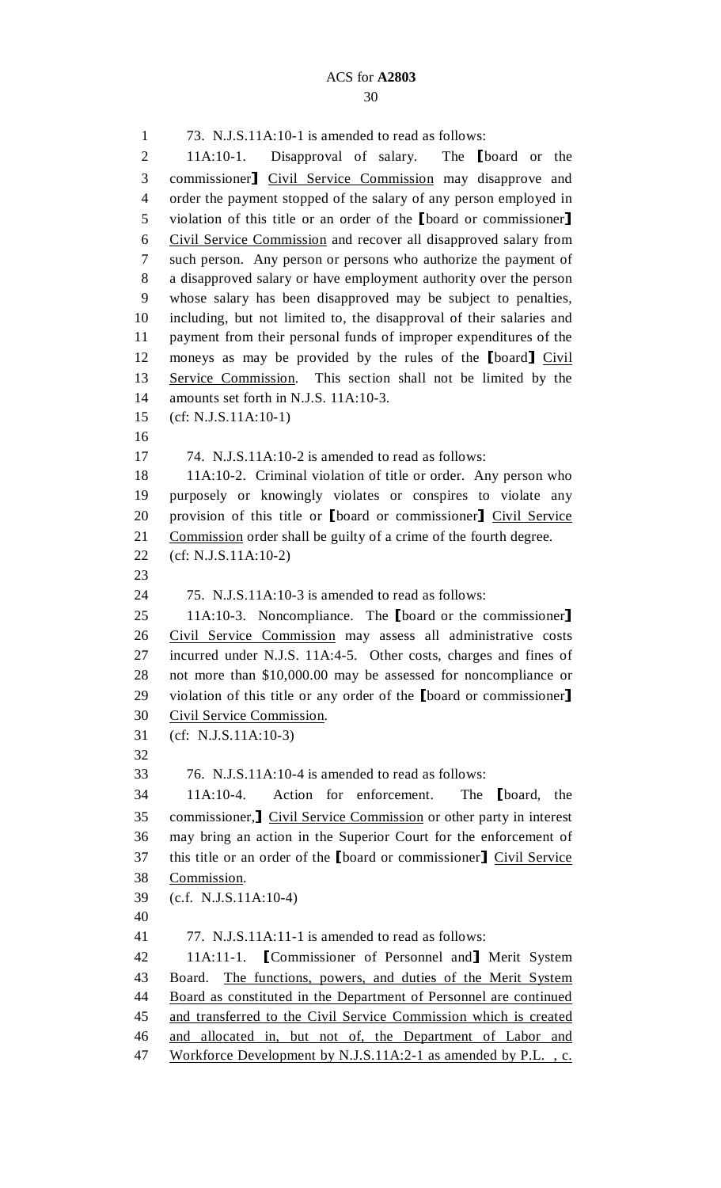73. N.J.S.11A:10-1 is amended to read as follows:

11A:10-1. Disapproval of salary. The [board or the commissioner] Civil Service Commission may disapprove and order the payment stopped of the salary of any person employed in violation of this title or an order of the [board or commissioner] Civil Service Commission and recover all disapproved salary from such person. Any person or persons who authorize the payment of a disapproved salary or have employment authority over the person whose salary has been disapproved may be subject to penalties, including, but not limited to, the disapproval of their salaries and payment from their personal funds of improper expenditures of the moneys as may be provided by the rules of the [board] Civil Service Commission. This section shall not be limited by the amounts set forth in N.J.S. 11A:10-3.

(cf: N.J.S.11A:10-1)

74. N.J.S.11A:10-2 is amended to read as follows:

11A:10-2. Criminal violation of title or order. Any person who purposely or knowingly violates or conspires to violate any provision of this title or [board or commissioner] Civil Service Commission order shall be guilty of a crime of the fourth degree.

(cf: N.J.S.11A:10-2)

75. N.J.S.11A:10-3 is amended to read as follows:

11A:10-3. Noncompliance. The [board or the commissioner] Civil Service Commission may assess all administrative costs incurred under N.J.S. 11A:4-5. Other costs, charges and fines of not more than $10,000.00 may be assessed for noncompliance or violation of this title or any order of the [board or commissioner] Civil Service Commission.

(cf: N.J.S.11A:10-3)

76. N.J.S.11A:10-4 is amended to read as follows:

11A:10-4. Action for enforcement. The [board, the commissioner,] Civil Service Commission or other party in interest may bring an action in the Superior Court for the enforcement of this title or an order of the [board or commissioner] Civil Service Commission.

(c.f. N.J.S.11A:10-4)

77. N.J.S.11A:11-1 is amended to read as follows:

11A:11-1. [Commissioner of Personnel and] Merit System Board. The functions, powers, and duties of the Merit System Board as constituted in the Department of Personnel are continued and transferred to the Civil Service Commission which is created and allocated in, but not of, the Department of Labor and Workforce Development by N.J.S.11A:2-1 as amended by P.L. , c.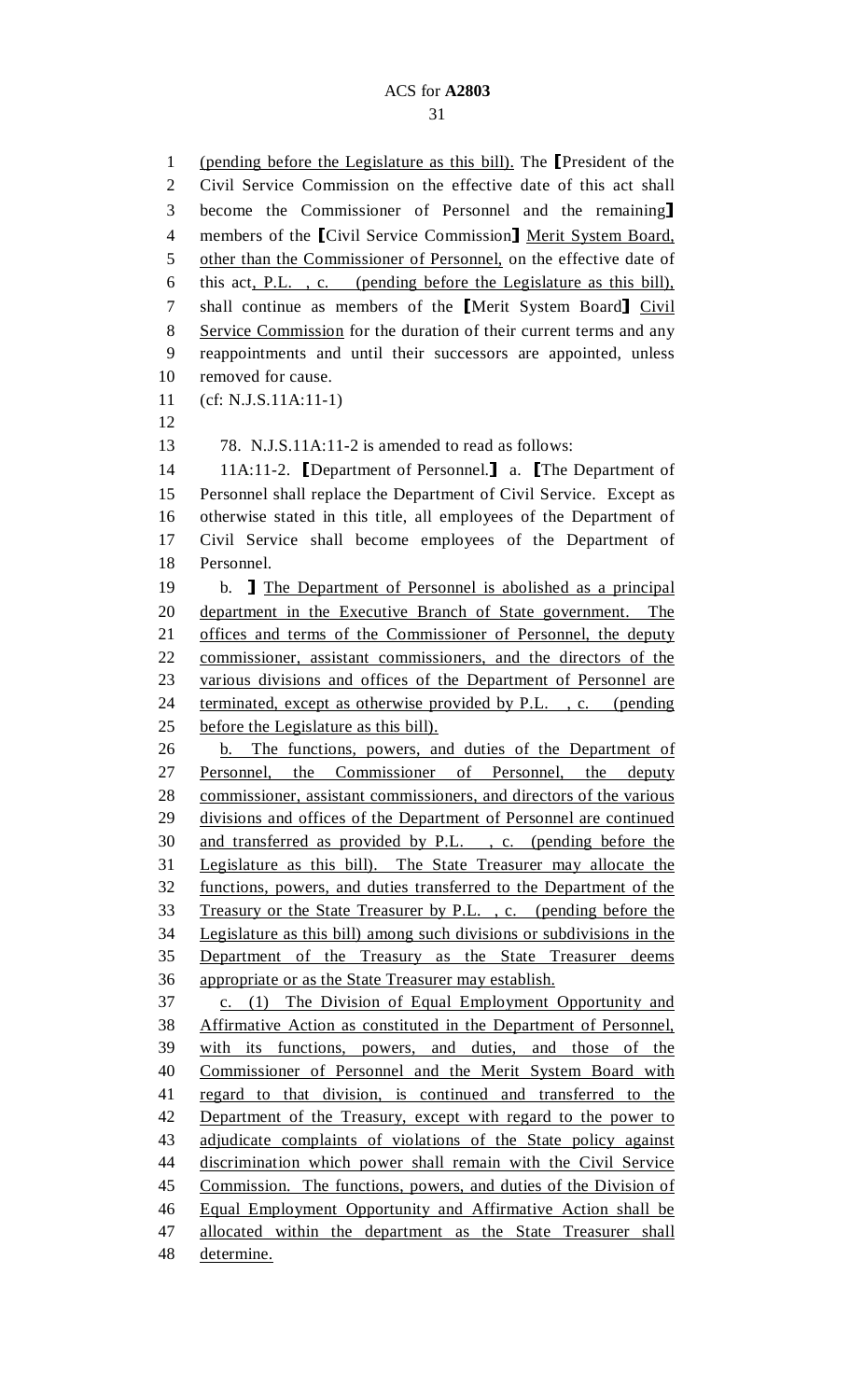(pending before the Legislature as this bill). The ⟦President of the Civil Service Commission on the effective date of this act shall become the Commissioner of Personnel and the remaining⟧ members of the ⟦Civil Service Commission⟧ Merit System Board, other than the Commissioner of Personnel, on the effective date of this act, P.L. , c. (pending before the Legislature as this bill), shall continue as members of the ⟦Merit System Board⟧ Civil Service Commission for the duration of their current terms and any reappointments and until their successors are appointed, unless removed for cause.

(cf: N.J.S.11A:11-1)

78. N.J.S.11A:11-2 is amended to read as follows:

11A:11-2. ⟦Department of Personnel.⟧ a. ⟦The Department of Personnel shall replace the Department of Civil Service. Except as otherwise stated in this title, all employees of the Department of Civil Service shall become employees of the Department of Personnel.

b. ⟧ The Department of Personnel is abolished as a principal department in the Executive Branch of State government. The offices and terms of the Commissioner of Personnel, the deputy commissioner, assistant commissioners, and the directors of the various divisions and offices of the Department of Personnel are terminated, except as otherwise provided by P.L. , c. (pending before the Legislature as this bill).

b. The functions, powers, and duties of the Department of Personnel, the Commissioner of Personnel, the deputy commissioner, assistant commissioners, and directors of the various divisions and offices of the Department of Personnel are continued and transferred as provided by P.L. , c. (pending before the Legislature as this bill). The State Treasurer may allocate the functions, powers, and duties transferred to the Department of the Treasury or the State Treasurer by P.L. , c. (pending before the Legislature as this bill) among such divisions or subdivisions in the Department of the Treasury as the State Treasurer deems appropriate or as the State Treasurer may establish.

c. (1) The Division of Equal Employment Opportunity and Affirmative Action as constituted in the Department of Personnel, with its functions, powers, and duties, and those of the Commissioner of Personnel and the Merit System Board with regard to that division, is continued and transferred to the Department of the Treasury, except with regard to the power to adjudicate complaints of violations of the State policy against discrimination which power shall remain with the Civil Service Commission. The functions, powers, and duties of the Division of Equal Employment Opportunity and Affirmative Action shall be allocated within the department as the State Treasurer shall determine.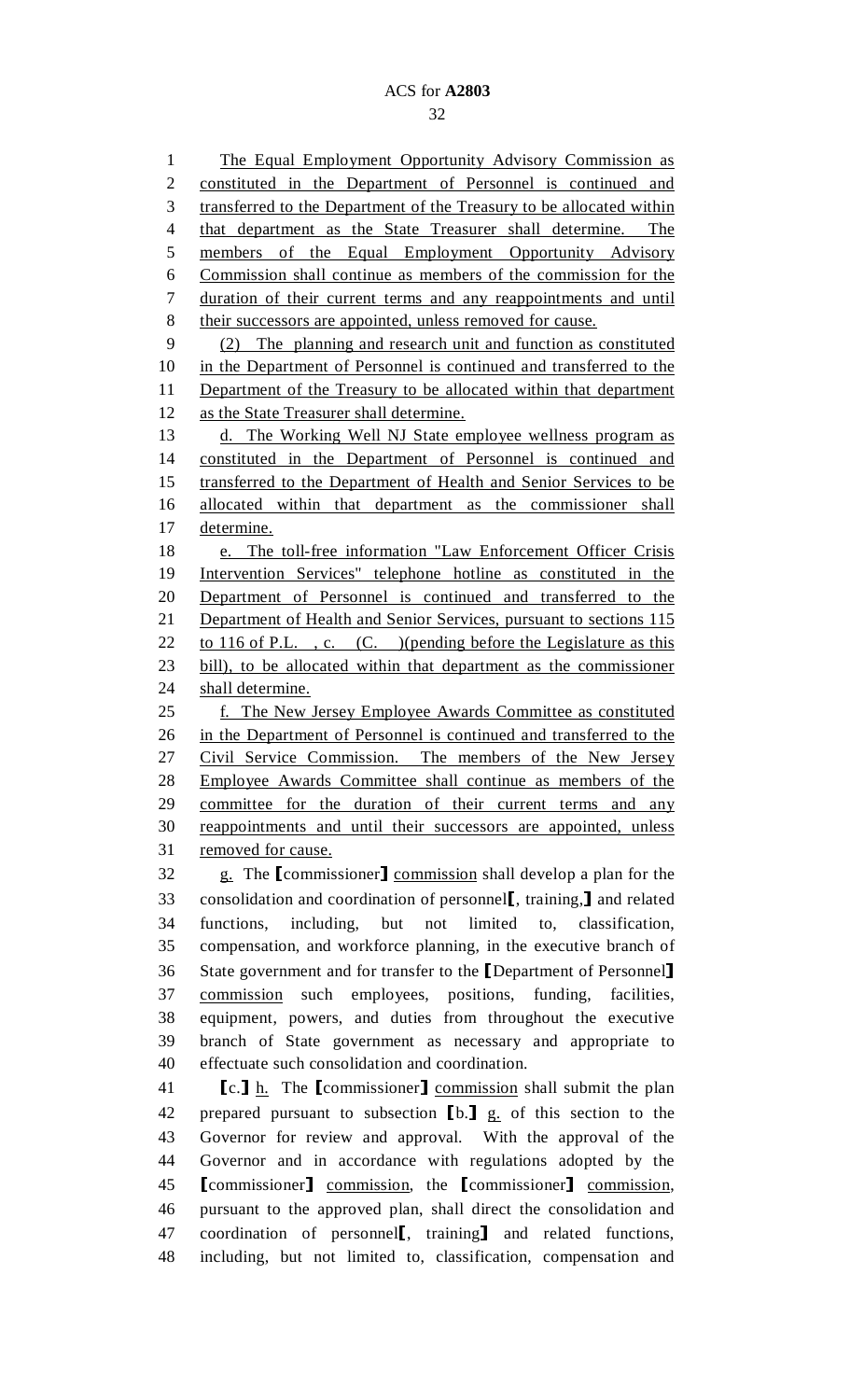The Equal Employment Opportunity Advisory Commission as constituted in the Department of Personnel is continued and transferred to the Department of the Treasury to be allocated within that department as the State Treasurer shall determine. The members of the Equal Employment Opportunity Advisory Commission shall continue as members of the commission for the duration of their current terms and any reappointments and until their successors are appointed, unless removed for cause.

(2) The planning and research unit and function as constituted in the Department of Personnel is continued and transferred to the Department of the Treasury to be allocated within that department as the State Treasurer shall determine.

d. The Working Well NJ State employee wellness program as constituted in the Department of Personnel is continued and transferred to the Department of Health and Senior Services to be allocated within that department as the commissioner shall determine.

e. The toll-free information "Law Enforcement Officer Crisis Intervention Services" telephone hotline as constituted in the Department of Personnel is continued and transferred to the Department of Health and Senior Services, pursuant to sections 115 to 116 of P.L. , c. (C. )(pending before the Legislature as this bill), to be allocated within that department as the commissioner shall determine.

f. The New Jersey Employee Awards Committee as constituted in the Department of Personnel is continued and transferred to the Civil Service Commission. The members of the New Jersey Employee Awards Committee shall continue as members of the committee for the duration of their current terms and any reappointments and until their successors are appointed, unless removed for cause.

g. The [commissioner] commission shall develop a plan for the consolidation and coordination of personnel[, training,] and related functions, including, but not limited to, classification, compensation, and workforce planning, in the executive branch of State government and for transfer to the [Department of Personnel] commission such employees, positions, funding, facilities, equipment, powers, and duties from throughout the executive branch of State government as necessary and appropriate to effectuate such consolidation and coordination.

[c.] h. The [commissioner] commission shall submit the plan prepared pursuant to subsection [b.] g. of this section to the Governor for review and approval. With the approval of the Governor and in accordance with regulations adopted by the [commissioner] commission, the [commissioner] commission, pursuant to the approved plan, shall direct the consolidation and coordination of personnel[, training] and related functions, including, but not limited to, classification, compensation and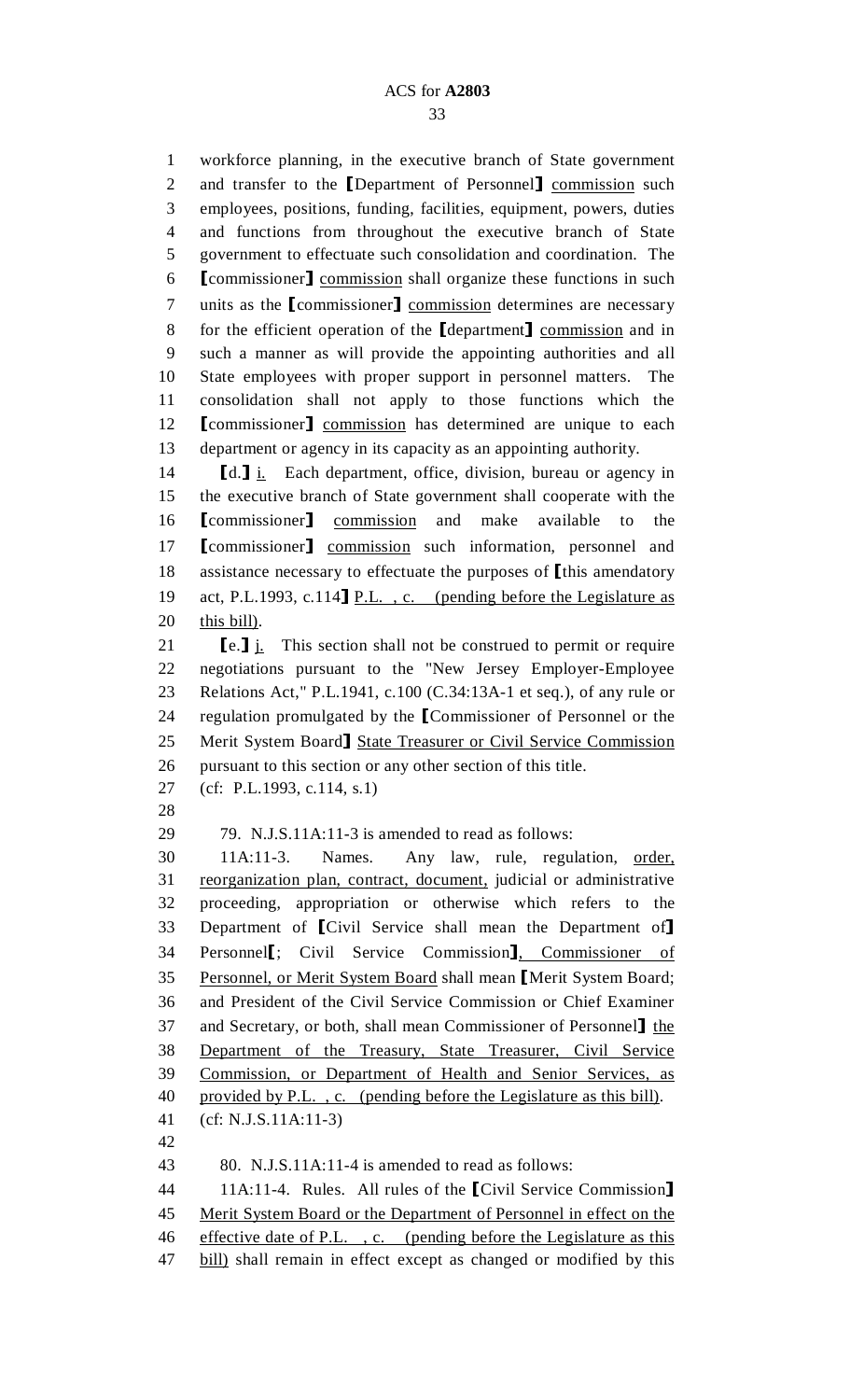workforce planning, in the executive branch of State government and transfer to the [Department of Personnel] <u>commission</u> such employees, positions, funding, facilities, equipment, powers, duties and functions from throughout the executive branch of State government to effectuate such consolidation and coordination. The [commissioner] <u>commission</u> shall organize these functions in such units as the [commissioner] <u>commission</u> determines are necessary for the efficient operation of the [department] <u>commission</u> and in such a manner as will provide the appointing authorities and all State employees with proper support in personnel matters. The consolidation shall not apply to those functions which the [commissioner] <u>commission</u> has determined are unique to each department or agency in its capacity as an appointing authority.

[d.] <u>i.</u> Each department, office, division, bureau or agency in the executive branch of State government shall cooperate with the [commissioner] <u>commission</u> and make available to the [commissioner] <u>commission</u> such information, personnel and assistance necessary to effectuate the purposes of [this amendatory act, P.L.1993, c.114] <u>P.L. , c. (pending before the Legislature as this bill)</u>.

[e.] <u>j.</u> This section shall not be construed to permit or require negotiations pursuant to the "New Jersey Employer-Employee Relations Act," P.L.1941, c.100 (C.34:13A-1 et seq.), of any rule or regulation promulgated by the [Commissioner of Personnel or the Merit System Board] <u>State Treasurer or Civil Service Commission</u> pursuant to this section or any other section of this title.

(cf: P.L.1993, c.114, s.1)

79. N.J.S.11A:11-3 is amended to read as follows:

11A:11-3. Names. Any law, rule, regulation, <u>order, reorganization plan, contract, document,</u> judicial or administrative proceeding, appropriation or otherwise which refers to the Department of [Civil Service shall mean the Department of] Personnel[; Civil Service Commission]<u>, Commissioner of Personnel, or Merit System Board</u> shall mean [Merit System Board; and President of the Civil Service Commission or Chief Examiner and Secretary, or both, shall mean Commissioner of Personnel] <u>the Department of the Treasury, State Treasurer, Civil Service Commission, or Department of Health and Senior Services, as provided by P.L. , c. (pending before the Legislature as this bill)</u>.

(cf: N.J.S.11A:11-3)

80. N.J.S.11A:11-4 is amended to read as follows:

11A:11-4. Rules. All rules of the [Civil Service Commission] <u>Merit System Board or the Department of Personnel in effect on the effective date of P.L. , c. (pending before the Legislature as this bill)</u> shall remain in effect except as changed or modified by this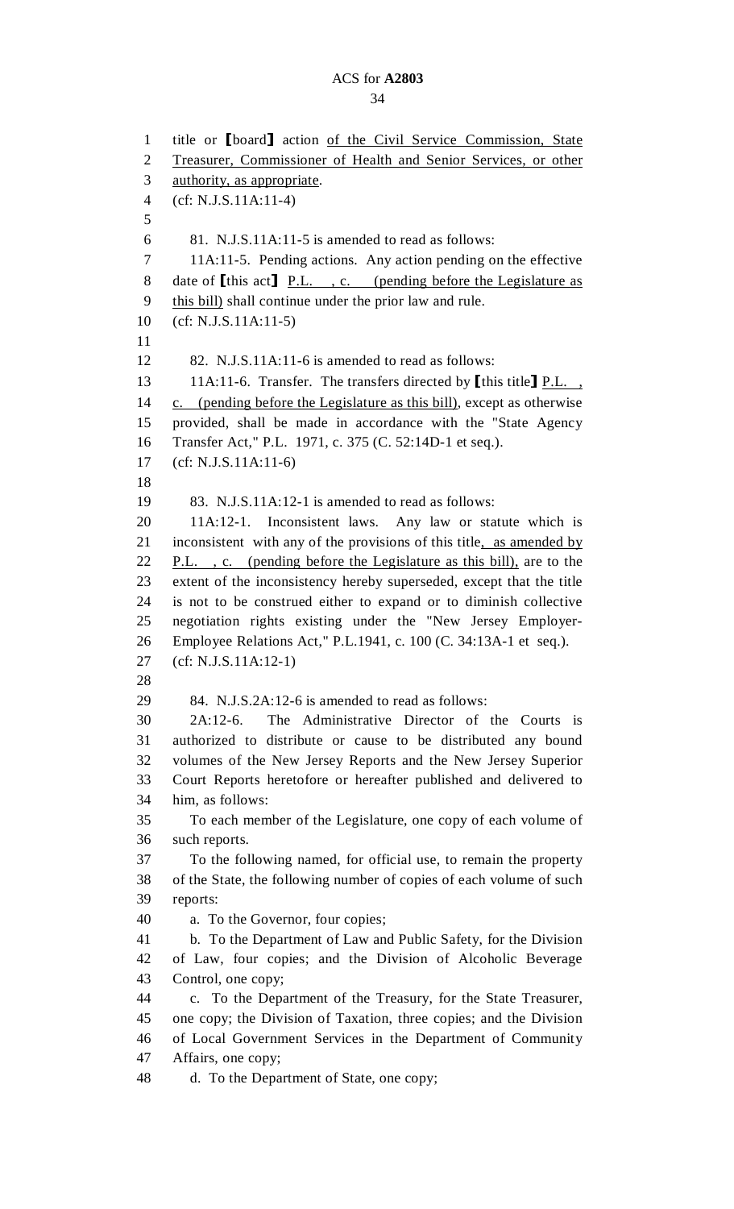title or [board] action of the Civil Service Commission, State Treasurer, Commissioner of Health and Senior Services, or other authority, as appropriate.

(cf: N.J.S.11A:11-4)

81. N.J.S.11A:11-5 is amended to read as follows:

11A:11-5. Pending actions. Any action pending on the effective date of [this act] P.L. , c. (pending before the Legislature as this bill) shall continue under the prior law and rule.

(cf: N.J.S.11A:11-5)

82. N.J.S.11A:11-6 is amended to read as follows:

11A:11-6. Transfer. The transfers directed by [this title] P.L. , c. (pending before the Legislature as this bill), except as otherwise provided, shall be made in accordance with the "State Agency Transfer Act," P.L. 1971, c. 375 (C. 52:14D-1 et seq.).

(cf: N.J.S.11A:11-6)

83. N.J.S.11A:12-1 is amended to read as follows:

11A:12-1. Inconsistent laws. Any law or statute which is inconsistent with any of the provisions of this title, as amended by P.L. , c. (pending before the Legislature as this bill), are to the extent of the inconsistency hereby superseded, except that the title is not to be construed either to expand or to diminish collective negotiation rights existing under the "New Jersey Employer-Employee Relations Act," P.L.1941, c. 100 (C. 34:13A-1 et seq.).

(cf: N.J.S.11A:12-1)

84. N.J.S.2A:12-6 is amended to read as follows:

2A:12-6. The Administrative Director of the Courts is authorized to distribute or cause to be distributed any bound volumes of the New Jersey Reports and the New Jersey Superior Court Reports heretofore or hereafter published and delivered to him, as follows:

To each member of the Legislature, one copy of each volume of such reports.

To the following named, for official use, to remain the property of the State, the following number of copies of each volume of such reports:

a. To the Governor, four copies;

b. To the Department of Law and Public Safety, for the Division of Law, four copies; and the Division of Alcoholic Beverage Control, one copy;

c. To the Department of the Treasury, for the State Treasurer, one copy; the Division of Taxation, three copies; and the Division of Local Government Services in the Department of Community Affairs, one copy;

d. To the Department of State, one copy;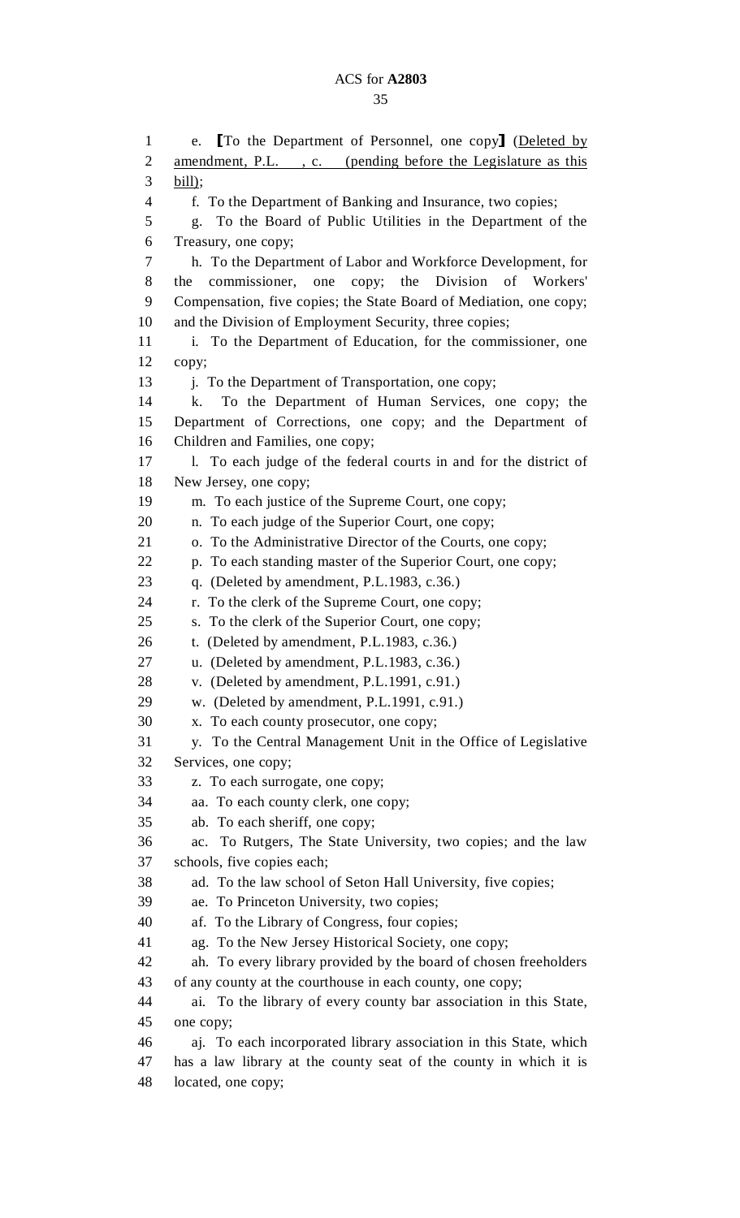e. 【To the Department of Personnel, one copy】 (Deleted by amendment, P.L. , c. (pending before the Legislature as this bill);

f. To the Department of Banking and Insurance, two copies;

g. To the Board of Public Utilities in the Department of the Treasury, one copy;

h. To the Department of Labor and Workforce Development, for the commissioner, one copy; the Division of Workers' Compensation, five copies; the State Board of Mediation, one copy; and the Division of Employment Security, three copies;

i. To the Department of Education, for the commissioner, one copy;

j. To the Department of Transportation, one copy;

k. To the Department of Human Services, one copy; the Department of Corrections, one copy; and the Department of Children and Families, one copy;

l. To each judge of the federal courts in and for the district of New Jersey, one copy;

m. To each justice of the Supreme Court, one copy;

n. To each judge of the Superior Court, one copy;

o. To the Administrative Director of the Courts, one copy;

p. To each standing master of the Superior Court, one copy;

q. (Deleted by amendment, P.L.1983, c.36.)

r. To the clerk of the Supreme Court, one copy;

s. To the clerk of the Superior Court, one copy;

t. (Deleted by amendment, P.L.1983, c.36.)

u. (Deleted by amendment, P.L.1983, c.36.)

v. (Deleted by amendment, P.L.1991, c.91.)

w. (Deleted by amendment, P.L.1991, c.91.)

x. To each county prosecutor, one copy;

y. To the Central Management Unit in the Office of Legislative Services, one copy;

z. To each surrogate, one copy;

aa. To each county clerk, one copy;

ab. To each sheriff, one copy;

ac. To Rutgers, The State University, two copies; and the law schools, five copies each;

ad. To the law school of Seton Hall University, five copies;

ae. To Princeton University, two copies;

af. To the Library of Congress, four copies;

ag. To the New Jersey Historical Society, one copy;

ah. To every library provided by the board of chosen freeholders of any county at the courthouse in each county, one copy;

ai. To the library of every county bar association in this State, one copy;

aj. To each incorporated library association in this State, which has a law library at the county seat of the county in which it is located, one copy;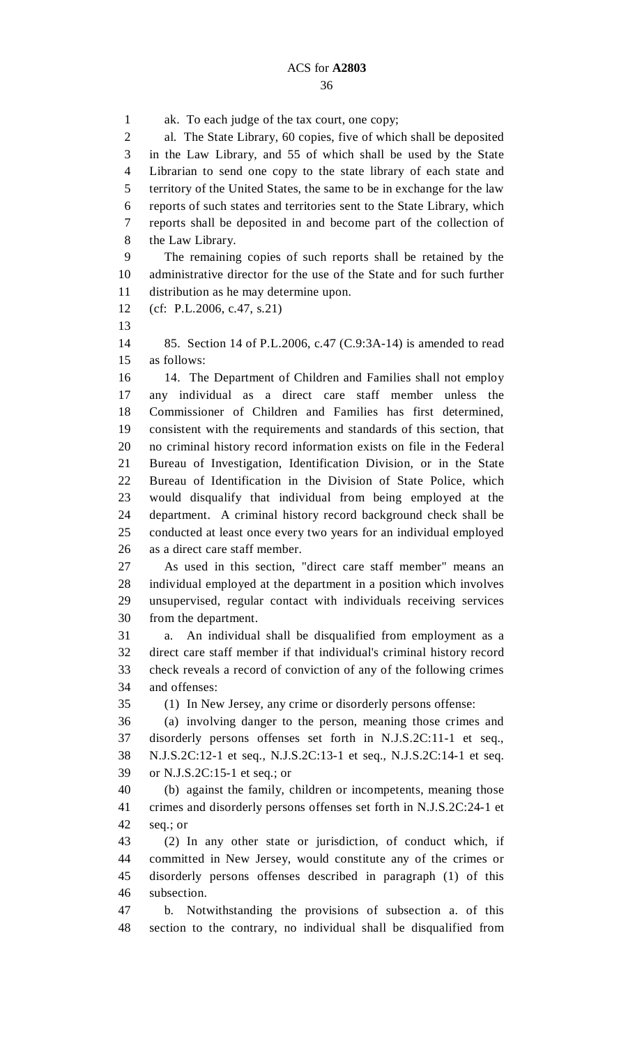ak. To each judge of the tax court, one copy;

al. The State Library, 60 copies, five of which shall be deposited in the Law Library, and 55 of which shall be used by the State Librarian to send one copy to the state library of each state and territory of the United States, the same to be in exchange for the law reports of such states and territories sent to the State Library, which reports shall be deposited in and become part of the collection of the Law Library.

The remaining copies of such reports shall be retained by the administrative director for the use of the State and for such further distribution as he may determine upon.

(cf: P.L.2006, c.47, s.21)

85. Section 14 of P.L.2006, c.47 (C.9:3A-14) is amended to read as follows:

14. The Department of Children and Families shall not employ any individual as a direct care staff member unless the Commissioner of Children and Families has first determined, consistent with the requirements and standards of this section, that no criminal history record information exists on file in the Federal Bureau of Investigation, Identification Division, or in the State Bureau of Identification in the Division of State Police, which would disqualify that individual from being employed at the department. A criminal history record background check shall be conducted at least once every two years for an individual employed as a direct care staff member.

As used in this section, "direct care staff member" means an individual employed at the department in a position which involves unsupervised, regular contact with individuals receiving services from the department.

a. An individual shall be disqualified from employment as a direct care staff member if that individual's criminal history record check reveals a record of conviction of any of the following crimes and offenses:

(1) In New Jersey, any crime or disorderly persons offense:

(a) involving danger to the person, meaning those crimes and disorderly persons offenses set forth in N.J.S.2C:11-1 et seq., N.J.S.2C:12-1 et seq., N.J.S.2C:13-1 et seq., N.J.S.2C:14-1 et seq. or N.J.S.2C:15-1 et seq.; or

(b) against the family, children or incompetents, meaning those crimes and disorderly persons offenses set forth in N.J.S.2C:24-1 et seq.; or

(2) In any other state or jurisdiction, of conduct which, if committed in New Jersey, would constitute any of the crimes or disorderly persons offenses described in paragraph (1) of this subsection.

b. Notwithstanding the provisions of subsection a. of this section to the contrary, no individual shall be disqualified from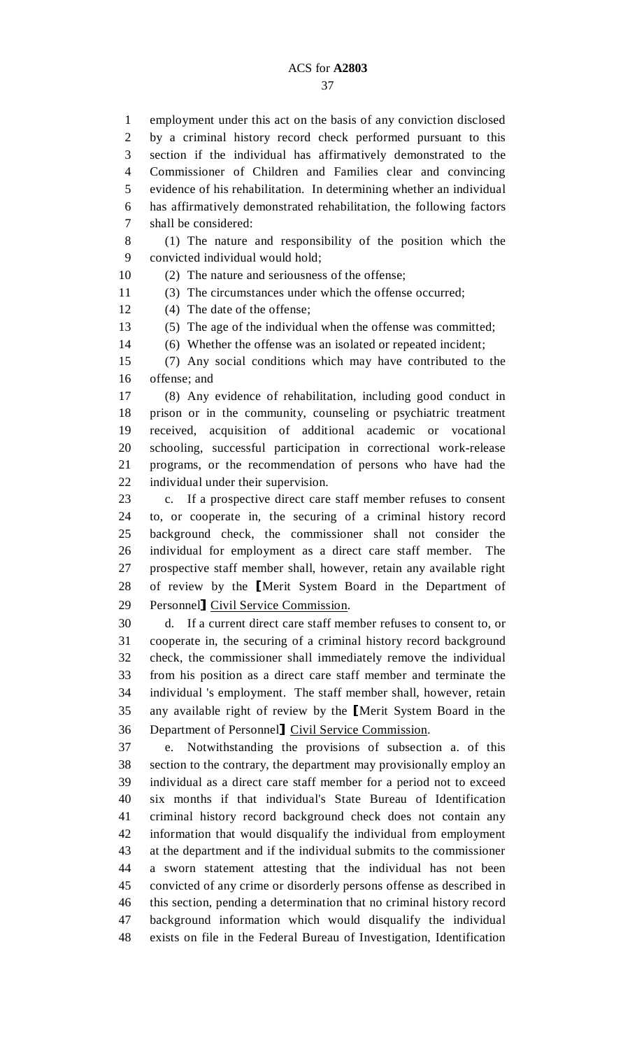employment under this act on the basis of any conviction disclosed by a criminal history record check performed pursuant to this section if the individual has affirmatively demonstrated to the Commissioner of Children and Families clear and convincing evidence of his rehabilitation. In determining whether an individual has affirmatively demonstrated rehabilitation, the following factors shall be considered:

(1) The nature and responsibility of the position which the convicted individual would hold;

(2) The nature and seriousness of the offense;

(3) The circumstances under which the offense occurred;

(4) The date of the offense;

(5) The age of the individual when the offense was committed;

(6) Whether the offense was an isolated or repeated incident;

(7) Any social conditions which may have contributed to the offense; and

(8) Any evidence of rehabilitation, including good conduct in prison or in the community, counseling or psychiatric treatment received, acquisition of additional academic or vocational schooling, successful participation in correctional work-release programs, or the recommendation of persons who have had the individual under their supervision.

c. If a prospective direct care staff member refuses to consent to, or cooperate in, the securing of a criminal history record background check, the commissioner shall not consider the individual for employment as a direct care staff member. The prospective staff member shall, however, retain any available right of review by the ⟦Merit System Board in the Department of Personnel⟧ <u>Civil Service Commission</u>.

d. If a current direct care staff member refuses to consent to, or cooperate in, the securing of a criminal history record background check, the commissioner shall immediately remove the individual from his position as a direct care staff member and terminate the individual 's employment. The staff member shall, however, retain any available right of review by the ⟦Merit System Board in the Department of Personnel⟧ <u>Civil Service Commission</u>.

e. Notwithstanding the provisions of subsection a. of this section to the contrary, the department may provisionally employ an individual as a direct care staff member for a period not to exceed six months if that individual's State Bureau of Identification criminal history record background check does not contain any information that would disqualify the individual from employment at the department and if the individual submits to the commissioner a sworn statement attesting that the individual has not been convicted of any crime or disorderly persons offense as described in this section, pending a determination that no criminal history record background information which would disqualify the individual exists on file in the Federal Bureau of Investigation, Identification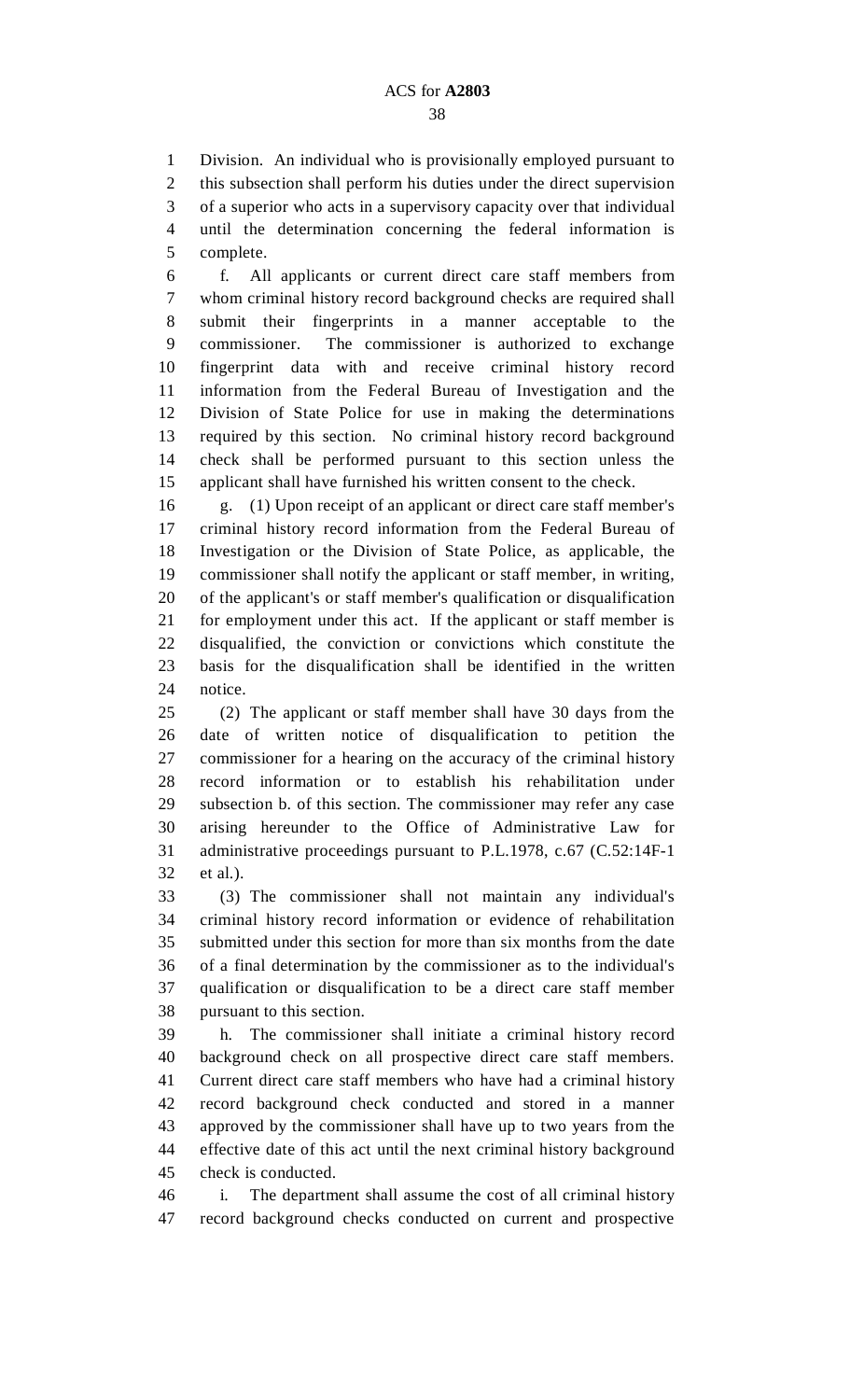Division. An individual who is provisionally employed pursuant to this subsection shall perform his duties under the direct supervision of a superior who acts in a supervisory capacity over that individual until the determination concerning the federal information is complete.

f. All applicants or current direct care staff members from whom criminal history record background checks are required shall submit their fingerprints in a manner acceptable to the commissioner. The commissioner is authorized to exchange fingerprint data with and receive criminal history record information from the Federal Bureau of Investigation and the Division of State Police for use in making the determinations required by this section. No criminal history record background check shall be performed pursuant to this section unless the applicant shall have furnished his written consent to the check.

g. (1) Upon receipt of an applicant or direct care staff member's criminal history record information from the Federal Bureau of Investigation or the Division of State Police, as applicable, the commissioner shall notify the applicant or staff member, in writing, of the applicant's or staff member's qualification or disqualification for employment under this act. If the applicant or staff member is disqualified, the conviction or convictions which constitute the basis for the disqualification shall be identified in the written notice.

(2) The applicant or staff member shall have 30 days from the date of written notice of disqualification to petition the commissioner for a hearing on the accuracy of the criminal history record information or to establish his rehabilitation under subsection b. of this section. The commissioner may refer any case arising hereunder to the Office of Administrative Law for administrative proceedings pursuant to P.L.1978, c.67 (C.52:14F-1 et al.).

(3) The commissioner shall not maintain any individual's criminal history record information or evidence of rehabilitation submitted under this section for more than six months from the date of a final determination by the commissioner as to the individual's qualification or disqualification to be a direct care staff member pursuant to this section.

h. The commissioner shall initiate a criminal history record background check on all prospective direct care staff members. Current direct care staff members who have had a criminal history record background check conducted and stored in a manner approved by the commissioner shall have up to two years from the effective date of this act until the next criminal history background check is conducted.

i. The department shall assume the cost of all criminal history record background checks conducted on current and prospective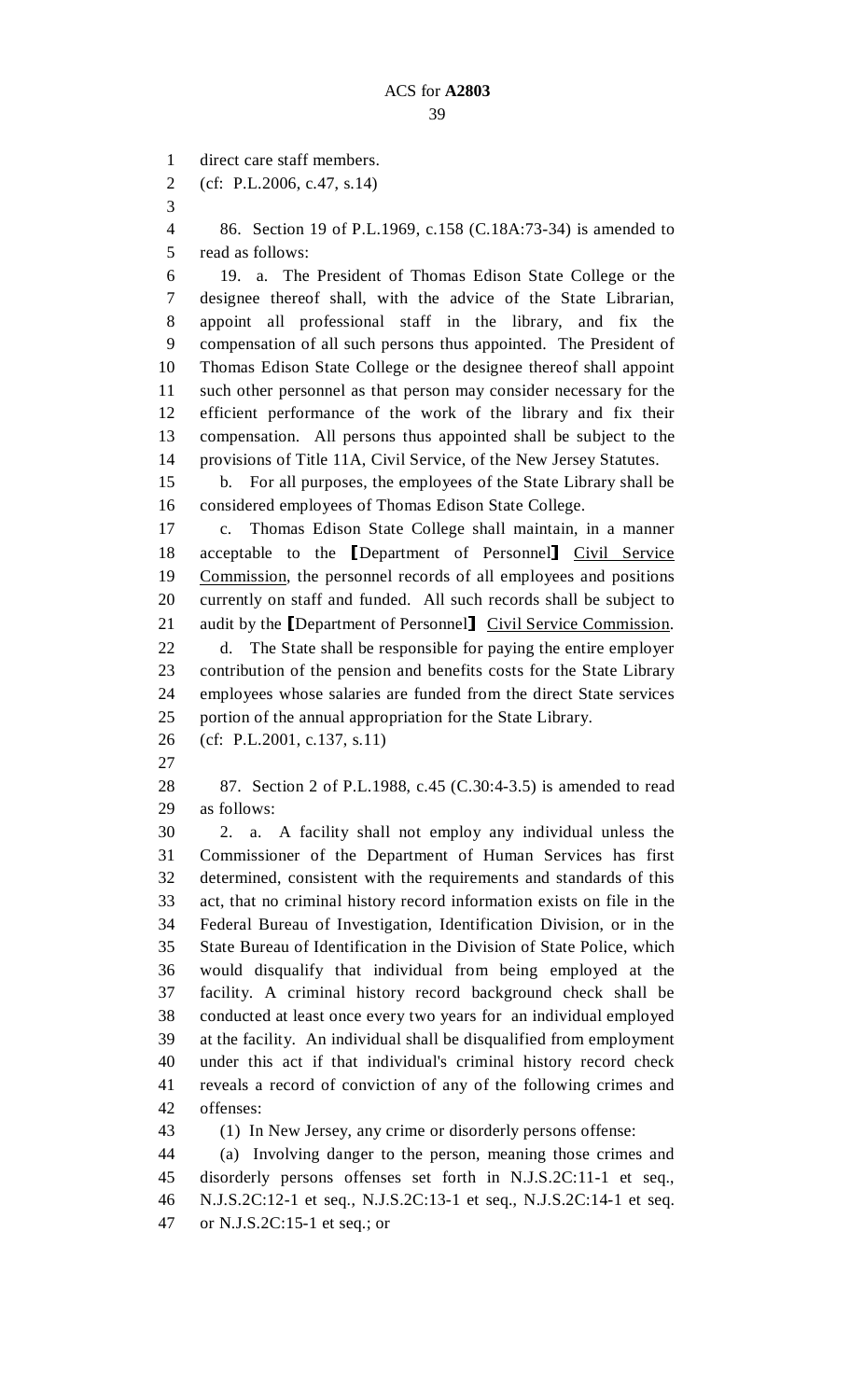direct care staff members.

(cf: P.L.2006, c.47, s.14)

86. Section 19 of P.L.1969, c.158 (C.18A:73-34) is amended to read as follows:

19. a. The President of Thomas Edison State College or the designee thereof shall, with the advice of the State Librarian, appoint all professional staff in the library, and fix the compensation of all such persons thus appointed. The President of Thomas Edison State College or the designee thereof shall appoint such other personnel as that person may consider necessary for the efficient performance of the work of the library and fix their compensation. All persons thus appointed shall be subject to the provisions of Title 11A, Civil Service, of the New Jersey Statutes.

b. For all purposes, the employees of the State Library shall be considered employees of Thomas Edison State College.

c. Thomas Edison State College shall maintain, in a manner acceptable to the [Department of Personnel] <u>Civil Service Commission</u>, the personnel records of all employees and positions currently on staff and funded. All such records shall be subject to audit by the [Department of Personnel] <u>Civil Service Commission</u>.

d. The State shall be responsible for paying the entire employer contribution of the pension and benefits costs for the State Library employees whose salaries are funded from the direct State services portion of the annual appropriation for the State Library.

(cf: P.L.2001, c.137, s.11)

87. Section 2 of P.L.1988, c.45 (C.30:4-3.5) is amended to read as follows:

2. a. A facility shall not employ any individual unless the Commissioner of the Department of Human Services has first determined, consistent with the requirements and standards of this act, that no criminal history record information exists on file in the Federal Bureau of Investigation, Identification Division, or in the State Bureau of Identification in the Division of State Police, which would disqualify that individual from being employed at the facility. A criminal history record background check shall be conducted at least once every two years for an individual employed at the facility. An individual shall be disqualified from employment under this act if that individual's criminal history record check reveals a record of conviction of any of the following crimes and offenses:

(1) In New Jersey, any crime or disorderly persons offense:

(a) Involving danger to the person, meaning those crimes and disorderly persons offenses set forth in N.J.S.2C:11-1 et seq., N.J.S.2C:12-1 et seq., N.J.S.2C:13-1 et seq., N.J.S.2C:14-1 et seq. or N.J.S.2C:15-1 et seq.; or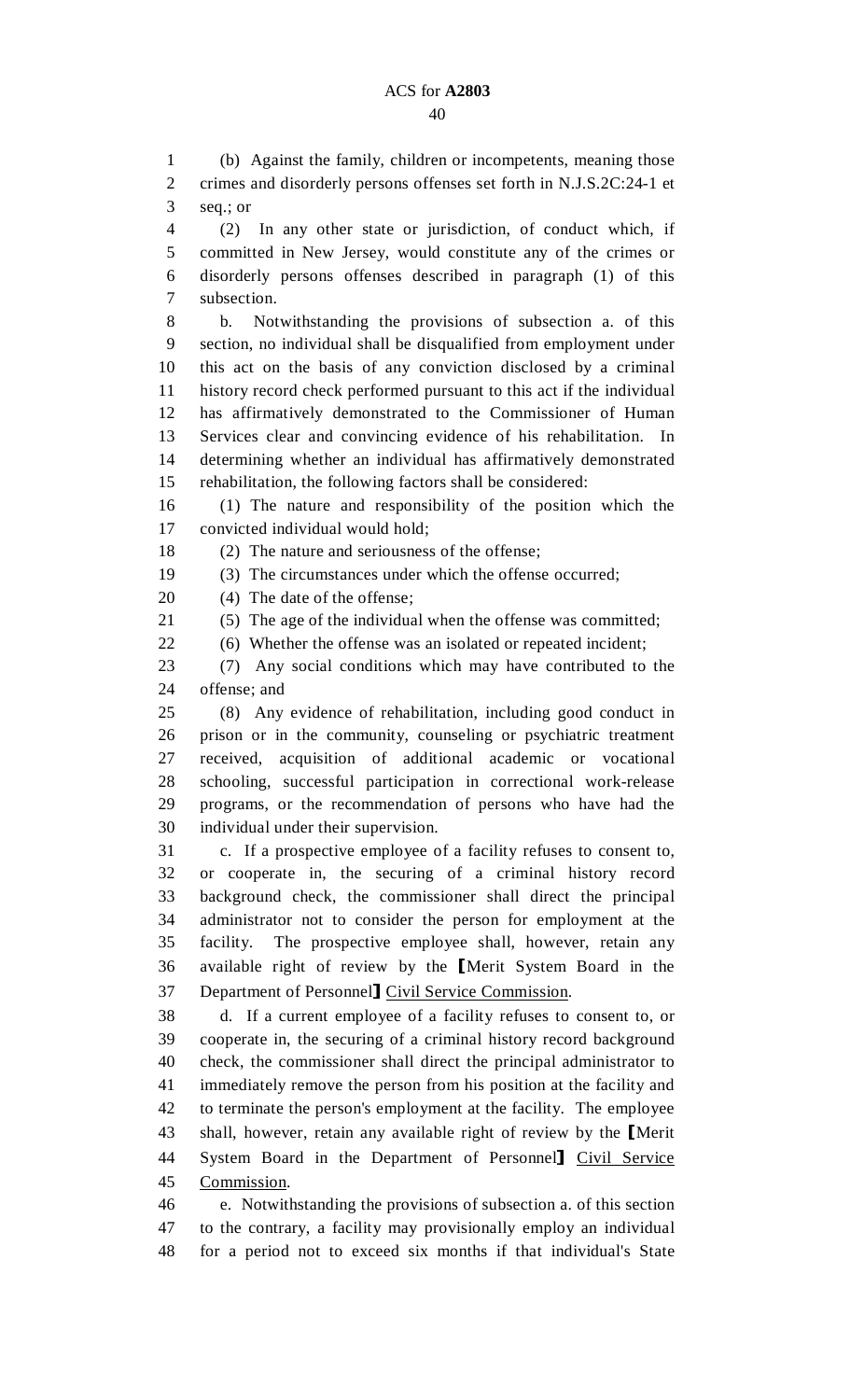(b) Against the family, children or incompetents, meaning those crimes and disorderly persons offenses set forth in N.J.S.2C:24-1 et seq.; or

(2) In any other state or jurisdiction, of conduct which, if committed in New Jersey, would constitute any of the crimes or disorderly persons offenses described in paragraph (1) of this subsection.

b. Notwithstanding the provisions of subsection a. of this section, no individual shall be disqualified from employment under this act on the basis of any conviction disclosed by a criminal history record check performed pursuant to this act if the individual has affirmatively demonstrated to the Commissioner of Human Services clear and convincing evidence of his rehabilitation. In determining whether an individual has affirmatively demonstrated rehabilitation, the following factors shall be considered:

(1) The nature and responsibility of the position which the convicted individual would hold;

(2) The nature and seriousness of the offense;

(3) The circumstances under which the offense occurred;

(4) The date of the offense;

(5) The age of the individual when the offense was committed;

(6) Whether the offense was an isolated or repeated incident;

(7) Any social conditions which may have contributed to the offense; and

(8) Any evidence of rehabilitation, including good conduct in prison or in the community, counseling or psychiatric treatment received, acquisition of additional academic or vocational schooling, successful participation in correctional work-release programs, or the recommendation of persons who have had the individual under their supervision.

c. If a prospective employee of a facility refuses to consent to, or cooperate in, the securing of a criminal history record background check, the commissioner shall direct the principal administrator not to consider the person for employment at the facility. The prospective employee shall, however, retain any available right of review by the [Merit System Board in the Department of Personnel] Civil Service Commission.

d. If a current employee of a facility refuses to consent to, or cooperate in, the securing of a criminal history record background check, the commissioner shall direct the principal administrator to immediately remove the person from his position at the facility and to terminate the person's employment at the facility. The employee shall, however, retain any available right of review by the [Merit System Board in the Department of Personnel] Civil Service Commission.

e. Notwithstanding the provisions of subsection a. of this section to the contrary, a facility may provisionally employ an individual for a period not to exceed six months if that individual's State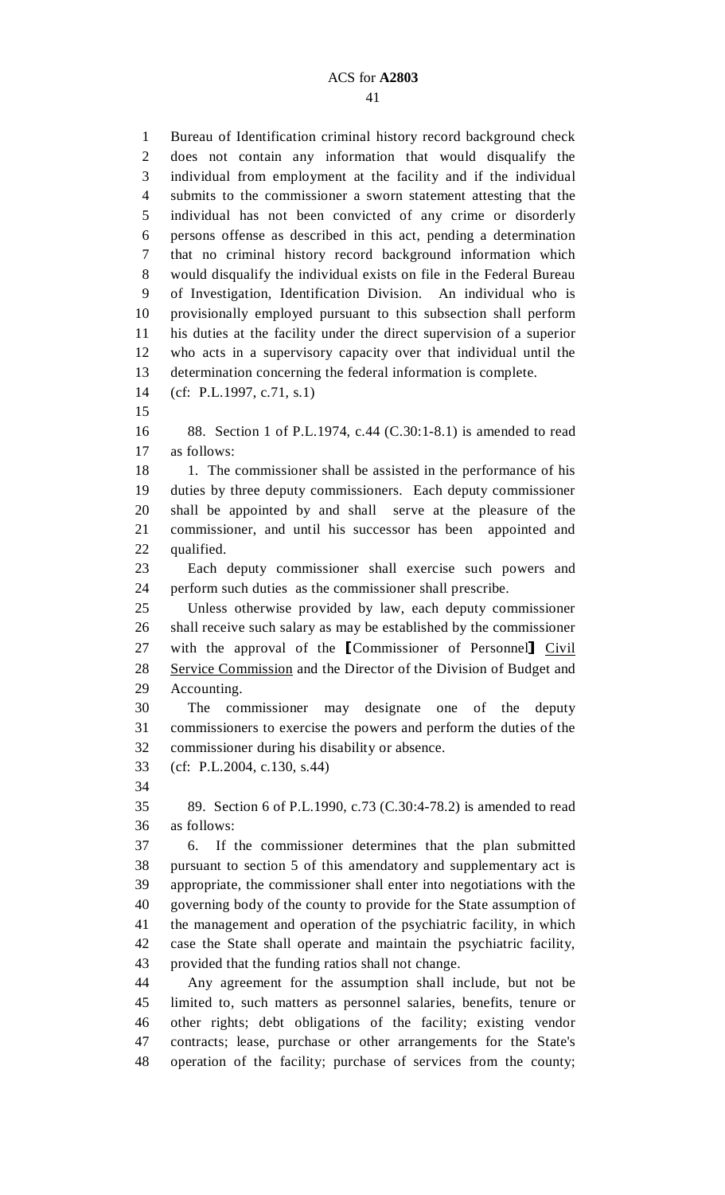Bureau of Identification criminal history record background check does not contain any information that would disqualify the individual from employment at the facility and if the individual submits to the commissioner a sworn statement attesting that the individual has not been convicted of any crime or disorderly persons offense as described in this act, pending a determination that no criminal history record background information which would disqualify the individual exists on file in the Federal Bureau of Investigation, Identification Division. An individual who is provisionally employed pursuant to this subsection shall perform his duties at the facility under the direct supervision of a superior who acts in a supervisory capacity over that individual until the determination concerning the federal information is complete.

(cf: P.L.1997, c.71, s.1)

88. Section 1 of P.L.1974, c.44 (C.30:1-8.1) is amended to read as follows:

1. The commissioner shall be assisted in the performance of his duties by three deputy commissioners. Each deputy commissioner shall be appointed by and shall serve at the pleasure of the commissioner, and until his successor has been appointed and qualified.

Each deputy commissioner shall exercise such powers and perform such duties as the commissioner shall prescribe.

Unless otherwise provided by law, each deputy commissioner shall receive such salary as may be established by the commissioner with the approval of the [Commissioner of Personnel] Civil Service Commission and the Director of the Division of Budget and Accounting.

The commissioner may designate one of the deputy commissioners to exercise the powers and perform the duties of the commissioner during his disability or absence.

(cf: P.L.2004, c.130, s.44)

89. Section 6 of P.L.1990, c.73 (C.30:4-78.2) is amended to read as follows:

6. If the commissioner determines that the plan submitted pursuant to section 5 of this amendatory and supplementary act is appropriate, the commissioner shall enter into negotiations with the governing body of the county to provide for the State assumption of the management and operation of the psychiatric facility, in which case the State shall operate and maintain the psychiatric facility, provided that the funding ratios shall not change.

Any agreement for the assumption shall include, but not be limited to, such matters as personnel salaries, benefits, tenure or other rights; debt obligations of the facility; existing vendor contracts; lease, purchase or other arrangements for the State's operation of the facility; purchase of services from the county;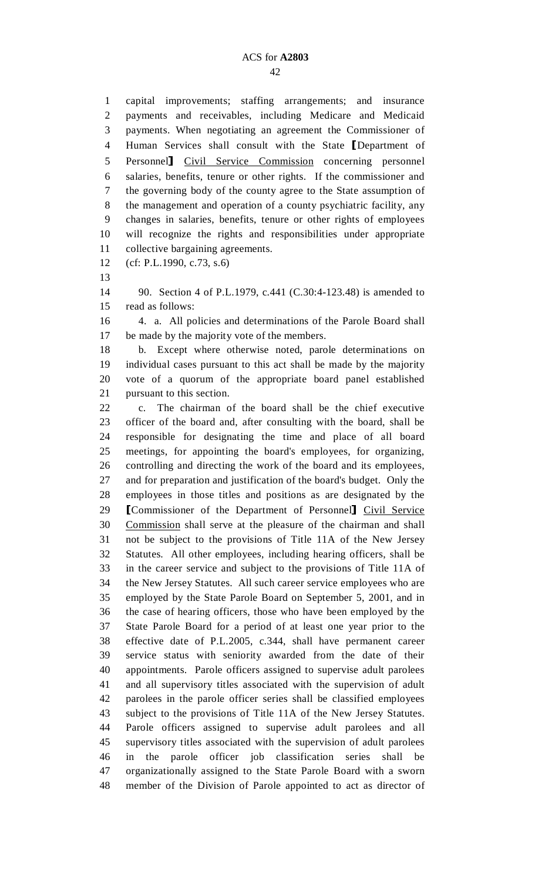capital improvements; staffing arrangements; and insurance payments and receivables, including Medicare and Medicaid payments. When negotiating an agreement the Commissioner of Human Services shall consult with the State ⟦Department of Personnel⟧ Civil Service Commission concerning personnel salaries, benefits, tenure or other rights. If the commissioner and the governing body of the county agree to the State assumption of the management and operation of a county psychiatric facility, any changes in salaries, benefits, tenure or other rights of employees will recognize the rights and responsibilities under appropriate collective bargaining agreements.

(cf: P.L.1990, c.73, s.6)

90. Section 4 of P.L.1979, c.441 (C.30:4-123.48) is amended to read as follows:

4. a. All policies and determinations of the Parole Board shall be made by the majority vote of the members.

b. Except where otherwise noted, parole determinations on individual cases pursuant to this act shall be made by the majority vote of a quorum of the appropriate board panel established pursuant to this section.

c. The chairman of the board shall be the chief executive officer of the board and, after consulting with the board, shall be responsible for designating the time and place of all board meetings, for appointing the board's employees, for organizing, controlling and directing the work of the board and its employees, and for preparation and justification of the board's budget. Only the employees in those titles and positions as are designated by the ⟦Commissioner of the Department of Personnel⟧ Civil Service Commission shall serve at the pleasure of the chairman and shall not be subject to the provisions of Title 11A of the New Jersey Statutes. All other employees, including hearing officers, shall be in the career service and subject to the provisions of Title 11A of the New Jersey Statutes. All such career service employees who are employed by the State Parole Board on September 5, 2001, and in the case of hearing officers, those who have been employed by the State Parole Board for a period of at least one year prior to the effective date of P.L.2005, c.344, shall have permanent career service status with seniority awarded from the date of their appointments. Parole officers assigned to supervise adult parolees and all supervisory titles associated with the supervision of adult parolees in the parole officer series shall be classified employees subject to the provisions of Title 11A of the New Jersey Statutes. Parole officers assigned to supervise adult parolees and all supervisory titles associated with the supervision of adult parolees in the parole officer job classification series shall be organizationally assigned to the State Parole Board with a sworn member of the Division of Parole appointed to act as director of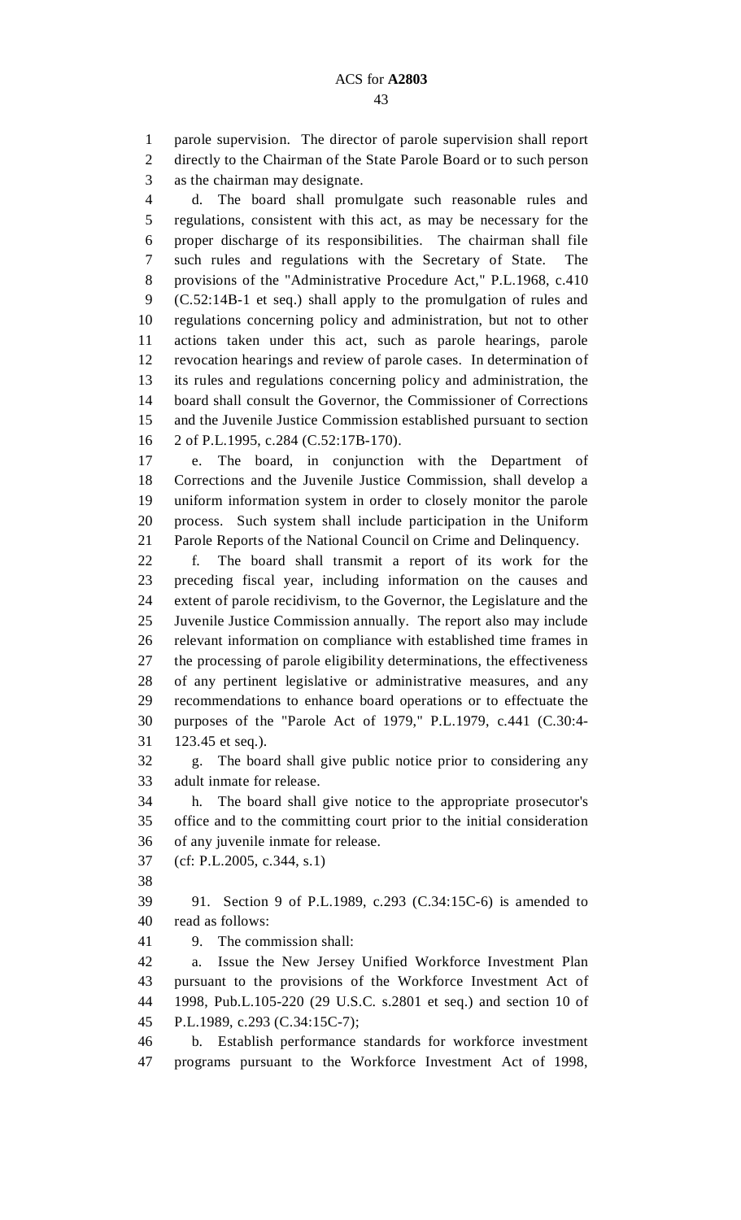parole supervision. The director of parole supervision shall report directly to the Chairman of the State Parole Board or to such person as the chairman may designate.

d. The board shall promulgate such reasonable rules and regulations, consistent with this act, as may be necessary for the proper discharge of its responsibilities. The chairman shall file such rules and regulations with the Secretary of State. The provisions of the "Administrative Procedure Act," P.L.1968, c.410 (C.52:14B-1 et seq.) shall apply to the promulgation of rules and regulations concerning policy and administration, but not to other actions taken under this act, such as parole hearings, parole revocation hearings and review of parole cases. In determination of its rules and regulations concerning policy and administration, the board shall consult the Governor, the Commissioner of Corrections and the Juvenile Justice Commission established pursuant to section 2 of P.L.1995, c.284 (C.52:17B-170).

e. The board, in conjunction with the Department of Corrections and the Juvenile Justice Commission, shall develop a uniform information system in order to closely monitor the parole process. Such system shall include participation in the Uniform Parole Reports of the National Council on Crime and Delinquency.

f. The board shall transmit a report of its work for the preceding fiscal year, including information on the causes and extent of parole recidivism, to the Governor, the Legislature and the Juvenile Justice Commission annually. The report also may include relevant information on compliance with established time frames in the processing of parole eligibility determinations, the effectiveness of any pertinent legislative or administrative measures, and any recommendations to enhance board operations or to effectuate the purposes of the "Parole Act of 1979," P.L.1979, c.441 (C.30:4-123.45 et seq.).

g. The board shall give public notice prior to considering any adult inmate for release.

h. The board shall give notice to the appropriate prosecutor's office and to the committing court prior to the initial consideration of any juvenile inmate for release.

(cf: P.L.2005, c.344, s.1)

91. Section 9 of P.L.1989, c.293 (C.34:15C-6) is amended to read as follows:

9. The commission shall:

a. Issue the New Jersey Unified Workforce Investment Plan pursuant to the provisions of the Workforce Investment Act of 1998, Pub.L.105-220 (29 U.S.C. s.2801 et seq.) and section 10 of P.L.1989, c.293 (C.34:15C-7);

b. Establish performance standards for workforce investment programs pursuant to the Workforce Investment Act of 1998,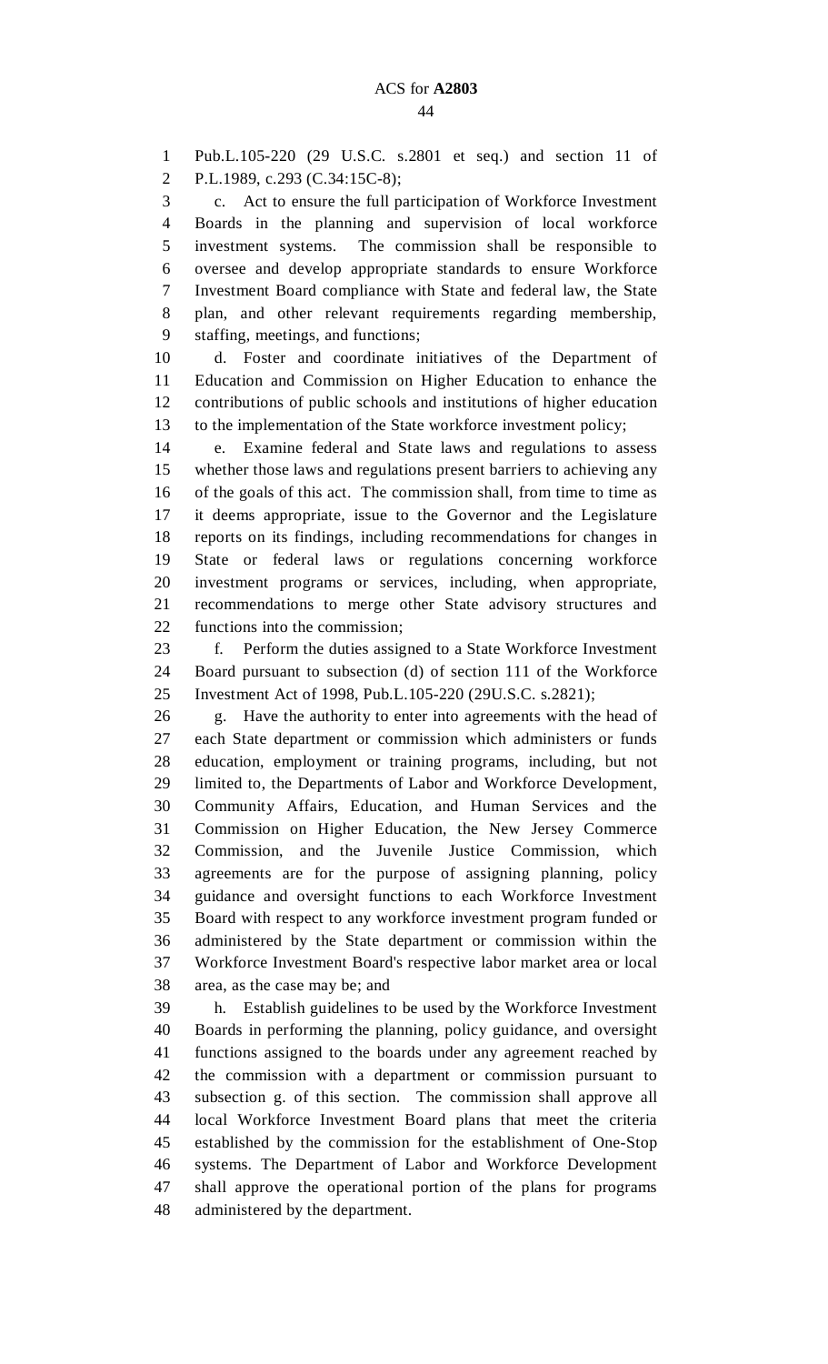Pub.L.105-220 (29 U.S.C. s.2801 et seq.) and section 11 of P.L.1989, c.293 (C.34:15C-8);

c. Act to ensure the full participation of Workforce Investment Boards in the planning and supervision of local workforce investment systems. The commission shall be responsible to oversee and develop appropriate standards to ensure Workforce Investment Board compliance with State and federal law, the State plan, and other relevant requirements regarding membership, staffing, meetings, and functions;

d. Foster and coordinate initiatives of the Department of Education and Commission on Higher Education to enhance the contributions of public schools and institutions of higher education to the implementation of the State workforce investment policy;

e. Examine federal and State laws and regulations to assess whether those laws and regulations present barriers to achieving any of the goals of this act. The commission shall, from time to time as it deems appropriate, issue to the Governor and the Legislature reports on its findings, including recommendations for changes in State or federal laws or regulations concerning workforce investment programs or services, including, when appropriate, recommendations to merge other State advisory structures and functions into the commission;

f. Perform the duties assigned to a State Workforce Investment Board pursuant to subsection (d) of section 111 of the Workforce Investment Act of 1998, Pub.L.105-220 (29U.S.C. s.2821);

g. Have the authority to enter into agreements with the head of each State department or commission which administers or funds education, employment or training programs, including, but not limited to, the Departments of Labor and Workforce Development, Community Affairs, Education, and Human Services and the Commission on Higher Education, the New Jersey Commerce Commission, and the Juvenile Justice Commission, which agreements are for the purpose of assigning planning, policy guidance and oversight functions to each Workforce Investment Board with respect to any workforce investment program funded or administered by the State department or commission within the Workforce Investment Board's respective labor market area or local area, as the case may be; and

h. Establish guidelines to be used by the Workforce Investment Boards in performing the planning, policy guidance, and oversight functions assigned to the boards under any agreement reached by the commission with a department or commission pursuant to subsection g. of this section. The commission shall approve all local Workforce Investment Board plans that meet the criteria established by the commission for the establishment of One-Stop systems. The Department of Labor and Workforce Development shall approve the operational portion of the plans for programs administered by the department.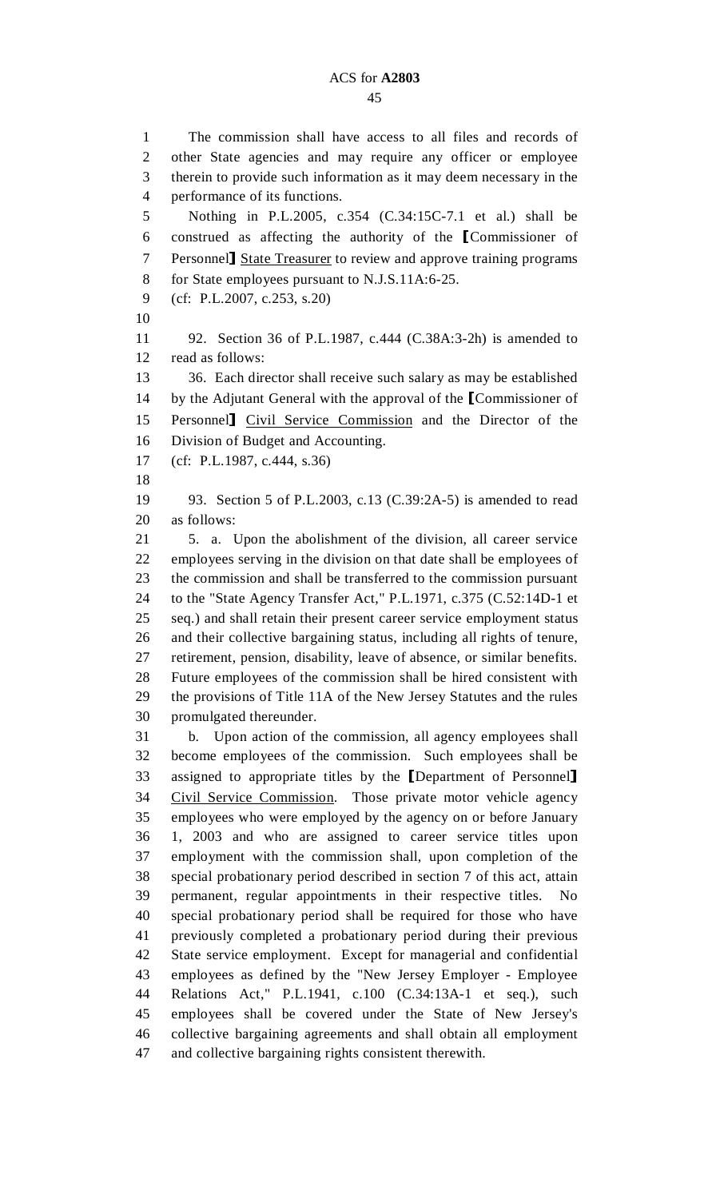The commission shall have access to all files and records of other State agencies and may require any officer or employee therein to provide such information as it may deem necessary in the performance of its functions.

Nothing in P.L.2005, c.354 (C.34:15C-7.1 et al.) shall be construed as affecting the authority of the [Commissioner of Personnel] State Treasurer to review and approve training programs for State employees pursuant to N.J.S.11A:6-25.

(cf: P.L.2007, c.253, s.20)

92. Section 36 of P.L.1987, c.444 (C.38A:3-2h) is amended to read as follows:

36. Each director shall receive such salary as may be established by the Adjutant General with the approval of the [Commissioner of Personnel] Civil Service Commission and the Director of the Division of Budget and Accounting.

(cf: P.L.1987, c.444, s.36)

93. Section 5 of P.L.2003, c.13 (C.39:2A-5) is amended to read as follows:

5. a. Upon the abolishment of the division, all career service employees serving in the division on that date shall be employees of the commission and shall be transferred to the commission pursuant to the "State Agency Transfer Act," P.L.1971, c.375 (C.52:14D-1 et seq.) and shall retain their present career service employment status and their collective bargaining status, including all rights of tenure, retirement, pension, disability, leave of absence, or similar benefits. Future employees of the commission shall be hired consistent with the provisions of Title 11A of the New Jersey Statutes and the rules promulgated thereunder.

b. Upon action of the commission, all agency employees shall become employees of the commission. Such employees shall be assigned to appropriate titles by the [Department of Personnel] Civil Service Commission. Those private motor vehicle agency employees who were employed by the agency on or before January 1, 2003 and who are assigned to career service titles upon employment with the commission shall, upon completion of the special probationary period described in section 7 of this act, attain permanent, regular appointments in their respective titles. No special probationary period shall be required for those who have previously completed a probationary period during their previous State service employment. Except for managerial and confidential employees as defined by the "New Jersey Employer - Employee Relations Act," P.L.1941, c.100 (C.34:13A-1 et seq.), such employees shall be covered under the State of New Jersey's collective bargaining agreements and shall obtain all employment and collective bargaining rights consistent therewith.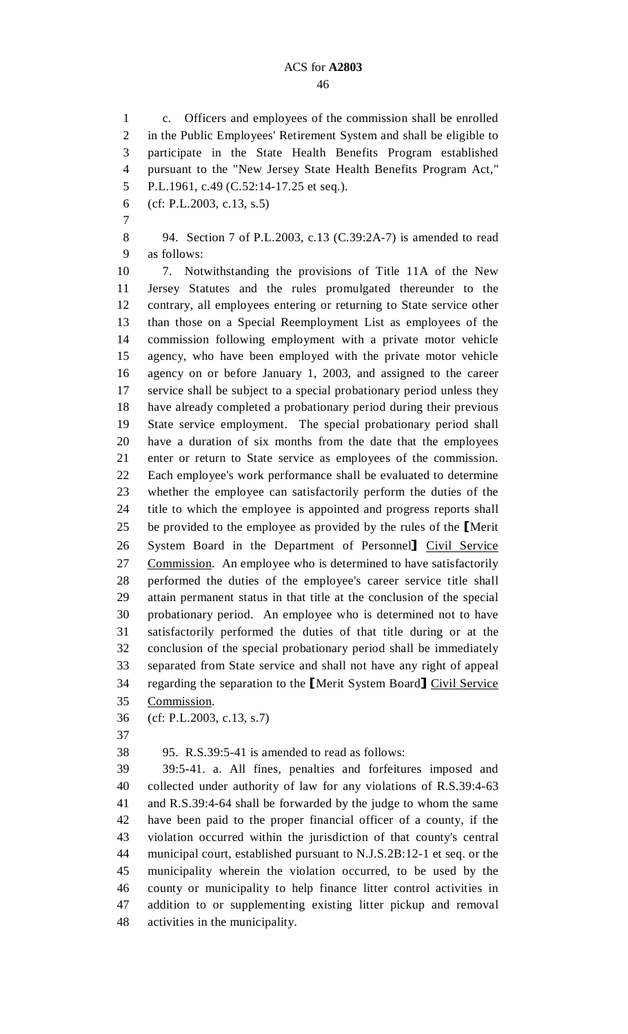c. Officers and employees of the commission shall be enrolled in the Public Employees' Retirement System and shall be eligible to participate in the State Health Benefits Program established pursuant to the "New Jersey State Health Benefits Program Act," P.L.1961, c.49 (C.52:14-17.25 et seq.).

(cf: P.L.2003, c.13, s.5)

94. Section 7 of P.L.2003, c.13 (C.39:2A-7) is amended to read as follows:

7. Notwithstanding the provisions of Title 11A of the New Jersey Statutes and the rules promulgated thereunder to the contrary, all employees entering or returning to State service other than those on a Special Reemployment List as employees of the commission following employment with a private motor vehicle agency, who have been employed with the private motor vehicle agency on or before January 1, 2003, and assigned to the career service shall be subject to a special probationary period unless they have already completed a probationary period during their previous State service employment. The special probationary period shall have a duration of six months from the date that the employees enter or return to State service as employees of the commission. Each employee's work performance shall be evaluated to determine whether the employee can satisfactorily perform the duties of the title to which the employee is appointed and progress reports shall be provided to the employee as provided by the rules of the ⟦Merit System Board in the Department of Personnel⟧ <u>Civil Service Commission</u>. An employee who is determined to have satisfactorily performed the duties of the employee's career service title shall attain permanent status in that title at the conclusion of the special probationary period. An employee who is determined not to have satisfactorily performed the duties of that title during or at the conclusion of the special probationary period shall be immediately separated from State service and shall not have any right of appeal regarding the separation to the ⟦Merit System Board⟧ <u>Civil Service Commission</u>.

(cf: P.L.2003, c.13, s.7)

95. R.S.39:5-41 is amended to read as follows:

39:5-41. a. All fines, penalties and forfeitures imposed and collected under authority of law for any violations of R.S.39:4-63 and R.S.39:4-64 shall be forwarded by the judge to whom the same have been paid to the proper financial officer of a county, if the violation occurred within the jurisdiction of that county's central municipal court, established pursuant to N.J.S.2B:12-1 et seq. or the municipality wherein the violation occurred, to be used by the county or municipality to help finance litter control activities in addition to or supplementing existing litter pickup and removal activities in the municipality.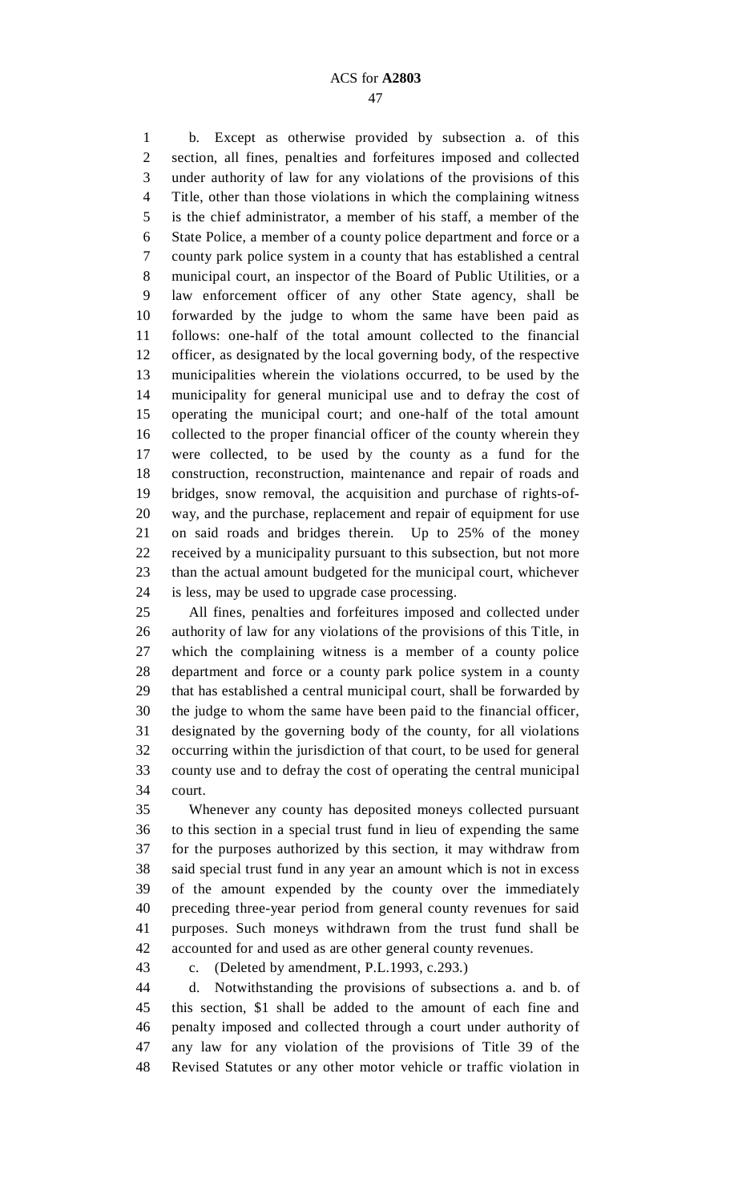b. Except as otherwise provided by subsection a. of this section, all fines, penalties and forfeitures imposed and collected under authority of law for any violations of the provisions of this Title, other than those violations in which the complaining witness is the chief administrator, a member of his staff, a member of the State Police, a member of a county police department and force or a county park police system in a county that has established a central municipal court, an inspector of the Board of Public Utilities, or a law enforcement officer of any other State agency, shall be forwarded by the judge to whom the same have been paid as follows: one-half of the total amount collected to the financial officer, as designated by the local governing body, of the respective municipalities wherein the violations occurred, to be used by the municipality for general municipal use and to defray the cost of operating the municipal court; and one-half of the total amount collected to the proper financial officer of the county wherein they were collected, to be used by the county as a fund for the construction, reconstruction, maintenance and repair of roads and bridges, snow removal, the acquisition and purchase of rights-of-way, and the purchase, replacement and repair of equipment for use on said roads and bridges therein. Up to 25% of the money received by a municipality pursuant to this subsection, but not more than the actual amount budgeted for the municipal court, whichever is less, may be used to upgrade case processing.

All fines, penalties and forfeitures imposed and collected under authority of law for any violations of the provisions of this Title, in which the complaining witness is a member of a county police department and force or a county park police system in a county that has established a central municipal court, shall be forwarded by the judge to whom the same have been paid to the financial officer, designated by the governing body of the county, for all violations occurring within the jurisdiction of that court, to be used for general county use and to defray the cost of operating the central municipal court.

Whenever any county has deposited moneys collected pursuant to this section in a special trust fund in lieu of expending the same for the purposes authorized by this section, it may withdraw from said special trust fund in any year an amount which is not in excess of the amount expended by the county over the immediately preceding three-year period from general county revenues for said purposes. Such moneys withdrawn from the trust fund shall be accounted for and used as are other general county revenues.

c. (Deleted by amendment, P.L.1993, c.293.)

d. Notwithstanding the provisions of subsections a. and b. of this section, $1 shall be added to the amount of each fine and penalty imposed and collected through a court under authority of any law for any violation of the provisions of Title 39 of the Revised Statutes or any other motor vehicle or traffic violation in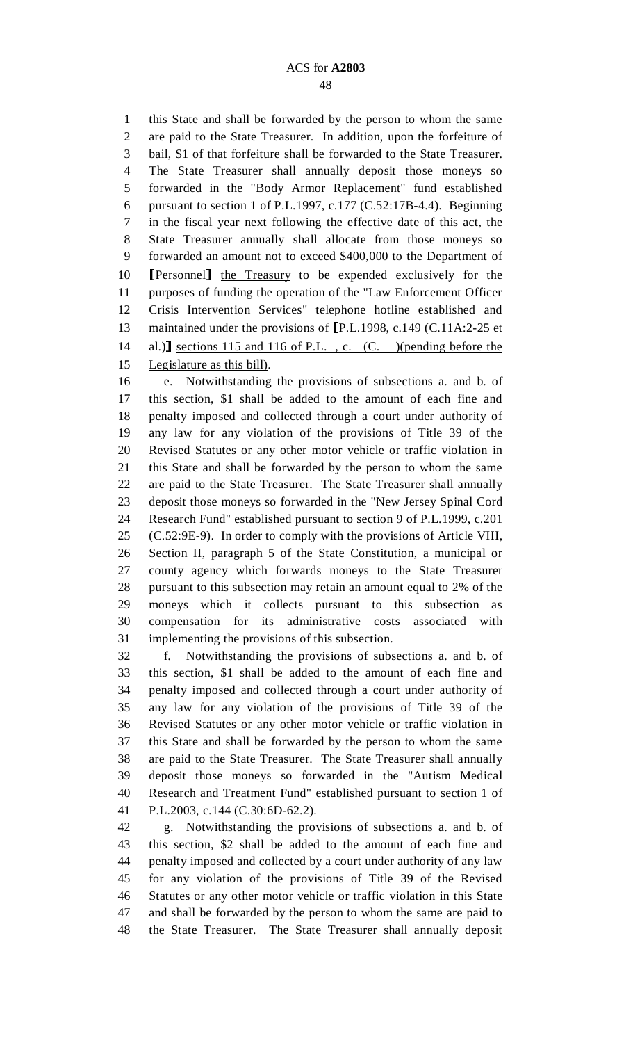this State and shall be forwarded by the person to whom the same are paid to the State Treasurer. In addition, upon the forfeiture of bail, $1 of that forfeiture shall be forwarded to the State Treasurer. The State Treasurer shall annually deposit those moneys so forwarded in the "Body Armor Replacement" fund established pursuant to section 1 of P.L.1997, c.177 (C.52:17B-4.4). Beginning in the fiscal year next following the effective date of this act, the State Treasurer annually shall allocate from those moneys so forwarded an amount not to exceed $400,000 to the Department of ⟦Personnel⟧ <u>the Treasury</u> to be expended exclusively for the purposes of funding the operation of the "Law Enforcement Officer Crisis Intervention Services" telephone hotline established and maintained under the provisions of ⟦P.L.1998, c.149 (C.11A:2-25 et al.)⟧ <u>sections 115 and 116 of P.L. , c. (C. )(pending before the Legislature as this bill)</u>.

e. Notwithstanding the provisions of subsections a. and b. of this section, $1 shall be added to the amount of each fine and penalty imposed and collected through a court under authority of any law for any violation of the provisions of Title 39 of the Revised Statutes or any other motor vehicle or traffic violation in this State and shall be forwarded by the person to whom the same are paid to the State Treasurer. The State Treasurer shall annually deposit those moneys so forwarded in the "New Jersey Spinal Cord Research Fund" established pursuant to section 9 of P.L.1999, c.201 (C.52:9E-9). In order to comply with the provisions of Article VIII, Section II, paragraph 5 of the State Constitution, a municipal or county agency which forwards moneys to the State Treasurer pursuant to this subsection may retain an amount equal to 2% of the moneys which it collects pursuant to this subsection as compensation for its administrative costs associated with implementing the provisions of this subsection.

f. Notwithstanding the provisions of subsections a. and b. of this section, $1 shall be added to the amount of each fine and penalty imposed and collected through a court under authority of any law for any violation of the provisions of Title 39 of the Revised Statutes or any other motor vehicle or traffic violation in this State and shall be forwarded by the person to whom the same are paid to the State Treasurer. The State Treasurer shall annually deposit those moneys so forwarded in the "Autism Medical Research and Treatment Fund" established pursuant to section 1 of P.L.2003, c.144 (C.30:6D-62.2).

g. Notwithstanding the provisions of subsections a. and b. of this section, $2 shall be added to the amount of each fine and penalty imposed and collected by a court under authority of any law for any violation of the provisions of Title 39 of the Revised Statutes or any other motor vehicle or traffic violation in this State and shall be forwarded by the person to whom the same are paid to the State Treasurer. The State Treasurer shall annually deposit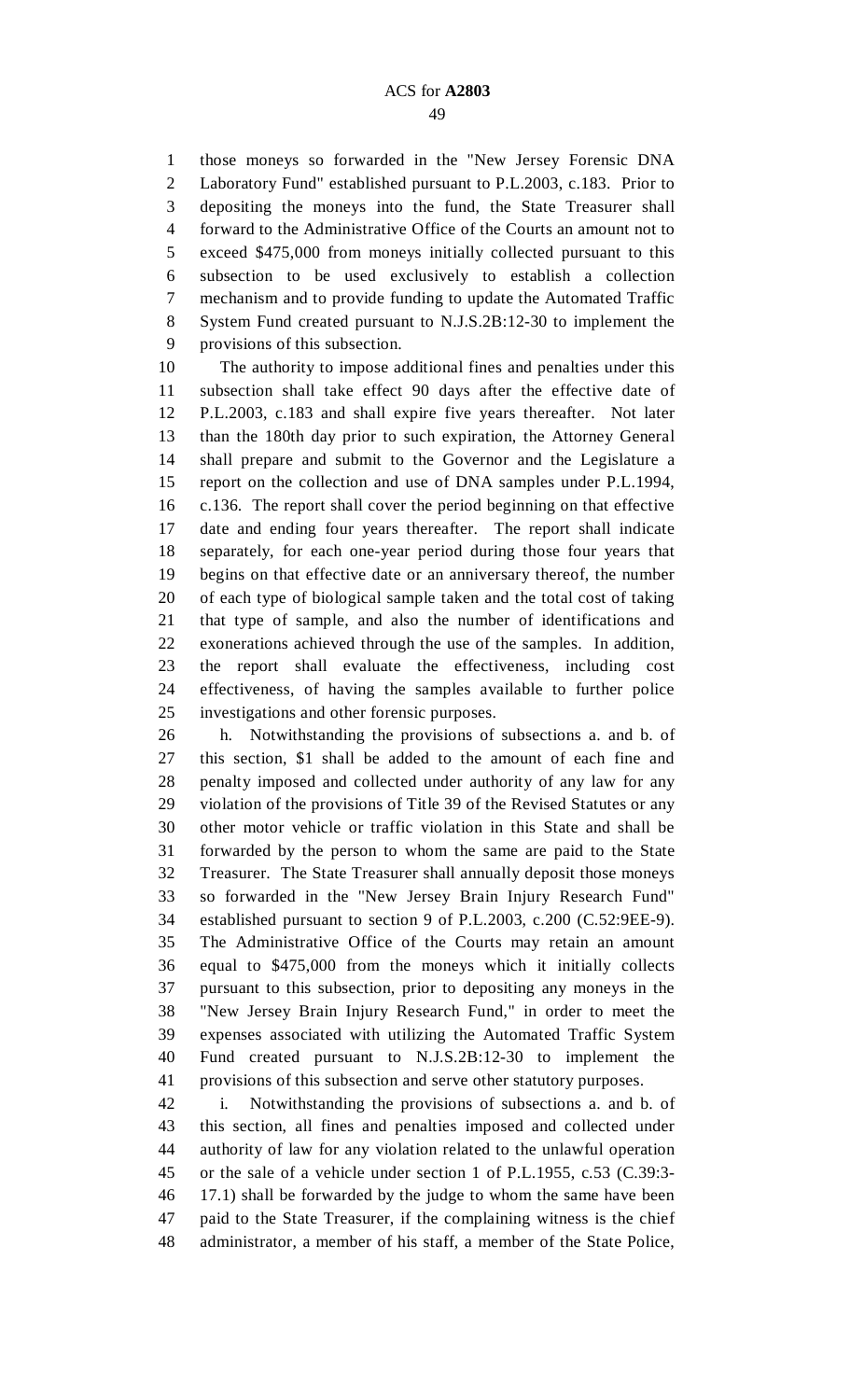those moneys so forwarded in the "New Jersey Forensic DNA Laboratory Fund" established pursuant to P.L.2003, c.183. Prior to depositing the moneys into the fund, the State Treasurer shall forward to the Administrative Office of the Courts an amount not to exceed $475,000 from moneys initially collected pursuant to this subsection to be used exclusively to establish a collection mechanism and to provide funding to update the Automated Traffic System Fund created pursuant to N.J.S.2B:12-30 to implement the provisions of this subsection.

The authority to impose additional fines and penalties under this subsection shall take effect 90 days after the effective date of P.L.2003, c.183 and shall expire five years thereafter. Not later than the 180th day prior to such expiration, the Attorney General shall prepare and submit to the Governor and the Legislature a report on the collection and use of DNA samples under P.L.1994, c.136. The report shall cover the period beginning on that effective date and ending four years thereafter. The report shall indicate separately, for each one-year period during those four years that begins on that effective date or an anniversary thereof, the number of each type of biological sample taken and the total cost of taking that type of sample, and also the number of identifications and exonerations achieved through the use of the samples. In addition, the report shall evaluate the effectiveness, including cost effectiveness, of having the samples available to further police investigations and other forensic purposes.

h. Notwithstanding the provisions of subsections a. and b. of this section, $1 shall be added to the amount of each fine and penalty imposed and collected under authority of any law for any violation of the provisions of Title 39 of the Revised Statutes or any other motor vehicle or traffic violation in this State and shall be forwarded by the person to whom the same are paid to the State Treasurer. The State Treasurer shall annually deposit those moneys so forwarded in the "New Jersey Brain Injury Research Fund" established pursuant to section 9 of P.L.2003, c.200 (C.52:9EE-9). The Administrative Office of the Courts may retain an amount equal to $475,000 from the moneys which it initially collects pursuant to this subsection, prior to depositing any moneys in the "New Jersey Brain Injury Research Fund," in order to meet the expenses associated with utilizing the Automated Traffic System Fund created pursuant to N.J.S.2B:12-30 to implement the provisions of this subsection and serve other statutory purposes.

i. Notwithstanding the provisions of subsections a. and b. of this section, all fines and penalties imposed and collected under authority of law for any violation related to the unlawful operation or the sale of a vehicle under section 1 of P.L.1955, c.53 (C.39:3-17.1) shall be forwarded by the judge to whom the same have been paid to the State Treasurer, if the complaining witness is the chief administrator, a member of his staff, a member of the State Police,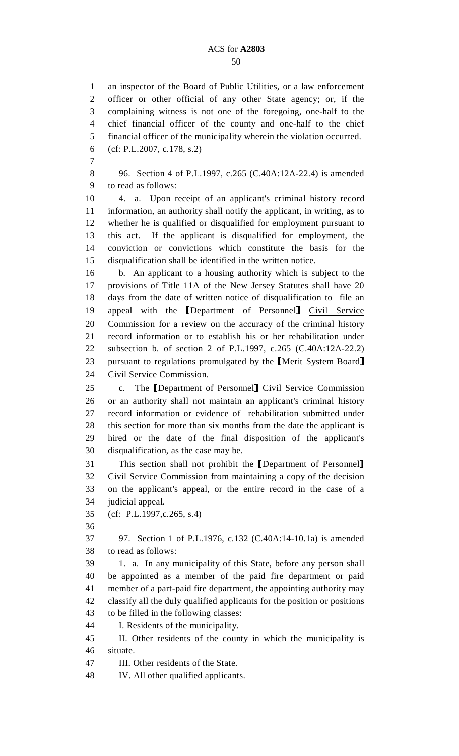an inspector of the Board of Public Utilities, or a law enforcement officer or other official of any other State agency; or, if the complaining witness is not one of the foregoing, one-half to the chief financial officer of the county and one-half to the chief financial officer of the municipality wherein the violation occurred.

(cf: P.L.2007, c.178, s.2)

96. Section 4 of P.L.1997, c.265 (C.40A:12A-22.4) is amended to read as follows:

4. a. Upon receipt of an applicant's criminal history record information, an authority shall notify the applicant, in writing, as to whether he is qualified or disqualified for employment pursuant to this act. If the applicant is disqualified for employment, the conviction or convictions which constitute the basis for the disqualification shall be identified in the written notice.

b. An applicant to a housing authority which is subject to the provisions of Title 11A of the New Jersey Statutes shall have 20 days from the date of written notice of disqualification to file an appeal with the [Department of Personnel] Civil Service Commission for a review on the accuracy of the criminal history record information or to establish his or her rehabilitation under subsection b. of section 2 of P.L.1997, c.265 (C.40A:12A-22.2) pursuant to regulations promulgated by the [Merit System Board] Civil Service Commission.

c. The [Department of Personnel] Civil Service Commission or an authority shall not maintain an applicant's criminal history record information or evidence of rehabilitation submitted under this section for more than six months from the date the applicant is hired or the date of the final disposition of the applicant's disqualification, as the case may be.

This section shall not prohibit the [Department of Personnel] Civil Service Commission from maintaining a copy of the decision on the applicant's appeal, or the entire record in the case of a judicial appeal.

(cf: P.L.1997,c.265, s.4)

97. Section 1 of P.L.1976, c.132 (C.40A:14-10.1a) is amended to read as follows:

1. a. In any municipality of this State, before any person shall be appointed as a member of the paid fire department or paid member of a part-paid fire department, the appointing authority may classify all the duly qualified applicants for the position or positions to be filled in the following classes:

I. Residents of the municipality.

II. Other residents of the county in which the municipality is situate.

III. Other residents of the State.

IV. All other qualified applicants.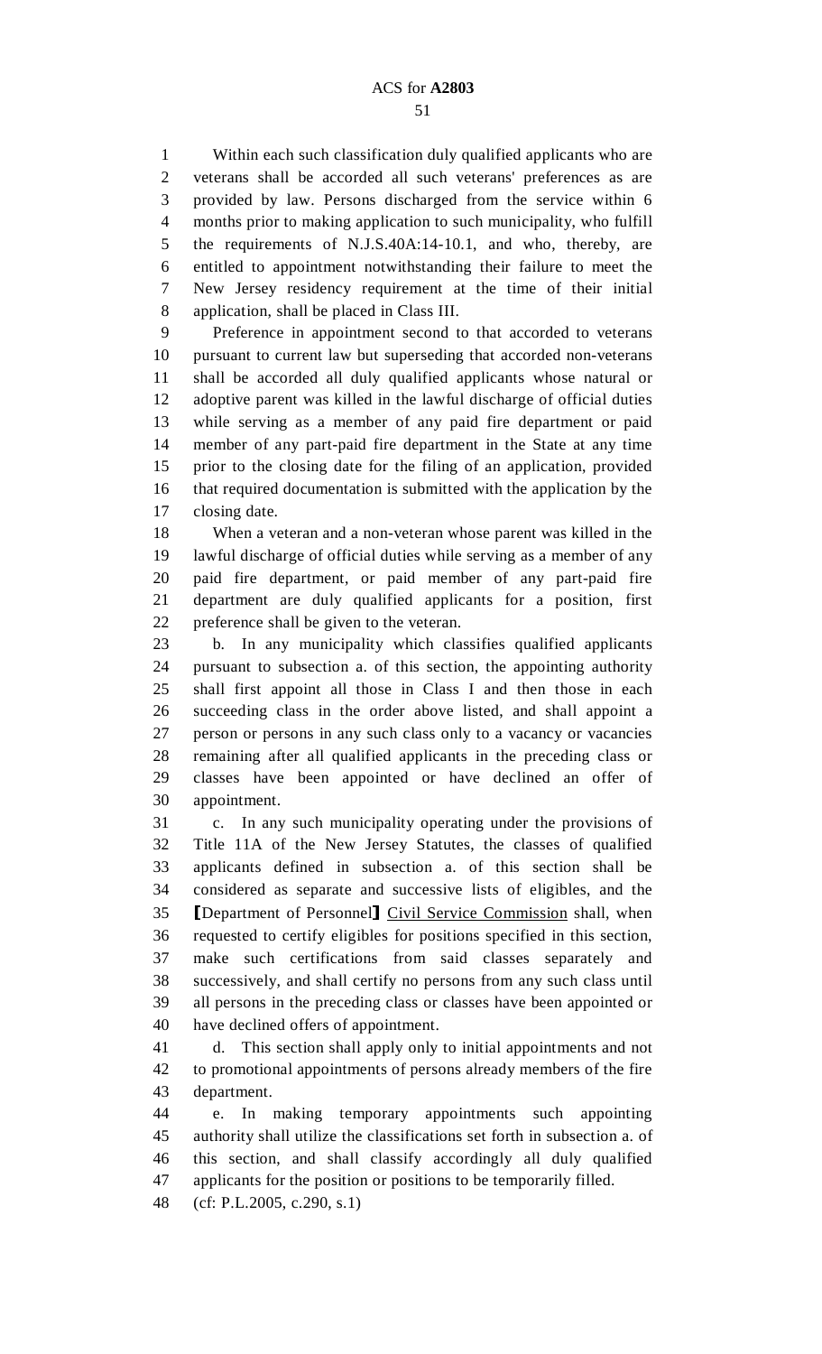Within each such classification duly qualified applicants who are veterans shall be accorded all such veterans' preferences as are provided by law. Persons discharged from the service within 6 months prior to making application to such municipality, who fulfill the requirements of N.J.S.40A:14-10.1, and who, thereby, are entitled to appointment notwithstanding their failure to meet the New Jersey residency requirement at the time of their initial application, shall be placed in Class III.

Preference in appointment second to that accorded to veterans pursuant to current law but superseding that accorded non-veterans shall be accorded all duly qualified applicants whose natural or adoptive parent was killed in the lawful discharge of official duties while serving as a member of any paid fire department or paid member of any part-paid fire department in the State at any time prior to the closing date for the filing of an application, provided that required documentation is submitted with the application by the closing date.

When a veteran and a non-veteran whose parent was killed in the lawful discharge of official duties while serving as a member of any paid fire department, or paid member of any part-paid fire department are duly qualified applicants for a position, first preference shall be given to the veteran.

b. In any municipality which classifies qualified applicants pursuant to subsection a. of this section, the appointing authority shall first appoint all those in Class I and then those in each succeeding class in the order above listed, and shall appoint a person or persons in any such class only to a vacancy or vacancies remaining after all qualified applicants in the preceding class or classes have been appointed or have declined an offer of appointment.

c. In any such municipality operating under the provisions of Title 11A of the New Jersey Statutes, the classes of qualified applicants defined in subsection a. of this section shall be considered as separate and successive lists of eligibles, and the ⟦Department of Personnel⟧ <u>Civil Service Commission</u> shall, when requested to certify eligibles for positions specified in this section, make such certifications from said classes separately and successively, and shall certify no persons from any such class until all persons in the preceding class or classes have been appointed or have declined offers of appointment.

d. This section shall apply only to initial appointments and not to promotional appointments of persons already members of the fire department.

e. In making temporary appointments such appointing authority shall utilize the classifications set forth in subsection a. of this section, and shall classify accordingly all duly qualified applicants for the position or positions to be temporarily filled.

(cf: P.L.2005, c.290, s.1)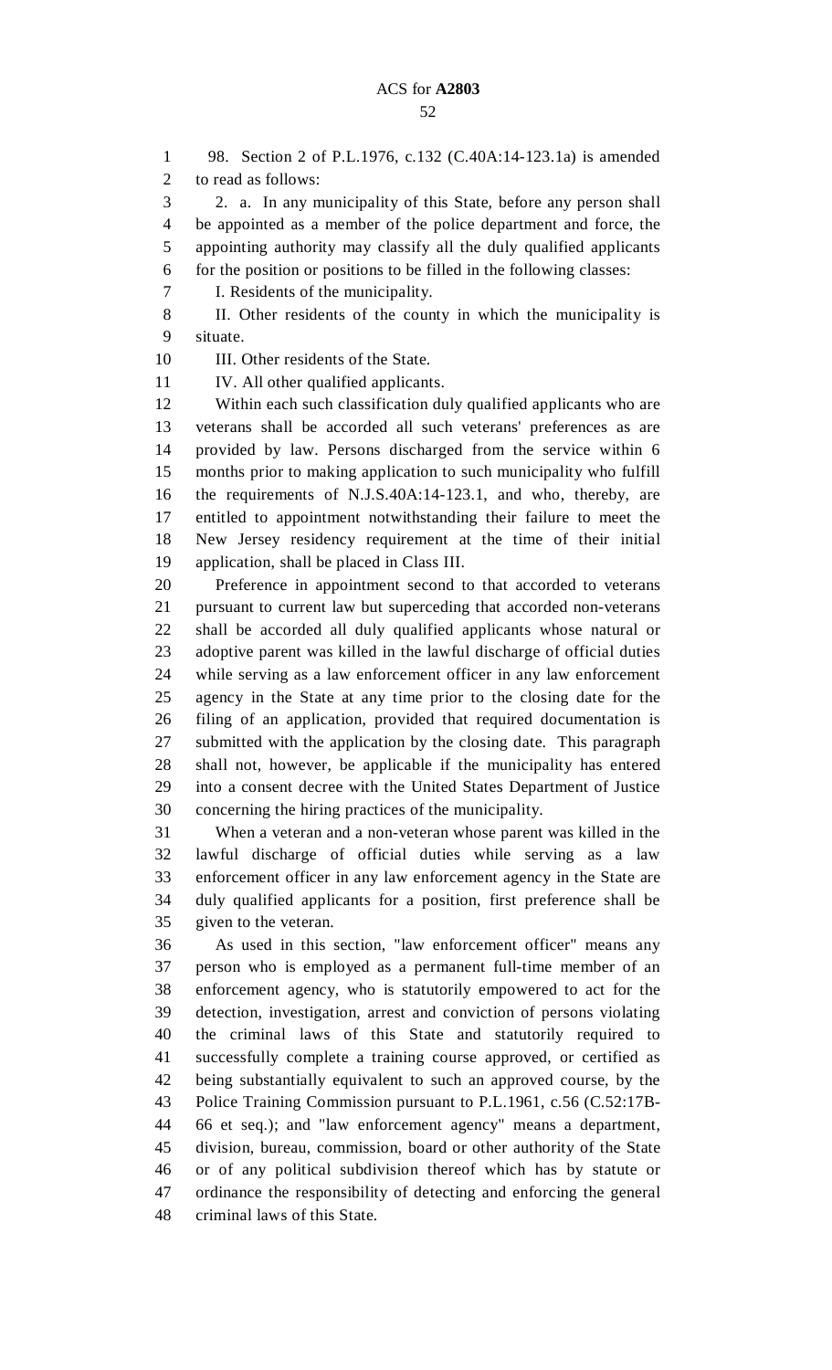98. Section 2 of P.L.1976, c.132 (C.40A:14-123.1a) is amended to read as follows:

2. a. In any municipality of this State, before any person shall be appointed as a member of the police department and force, the appointing authority may classify all the duly qualified applicants for the position or positions to be filled in the following classes:

I. Residents of the municipality.

II. Other residents of the county in which the municipality is situate.

III. Other residents of the State.

IV. All other qualified applicants.

Within each such classification duly qualified applicants who are veterans shall be accorded all such veterans' preferences as are provided by law. Persons discharged from the service within 6 months prior to making application to such municipality who fulfill the requirements of N.J.S.40A:14-123.1, and who, thereby, are entitled to appointment notwithstanding their failure to meet the New Jersey residency requirement at the time of their initial application, shall be placed in Class III.

Preference in appointment second to that accorded to veterans pursuant to current law but superceding that accorded non-veterans shall be accorded all duly qualified applicants whose natural or adoptive parent was killed in the lawful discharge of official duties while serving as a law enforcement officer in any law enforcement agency in the State at any time prior to the closing date for the filing of an application, provided that required documentation is submitted with the application by the closing date. This paragraph shall not, however, be applicable if the municipality has entered into a consent decree with the United States Department of Justice concerning the hiring practices of the municipality.

When a veteran and a non-veteran whose parent was killed in the lawful discharge of official duties while serving as a law enforcement officer in any law enforcement agency in the State are duly qualified applicants for a position, first preference shall be given to the veteran.

As used in this section, "law enforcement officer" means any person who is employed as a permanent full-time member of an enforcement agency, who is statutorily empowered to act for the detection, investigation, arrest and conviction of persons violating the criminal laws of this State and statutorily required to successfully complete a training course approved, or certified as being substantially equivalent to such an approved course, by the Police Training Commission pursuant to P.L.1961, c.56 (C.52:17B-66 et seq.); and "law enforcement agency" means a department, division, bureau, commission, board or other authority of the State or of any political subdivision thereof which has by statute or ordinance the responsibility of detecting and enforcing the general criminal laws of this State.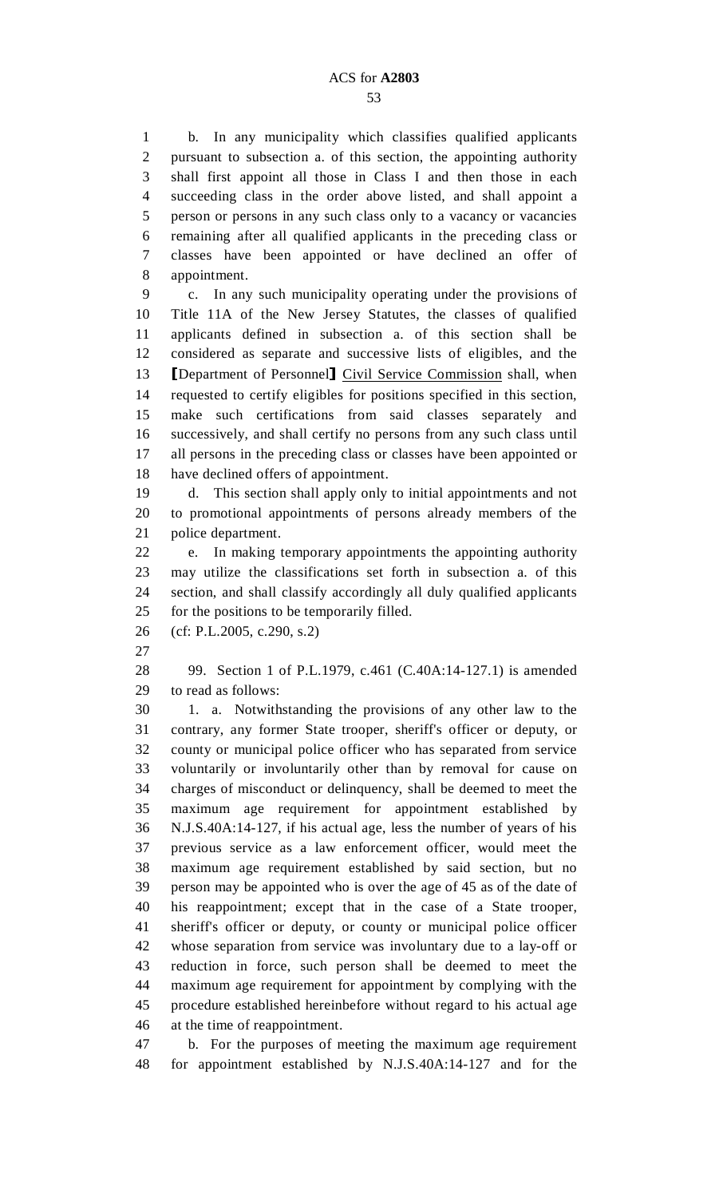b. In any municipality which classifies qualified applicants pursuant to subsection a. of this section, the appointing authority shall first appoint all those in Class I and then those in each succeeding class in the order above listed, and shall appoint a person or persons in any such class only to a vacancy or vacancies remaining after all qualified applicants in the preceding class or classes have been appointed or have declined an offer of appointment.

c. In any such municipality operating under the provisions of Title 11A of the New Jersey Statutes, the classes of qualified applicants defined in subsection a. of this section shall be considered as separate and successive lists of eligibles, and the [Department of Personnel] Civil Service Commission shall, when requested to certify eligibles for positions specified in this section, make such certifications from said classes separately and successively, and shall certify no persons from any such class until all persons in the preceding class or classes have been appointed or have declined offers of appointment.

d. This section shall apply only to initial appointments and not to promotional appointments of persons already members of the police department.

e. In making temporary appointments the appointing authority may utilize the classifications set forth in subsection a. of this section, and shall classify accordingly all duly qualified applicants for the positions to be temporarily filled.

(cf: P.L.2005, c.290, s.2)

99. Section 1 of P.L.1979, c.461 (C.40A:14-127.1) is amended to read as follows:

1. a. Notwithstanding the provisions of any other law to the contrary, any former State trooper, sheriff's officer or deputy, or county or municipal police officer who has separated from service voluntarily or involuntarily other than by removal for cause on charges of misconduct or delinquency, shall be deemed to meet the maximum age requirement for appointment established by N.J.S.40A:14-127, if his actual age, less the number of years of his previous service as a law enforcement officer, would meet the maximum age requirement established by said section, but no person may be appointed who is over the age of 45 as of the date of his reappointment; except that in the case of a State trooper, sheriff's officer or deputy, or county or municipal police officer whose separation from service was involuntary due to a lay-off or reduction in force, such person shall be deemed to meet the maximum age requirement for appointment by complying with the procedure established hereinbefore without regard to his actual age at the time of reappointment.

b. For the purposes of meeting the maximum age requirement for appointment established by N.J.S.40A:14-127 and for the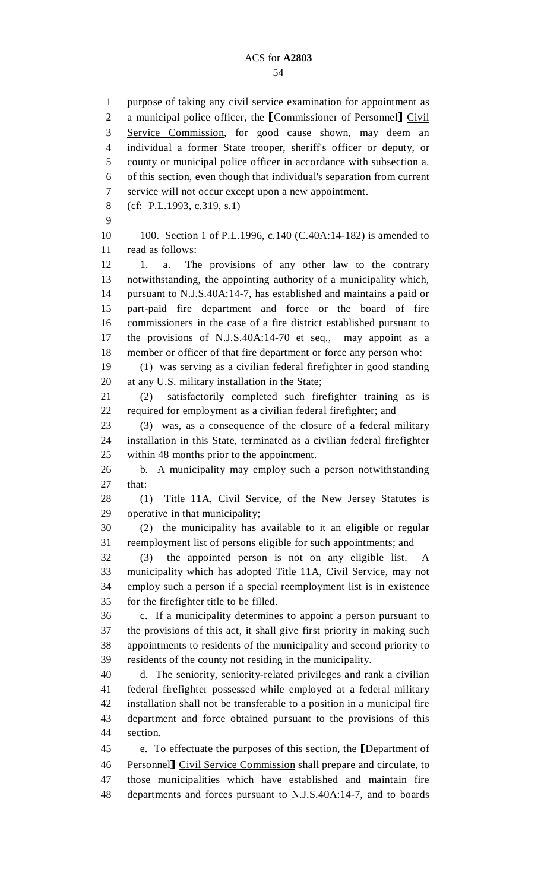purpose of taking any civil service examination for appointment as a municipal police officer, the [Commissioner of Personnel] Civil Service Commission, for good cause shown, may deem an individual a former State trooper, sheriff's officer or deputy, or county or municipal police officer in accordance with subsection a. of this section, even though that individual's separation from current service will not occur except upon a new appointment.

(cf: P.L.1993, c.319, s.1)

100. Section 1 of P.L.1996, c.140 (C.40A:14-182) is amended to read as follows:

1. a. The provisions of any other law to the contrary notwithstanding, the appointing authority of a municipality which, pursuant to N.J.S.40A:14-7, has established and maintains a paid or part-paid fire department and force or the board of fire commissioners in the case of a fire district established pursuant to the provisions of N.J.S.40A:14-70 et seq., may appoint as a member or officer of that fire department or force any person who:

(1) was serving as a civilian federal firefighter in good standing at any U.S. military installation in the State;

(2) satisfactorily completed such firefighter training as is required for employment as a civilian federal firefighter; and

(3) was, as a consequence of the closure of a federal military installation in this State, terminated as a civilian federal firefighter within 48 months prior to the appointment.

b. A municipality may employ such a person notwithstanding that:

(1) Title 11A, Civil Service, of the New Jersey Statutes is operative in that municipality;

(2) the municipality has available to it an eligible or regular reemployment list of persons eligible for such appointments; and

(3) the appointed person is not on any eligible list. A municipality which has adopted Title 11A, Civil Service, may not employ such a person if a special reemployment list is in existence for the firefighter title to be filled.

c. If a municipality determines to appoint a person pursuant to the provisions of this act, it shall give first priority in making such appointments to residents of the municipality and second priority to residents of the county not residing in the municipality.

d. The seniority, seniority-related privileges and rank a civilian federal firefighter possessed while employed at a federal military installation shall not be transferable to a position in a municipal fire department and force obtained pursuant to the provisions of this section.

e. To effectuate the purposes of this section, the [Department of Personnel] Civil Service Commission shall prepare and circulate, to those municipalities which have established and maintain fire departments and forces pursuant to N.J.S.40A:14-7, and to boards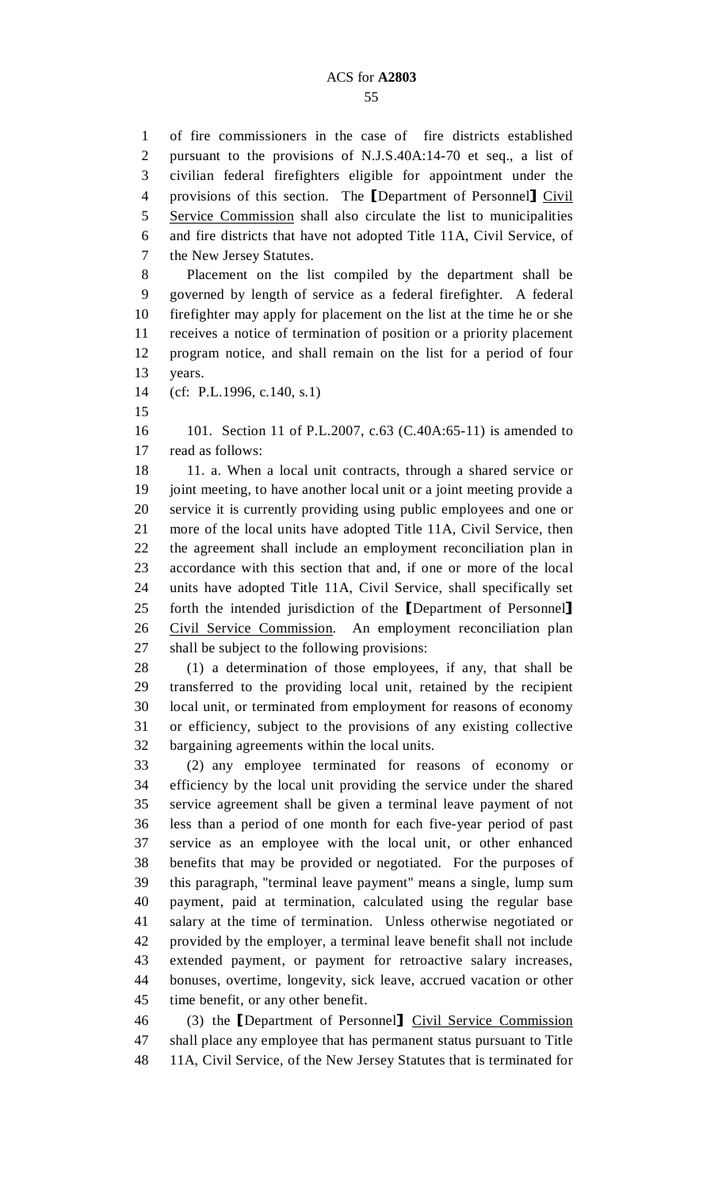of fire commissioners in the case of fire districts established pursuant to the provisions of N.J.S.40A:14-70 et seq., a list of civilian federal firefighters eligible for appointment under the provisions of this section. The [Department of Personnel] Civil Service Commission shall also circulate the list to municipalities and fire districts that have not adopted Title 11A, Civil Service, of the New Jersey Statutes.

Placement on the list compiled by the department shall be governed by length of service as a federal firefighter. A federal firefighter may apply for placement on the list at the time he or she receives a notice of termination of position or a priority placement program notice, and shall remain on the list for a period of four years.

(cf: P.L.1996, c.140, s.1)

101. Section 11 of P.L.2007, c.63 (C.40A:65-11) is amended to read as follows:

11. a. When a local unit contracts, through a shared service or joint meeting, to have another local unit or a joint meeting provide a service it is currently providing using public employees and one or more of the local units have adopted Title 11A, Civil Service, then the agreement shall include an employment reconciliation plan in accordance with this section that and, if one or more of the local units have adopted Title 11A, Civil Service, shall specifically set forth the intended jurisdiction of the [Department of Personnel] Civil Service Commission. An employment reconciliation plan shall be subject to the following provisions:

(1) a determination of those employees, if any, that shall be transferred to the providing local unit, retained by the recipient local unit, or terminated from employment for reasons of economy or efficiency, subject to the provisions of any existing collective bargaining agreements within the local units.

(2) any employee terminated for reasons of economy or efficiency by the local unit providing the service under the shared service agreement shall be given a terminal leave payment of not less than a period of one month for each five-year period of past service as an employee with the local unit, or other enhanced benefits that may be provided or negotiated. For the purposes of this paragraph, "terminal leave payment" means a single, lump sum payment, paid at termination, calculated using the regular base salary at the time of termination. Unless otherwise negotiated or provided by the employer, a terminal leave benefit shall not include extended payment, or payment for retroactive salary increases, bonuses, overtime, longevity, sick leave, accrued vacation or other time benefit, or any other benefit.

(3) the [Department of Personnel] Civil Service Commission shall place any employee that has permanent status pursuant to Title 11A, Civil Service, of the New Jersey Statutes that is terminated for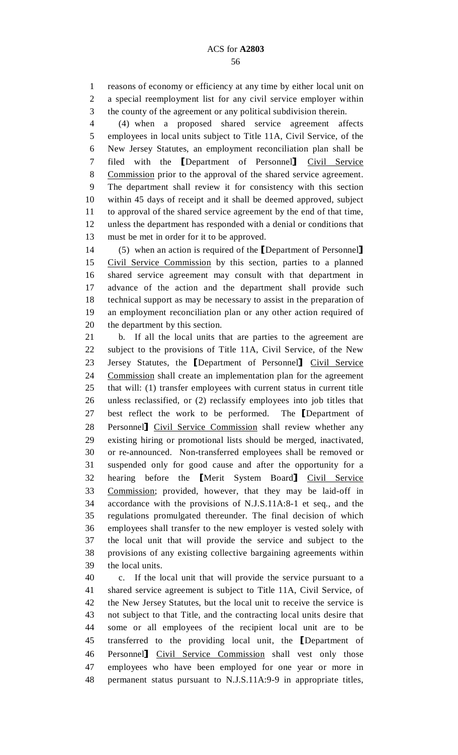reasons of economy or efficiency at any time by either local unit on a special reemployment list for any civil service employer within the county of the agreement or any political subdivision therein.

(4) when a proposed shared service agreement affects employees in local units subject to Title 11A, Civil Service, of the New Jersey Statutes, an employment reconciliation plan shall be filed with the [Department of Personnel] Civil Service Commission prior to the approval of the shared service agreement. The department shall review it for consistency with this section within 45 days of receipt and it shall be deemed approved, subject to approval of the shared service agreement by the end of that time, unless the department has responded with a denial or conditions that must be met in order for it to be approved.

(5) when an action is required of the [Department of Personnel] Civil Service Commission by this section, parties to a planned shared service agreement may consult with that department in advance of the action and the department shall provide such technical support as may be necessary to assist in the preparation of an employment reconciliation plan or any other action required of the department by this section.

b. If all the local units that are parties to the agreement are subject to the provisions of Title 11A, Civil Service, of the New Jersey Statutes, the [Department of Personnel] Civil Service Commission shall create an implementation plan for the agreement that will: (1) transfer employees with current status in current title unless reclassified, or (2) reclassify employees into job titles that best reflect the work to be performed. The [Department of Personnel] Civil Service Commission shall review whether any existing hiring or promotional lists should be merged, inactivated, or re-announced. Non-transferred employees shall be removed or suspended only for good cause and after the opportunity for a hearing before the [Merit System Board] Civil Service Commission; provided, however, that they may be laid-off in accordance with the provisions of N.J.S.11A:8-1 et seq., and the regulations promulgated thereunder. The final decision of which employees shall transfer to the new employer is vested solely with the local unit that will provide the service and subject to the provisions of any existing collective bargaining agreements within the local units.

c. If the local unit that will provide the service pursuant to a shared service agreement is subject to Title 11A, Civil Service, of the New Jersey Statutes, but the local unit to receive the service is not subject to that Title, and the contracting local units desire that some or all employees of the recipient local unit are to be transferred to the providing local unit, the [Department of Personnel] Civil Service Commission shall vest only those employees who have been employed for one year or more in permanent status pursuant to N.J.S.11A:9-9 in appropriate titles,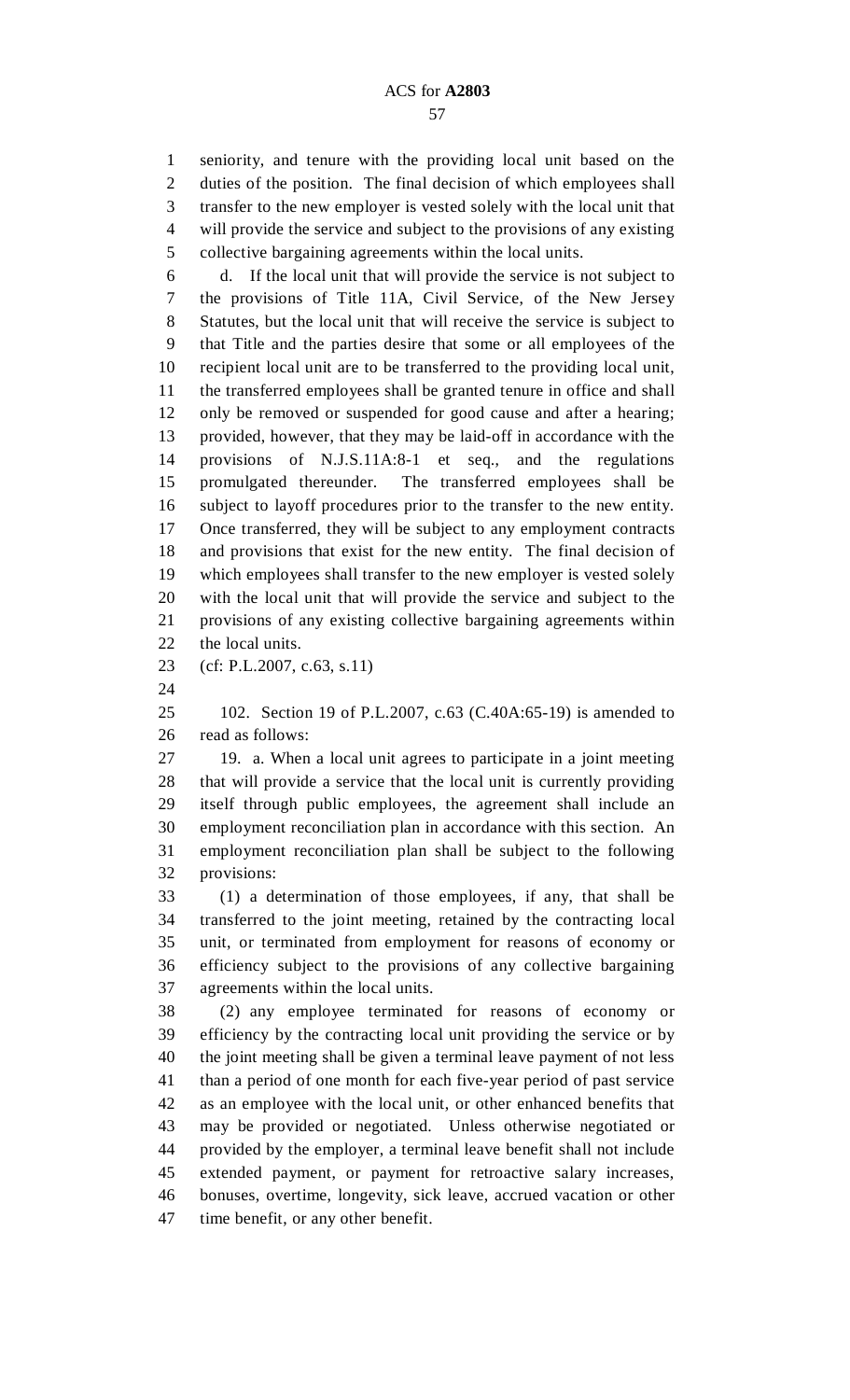seniority, and tenure with the providing local unit based on the duties of the position. The final decision of which employees shall transfer to the new employer is vested solely with the local unit that will provide the service and subject to the provisions of any existing collective bargaining agreements within the local units.

d. If the local unit that will provide the service is not subject to the provisions of Title 11A, Civil Service, of the New Jersey Statutes, but the local unit that will receive the service is subject to that Title and the parties desire that some or all employees of the recipient local unit are to be transferred to the providing local unit, the transferred employees shall be granted tenure in office and shall only be removed or suspended for good cause and after a hearing; provided, however, that they may be laid-off in accordance with the provisions of N.J.S.11A:8-1 et seq., and the regulations promulgated thereunder. The transferred employees shall be subject to layoff procedures prior to the transfer to the new entity. Once transferred, they will be subject to any employment contracts and provisions that exist for the new entity. The final decision of which employees shall transfer to the new employer is vested solely with the local unit that will provide the service and subject to the provisions of any existing collective bargaining agreements within the local units.

(cf: P.L.2007, c.63, s.11)

102. Section 19 of P.L.2007, c.63 (C.40A:65-19) is amended to read as follows:

19. a. When a local unit agrees to participate in a joint meeting that will provide a service that the local unit is currently providing itself through public employees, the agreement shall include an employment reconciliation plan in accordance with this section. An employment reconciliation plan shall be subject to the following provisions:

(1) a determination of those employees, if any, that shall be transferred to the joint meeting, retained by the contracting local unit, or terminated from employment for reasons of economy or efficiency subject to the provisions of any collective bargaining agreements within the local units.

(2) any employee terminated for reasons of economy or efficiency by the contracting local unit providing the service or by the joint meeting shall be given a terminal leave payment of not less than a period of one month for each five-year period of past service as an employee with the local unit, or other enhanced benefits that may be provided or negotiated. Unless otherwise negotiated or provided by the employer, a terminal leave benefit shall not include extended payment, or payment for retroactive salary increases, bonuses, overtime, longevity, sick leave, accrued vacation or other time benefit, or any other benefit.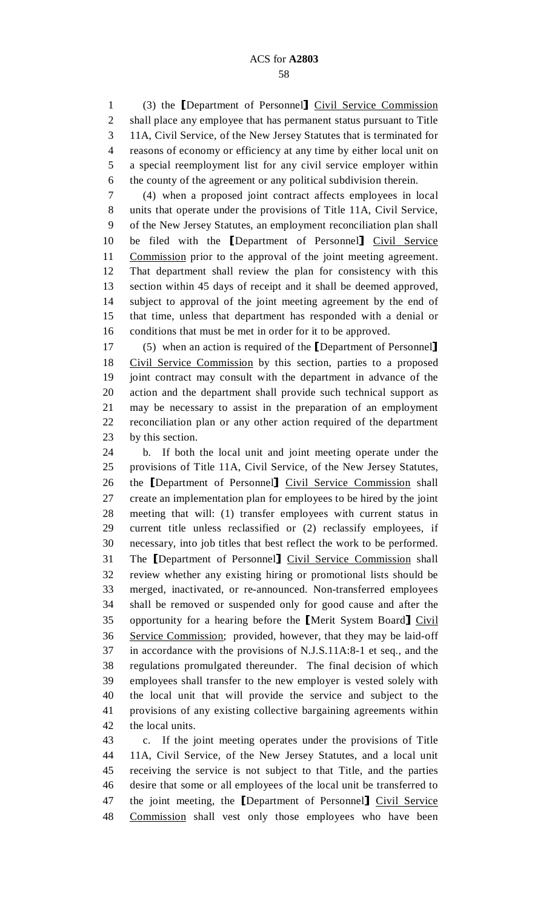(3) the ⟦Department of Personnel⟧ Civil Service Commission shall place any employee that has permanent status pursuant to Title 11A, Civil Service, of the New Jersey Statutes that is terminated for reasons of economy or efficiency at any time by either local unit on a special reemployment list for any civil service employer within the county of the agreement or any political subdivision therein.

(4) when a proposed joint contract affects employees in local units that operate under the provisions of Title 11A, Civil Service, of the New Jersey Statutes, an employment reconciliation plan shall be filed with the ⟦Department of Personnel⟧ Civil Service Commission prior to the approval of the joint meeting agreement. That department shall review the plan for consistency with this section within 45 days of receipt and it shall be deemed approved, subject to approval of the joint meeting agreement by the end of that time, unless that department has responded with a denial or conditions that must be met in order for it to be approved.

(5) when an action is required of the ⟦Department of Personnel⟧ Civil Service Commission by this section, parties to a proposed joint contract may consult with the department in advance of the action and the department shall provide such technical support as may be necessary to assist in the preparation of an employment reconciliation plan or any other action required of the department by this section.

b. If both the local unit and joint meeting operate under the provisions of Title 11A, Civil Service, of the New Jersey Statutes, the ⟦Department of Personnel⟧ Civil Service Commission shall create an implementation plan for employees to be hired by the joint meeting that will: (1) transfer employees with current status in current title unless reclassified or (2) reclassify employees, if necessary, into job titles that best reflect the work to be performed. The ⟦Department of Personnel⟧ Civil Service Commission shall review whether any existing hiring or promotional lists should be merged, inactivated, or re-announced. Non-transferred employees shall be removed or suspended only for good cause and after the opportunity for a hearing before the ⟦Merit System Board⟧ Civil Service Commission; provided, however, that they may be laid-off in accordance with the provisions of N.J.S.11A:8-1 et seq., and the regulations promulgated thereunder. The final decision of which employees shall transfer to the new employer is vested solely with the local unit that will provide the service and subject to the provisions of any existing collective bargaining agreements within the local units.

c. If the joint meeting operates under the provisions of Title 11A, Civil Service, of the New Jersey Statutes, and a local unit receiving the service is not subject to that Title, and the parties desire that some or all employees of the local unit be transferred to the joint meeting, the ⟦Department of Personnel⟧ Civil Service Commission shall vest only those employees who have been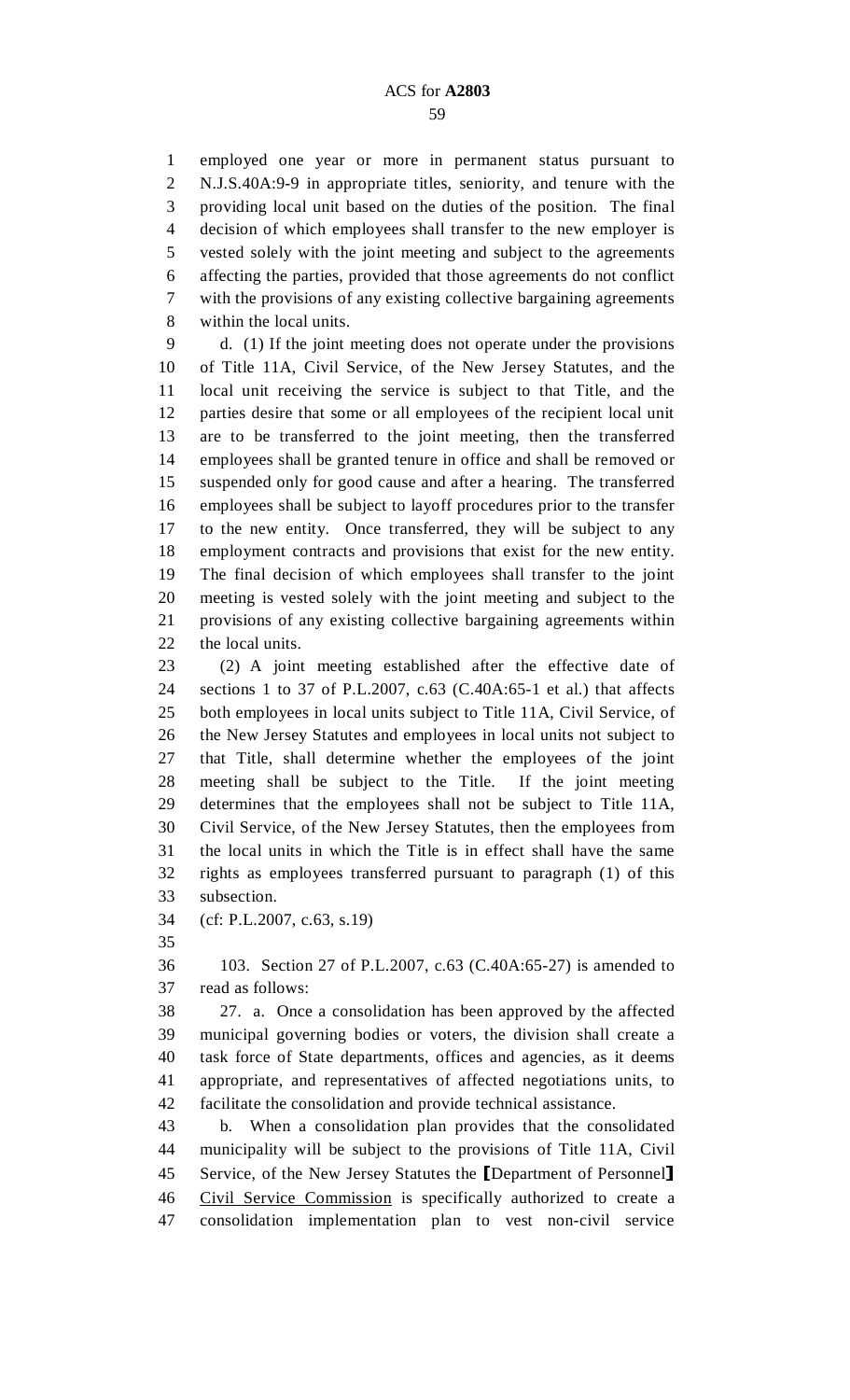employed one year or more in permanent status pursuant to N.J.S.40A:9-9 in appropriate titles, seniority, and tenure with the providing local unit based on the duties of the position. The final decision of which employees shall transfer to the new employer is vested solely with the joint meeting and subject to the agreements affecting the parties, provided that those agreements do not conflict with the provisions of any existing collective bargaining agreements within the local units.

d. (1) If the joint meeting does not operate under the provisions of Title 11A, Civil Service, of the New Jersey Statutes, and the local unit receiving the service is subject to that Title, and the parties desire that some or all employees of the recipient local unit are to be transferred to the joint meeting, then the transferred employees shall be granted tenure in office and shall be removed or suspended only for good cause and after a hearing. The transferred employees shall be subject to layoff procedures prior to the transfer to the new entity. Once transferred, they will be subject to any employment contracts and provisions that exist for the new entity. The final decision of which employees shall transfer to the joint meeting is vested solely with the joint meeting and subject to the provisions of any existing collective bargaining agreements within the local units.

(2) A joint meeting established after the effective date of sections 1 to 37 of P.L.2007, c.63 (C.40A:65-1 et al.) that affects both employees in local units subject to Title 11A, Civil Service, of the New Jersey Statutes and employees in local units not subject to that Title, shall determine whether the employees of the joint meeting shall be subject to the Title. If the joint meeting determines that the employees shall not be subject to Title 11A, Civil Service, of the New Jersey Statutes, then the employees from the local units in which the Title is in effect shall have the same rights as employees transferred pursuant to paragraph (1) of this subsection.

(cf: P.L.2007, c.63, s.19)

103. Section 27 of P.L.2007, c.63 (C.40A:65-27) is amended to read as follows:

27. a. Once a consolidation has been approved by the affected municipal governing bodies or voters, the division shall create a task force of State departments, offices and agencies, as it deems appropriate, and representatives of affected negotiations units, to facilitate the consolidation and provide technical assistance.

b. When a consolidation plan provides that the consolidated municipality will be subject to the provisions of Title 11A, Civil Service, of the New Jersey Statutes the [Department of Personnel] <u>Civil Service Commission</u> is specifically authorized to create a consolidation implementation plan to vest non-civil service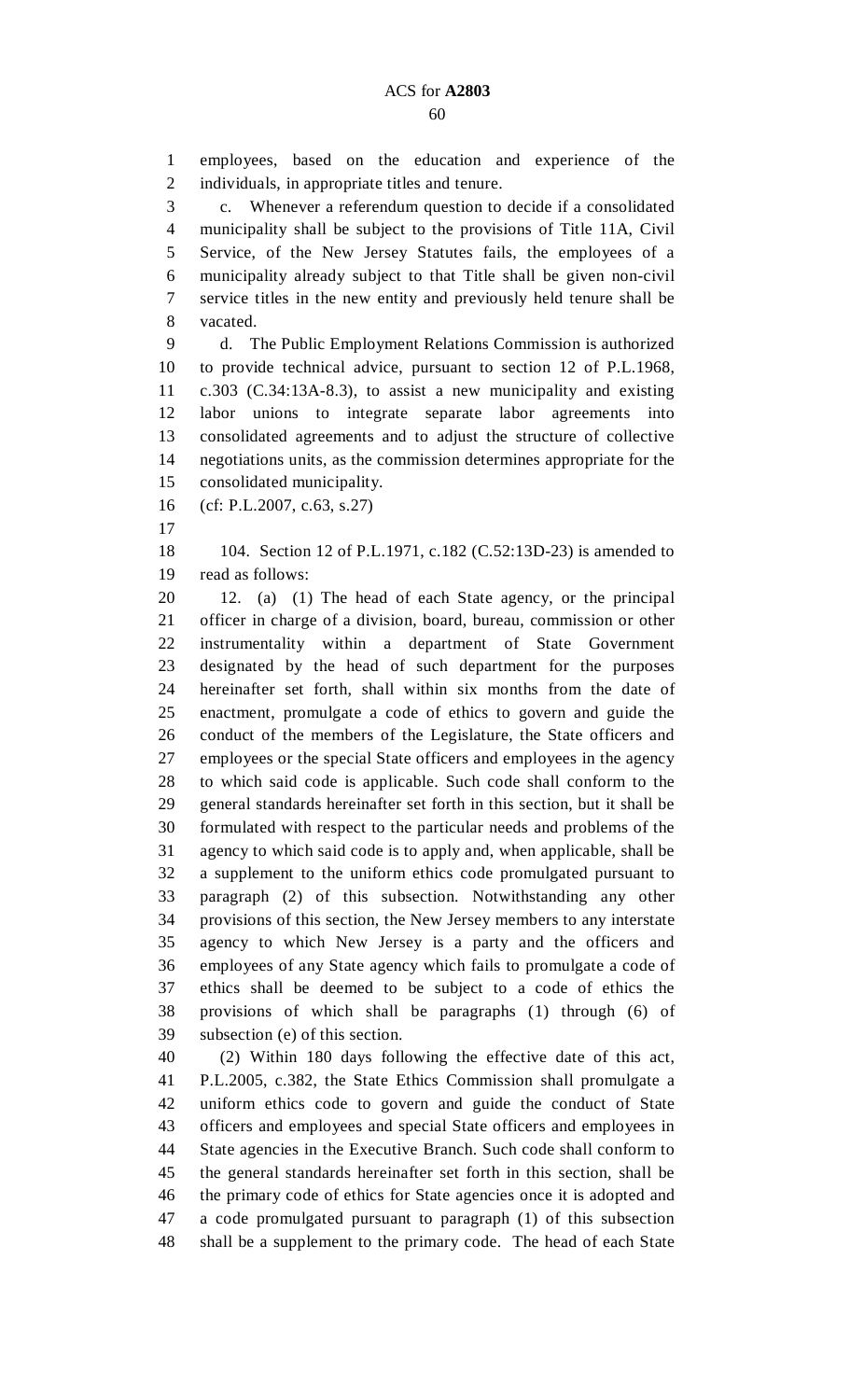employees, based on the education and experience of the individuals, in appropriate titles and tenure.

c. Whenever a referendum question to decide if a consolidated municipality shall be subject to the provisions of Title 11A, Civil Service, of the New Jersey Statutes fails, the employees of a municipality already subject to that Title shall be given non-civil service titles in the new entity and previously held tenure shall be vacated.

d. The Public Employment Relations Commission is authorized to provide technical advice, pursuant to section 12 of P.L.1968, c.303 (C.34:13A-8.3), to assist a new municipality and existing labor unions to integrate separate labor agreements into consolidated agreements and to adjust the structure of collective negotiations units, as the commission determines appropriate for the consolidated municipality.

(cf: P.L.2007, c.63, s.27)

104. Section 12 of P.L.1971, c.182 (C.52:13D-23) is amended to read as follows:

12. (a) (1) The head of each State agency, or the principal officer in charge of a division, board, bureau, commission or other instrumentality within a department of State Government designated by the head of such department for the purposes hereinafter set forth, shall within six months from the date of enactment, promulgate a code of ethics to govern and guide the conduct of the members of the Legislature, the State officers and employees or the special State officers and employees in the agency to which said code is applicable. Such code shall conform to the general standards hereinafter set forth in this section, but it shall be formulated with respect to the particular needs and problems of the agency to which said code is to apply and, when applicable, shall be a supplement to the uniform ethics code promulgated pursuant to paragraph (2) of this subsection. Notwithstanding any other provisions of this section, the New Jersey members to any interstate agency to which New Jersey is a party and the officers and employees of any State agency which fails to promulgate a code of ethics shall be deemed to be subject to a code of ethics the provisions of which shall be paragraphs (1) through (6) of subsection (e) of this section.

(2) Within 180 days following the effective date of this act, P.L.2005, c.382, the State Ethics Commission shall promulgate a uniform ethics code to govern and guide the conduct of State officers and employees and special State officers and employees in State agencies in the Executive Branch. Such code shall conform to the general standards hereinafter set forth in this section, shall be the primary code of ethics for State agencies once it is adopted and a code promulgated pursuant to paragraph (1) of this subsection shall be a supplement to the primary code. The head of each State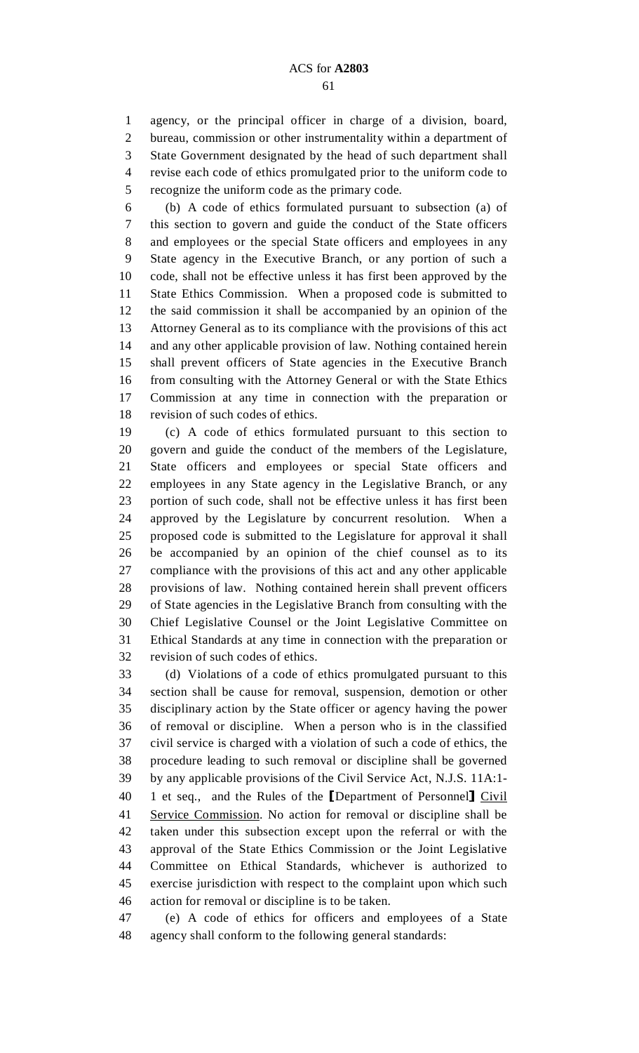agency, or the principal officer in charge of a division, board, bureau, commission or other instrumentality within a department of State Government designated by the head of such department shall revise each code of ethics promulgated prior to the uniform code to recognize the uniform code as the primary code.

(b) A code of ethics formulated pursuant to subsection (a) of this section to govern and guide the conduct of the State officers and employees or the special State officers and employees in any State agency in the Executive Branch, or any portion of such a code, shall not be effective unless it has first been approved by the State Ethics Commission. When a proposed code is submitted to the said commission it shall be accompanied by an opinion of the Attorney General as to its compliance with the provisions of this act and any other applicable provision of law. Nothing contained herein shall prevent officers of State agencies in the Executive Branch from consulting with the Attorney General or with the State Ethics Commission at any time in connection with the preparation or revision of such codes of ethics.

(c) A code of ethics formulated pursuant to this section to govern and guide the conduct of the members of the Legislature, State officers and employees or special State officers and employees in any State agency in the Legislative Branch, or any portion of such code, shall not be effective unless it has first been approved by the Legislature by concurrent resolution. When a proposed code is submitted to the Legislature for approval it shall be accompanied by an opinion of the chief counsel as to its compliance with the provisions of this act and any other applicable provisions of law. Nothing contained herein shall prevent officers of State agencies in the Legislative Branch from consulting with the Chief Legislative Counsel or the Joint Legislative Committee on Ethical Standards at any time in connection with the preparation or revision of such codes of ethics.

(d) Violations of a code of ethics promulgated pursuant to this section shall be cause for removal, suspension, demotion or other disciplinary action by the State officer or agency having the power of removal or discipline. When a person who is in the classified civil service is charged with a violation of such a code of ethics, the procedure leading to such removal or discipline shall be governed by any applicable provisions of the Civil Service Act, N.J.S. 11A:1-1 et seq., and the Rules of the ⟦Department of Personnel⟧ <u>Civil Service Commission</u>. No action for removal or discipline shall be taken under this subsection except upon the referral or with the approval of the State Ethics Commission or the Joint Legislative Committee on Ethical Standards, whichever is authorized to exercise jurisdiction with respect to the complaint upon which such action for removal or discipline is to be taken.

(e) A code of ethics for officers and employees of a State agency shall conform to the following general standards: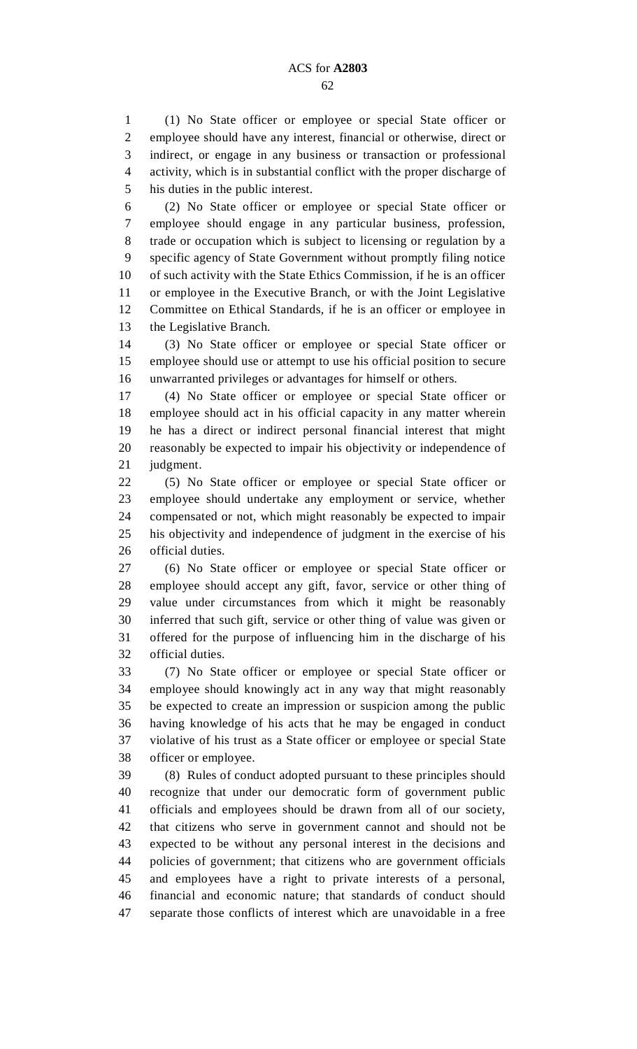(1) No State officer or employee or special State officer or employee should have any interest, financial or otherwise, direct or indirect, or engage in any business or transaction or professional activity, which is in substantial conflict with the proper discharge of his duties in the public interest.

(2) No State officer or employee or special State officer or employee should engage in any particular business, profession, trade or occupation which is subject to licensing or regulation by a specific agency of State Government without promptly filing notice of such activity with the State Ethics Commission, if he is an officer or employee in the Executive Branch, or with the Joint Legislative Committee on Ethical Standards, if he is an officer or employee in the Legislative Branch.

(3) No State officer or employee or special State officer or employee should use or attempt to use his official position to secure unwarranted privileges or advantages for himself or others.

(4) No State officer or employee or special State officer or employee should act in his official capacity in any matter wherein he has a direct or indirect personal financial interest that might reasonably be expected to impair his objectivity or independence of judgment.

(5) No State officer or employee or special State officer or employee should undertake any employment or service, whether compensated or not, which might reasonably be expected to impair his objectivity and independence of judgment in the exercise of his official duties.

(6) No State officer or employee or special State officer or employee should accept any gift, favor, service or other thing of value under circumstances from which it might be reasonably inferred that such gift, service or other thing of value was given or offered for the purpose of influencing him in the discharge of his official duties.

(7) No State officer or employee or special State officer or employee should knowingly act in any way that might reasonably be expected to create an impression or suspicion among the public having knowledge of his acts that he may be engaged in conduct violative of his trust as a State officer or employee or special State officer or employee.

(8) Rules of conduct adopted pursuant to these principles should recognize that under our democratic form of government public officials and employees should be drawn from all of our society, that citizens who serve in government cannot and should not be expected to be without any personal interest in the decisions and policies of government; that citizens who are government officials and employees have a right to private interests of a personal, financial and economic nature; that standards of conduct should separate those conflicts of interest which are unavoidable in a free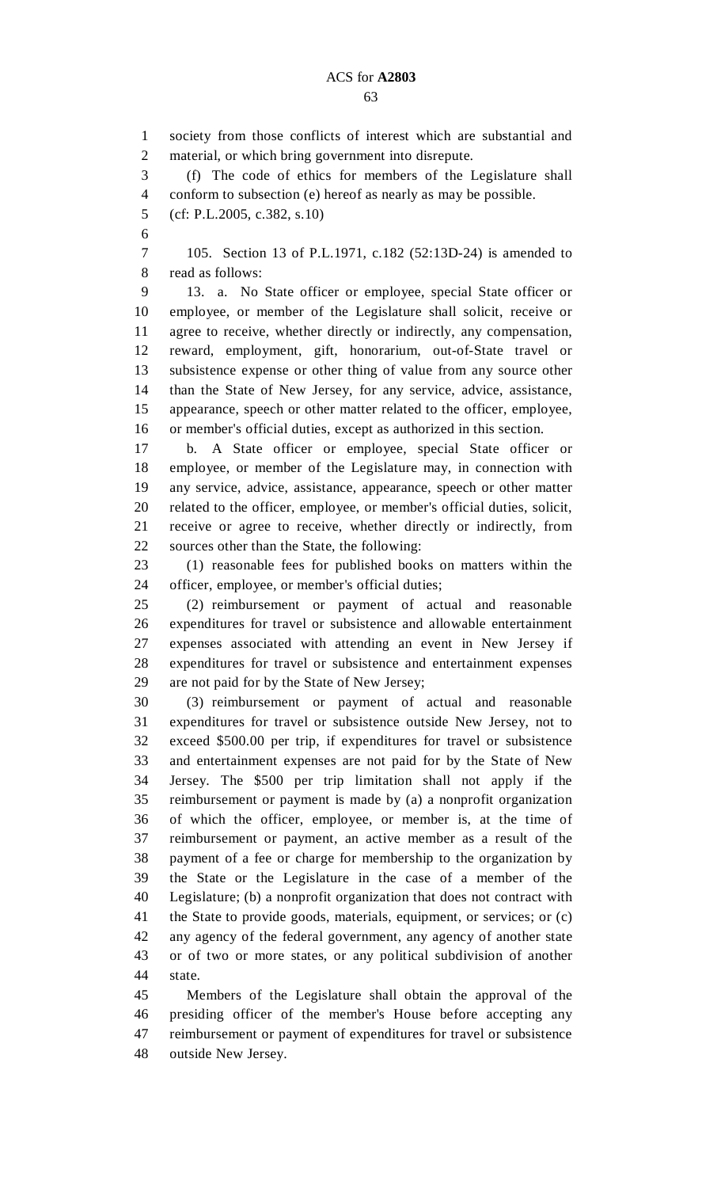society from those conflicts of interest which are substantial and material, or which bring government into disrepute.

(f) The code of ethics for members of the Legislature shall conform to subsection (e) hereof as nearly as may be possible.

(cf: P.L.2005, c.382, s.10)

105. Section 13 of P.L.1971, c.182 (52:13D-24) is amended to read as follows:

13. a. No State officer or employee, special State officer or employee, or member of the Legislature shall solicit, receive or agree to receive, whether directly or indirectly, any compensation, reward, employment, gift, honorarium, out-of-State travel or subsistence expense or other thing of value from any source other than the State of New Jersey, for any service, advice, assistance, appearance, speech or other matter related to the officer, employee, or member's official duties, except as authorized in this section.

b. A State officer or employee, special State officer or employee, or member of the Legislature may, in connection with any service, advice, assistance, appearance, speech or other matter related to the officer, employee, or member's official duties, solicit, receive or agree to receive, whether directly or indirectly, from sources other than the State, the following:

(1) reasonable fees for published books on matters within the officer, employee, or member's official duties;

(2) reimbursement or payment of actual and reasonable expenditures for travel or subsistence and allowable entertainment expenses associated with attending an event in New Jersey if expenditures for travel or subsistence and entertainment expenses are not paid for by the State of New Jersey;

(3) reimbursement or payment of actual and reasonable expenditures for travel or subsistence outside New Jersey, not to exceed $500.00 per trip, if expenditures for travel or subsistence and entertainment expenses are not paid for by the State of New Jersey. The $500 per trip limitation shall not apply if the reimbursement or payment is made by (a) a nonprofit organization of which the officer, employee, or member is, at the time of reimbursement or payment, an active member as a result of the payment of a fee or charge for membership to the organization by the State or the Legislature in the case of a member of the Legislature; (b) a nonprofit organization that does not contract with the State to provide goods, materials, equipment, or services; or (c) any agency of the federal government, any agency of another state or of two or more states, or any political subdivision of another state.

Members of the Legislature shall obtain the approval of the presiding officer of the member's House before accepting any reimbursement or payment of expenditures for travel or subsistence outside New Jersey.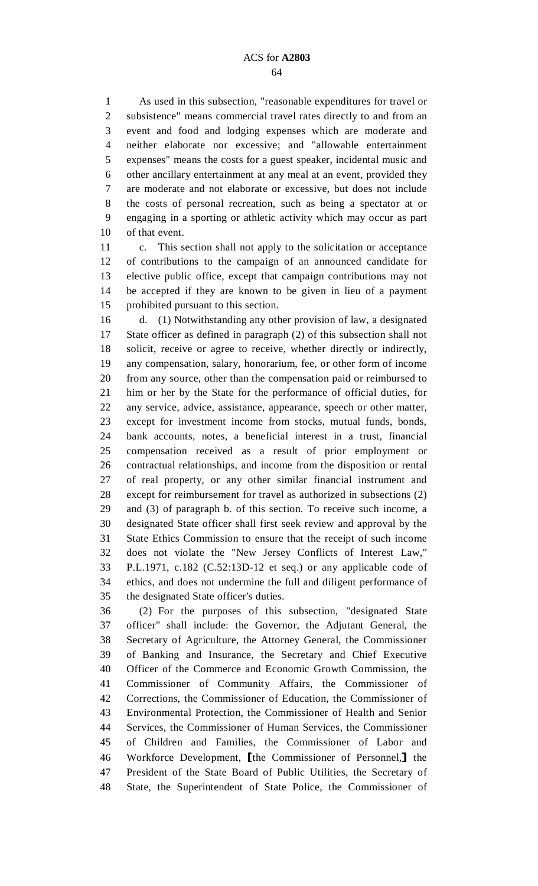As used in this subsection, "reasonable expenditures for travel or subsistence" means commercial travel rates directly to and from an event and food and lodging expenses which are moderate and neither elaborate nor excessive; and "allowable entertainment expenses" means the costs for a guest speaker, incidental music and other ancillary entertainment at any meal at an event, provided they are moderate and not elaborate or excessive, but does not include the costs of personal recreation, such as being a spectator at or engaging in a sporting or athletic activity which may occur as part of that event.

c. This section shall not apply to the solicitation or acceptance of contributions to the campaign of an announced candidate for elective public office, except that campaign contributions may not be accepted if they are known to be given in lieu of a payment prohibited pursuant to this section.

d. (1) Notwithstanding any other provision of law, a designated State officer as defined in paragraph (2) of this subsection shall not solicit, receive or agree to receive, whether directly or indirectly, any compensation, salary, honorarium, fee, or other form of income from any source, other than the compensation paid or reimbursed to him or her by the State for the performance of official duties, for any service, advice, assistance, appearance, speech or other matter, except for investment income from stocks, mutual funds, bonds, bank accounts, notes, a beneficial interest in a trust, financial compensation received as a result of prior employment or contractual relationships, and income from the disposition or rental of real property, or any other similar financial instrument and except for reimbursement for travel as authorized in subsections (2) and (3) of paragraph b. of this section. To receive such income, a designated State officer shall first seek review and approval by the State Ethics Commission to ensure that the receipt of such income does not violate the "New Jersey Conflicts of Interest Law," P.L.1971, c.182 (C.52:13D-12 et seq.) or any applicable code of ethics, and does not undermine the full and diligent performance of the designated State officer's duties.

(2) For the purposes of this subsection, "designated State officer" shall include: the Governor, the Adjutant General, the Secretary of Agriculture, the Attorney General, the Commissioner of Banking and Insurance, the Secretary and Chief Executive Officer of the Commerce and Economic Growth Commission, the Commissioner of Community Affairs, the Commissioner of Corrections, the Commissioner of Education, the Commissioner of Environmental Protection, the Commissioner of Health and Senior Services, the Commissioner of Human Services, the Commissioner of Children and Families, the Commissioner of Labor and Workforce Development, [the Commissioner of Personnel,] the President of the State Board of Public Utilities, the Secretary of State, the Superintendent of State Police, the Commissioner of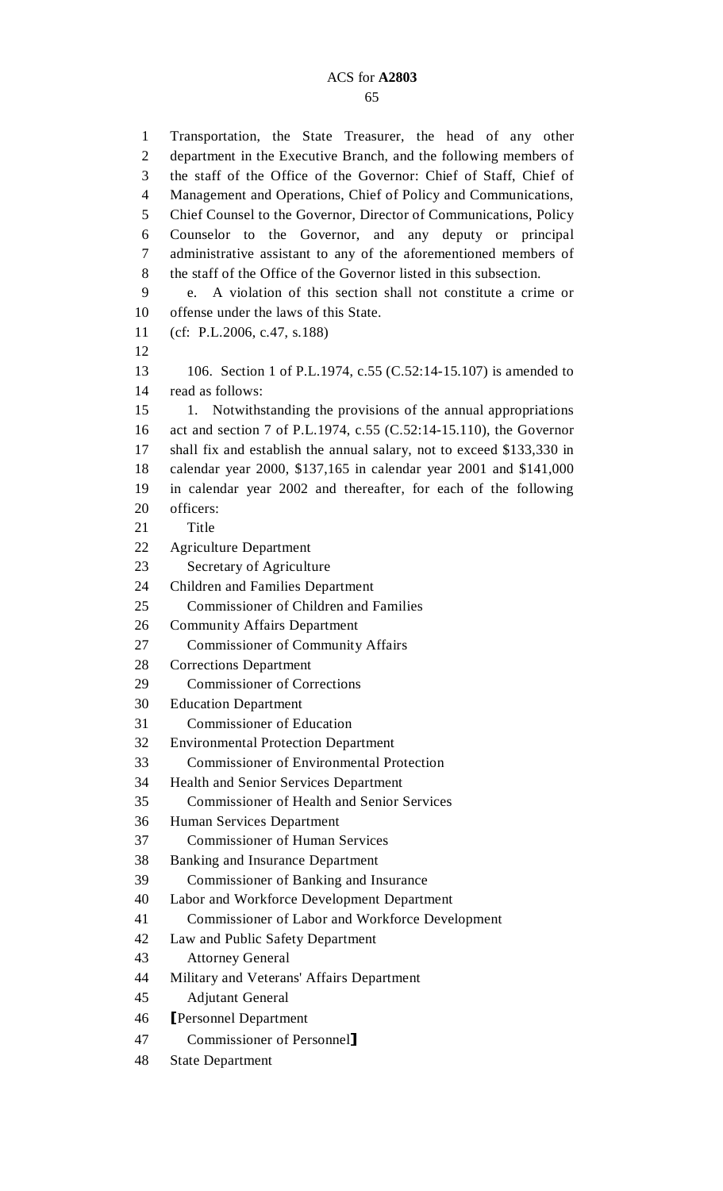Transportation, the State Treasurer, the head of any other department in the Executive Branch, and the following members of the staff of the Office of the Governor: Chief of Staff, Chief of Management and Operations, Chief of Policy and Communications, Chief Counsel to the Governor, Director of Communications, Policy Counselor to the Governor, and any deputy or principal administrative assistant to any of the aforementioned members of the staff of the Office of the Governor listed in this subsection.

e. A violation of this section shall not constitute a crime or offense under the laws of this State.

(cf: P.L.2006, c.47, s.188)

106. Section 1 of P.L.1974, c.55 (C.52:14-15.107) is amended to read as follows:

1. Notwithstanding the provisions of the annual appropriations act and section 7 of P.L.1974, c.55 (C.52:14-15.110), the Governor shall fix and establish the annual salary, not to exceed $133,330 in calendar year 2000, $137,165 in calendar year 2001 and $141,000 in calendar year 2002 and thereafter, for each of the following officers:

Title

Agriculture Department
  Secretary of Agriculture
Children and Families Department
  Commissioner of Children and Families
Community Affairs Department
  Commissioner of Community Affairs
Corrections Department
  Commissioner of Corrections
Education Department
  Commissioner of Education
Environmental Protection Department
  Commissioner of Environmental Protection
Health and Senior Services Department
  Commissioner of Health and Senior Services
Human Services Department
  Commissioner of Human Services
Banking and Insurance Department
  Commissioner of Banking and Insurance
Labor and Workforce Development Department
  Commissioner of Labor and Workforce Development
Law and Public Safety Department
  Attorney General
Military and Veterans' Affairs Department
  Adjutant General
⟦Personnel Department
  Commissioner of Personnel⟧
State Department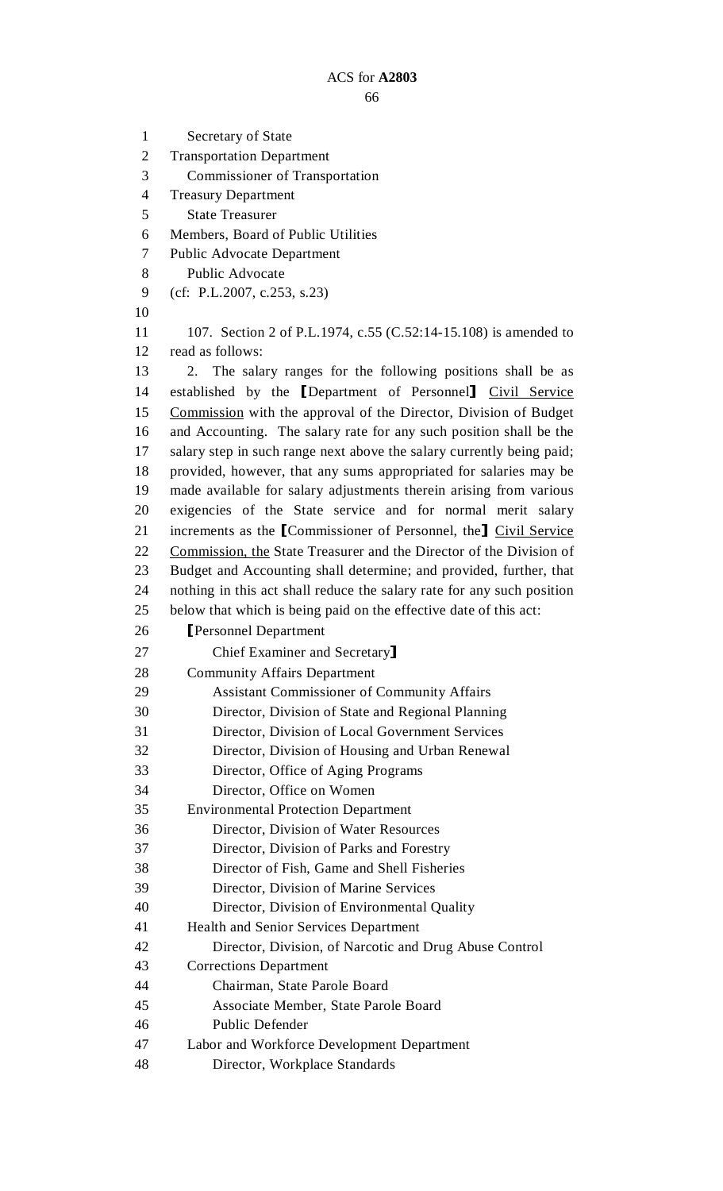Secretary of State

Transportation Department

Commissioner of Transportation

Treasury Department

State Treasurer

Members, Board of Public Utilities

Public Advocate Department

Public Advocate

(cf: P.L.2007, c.253, s.23)

107. Section 2 of P.L.1974, c.55 (C.52:14-15.108) is amended to read as follows:

2. The salary ranges for the following positions shall be as established by the [Department of Personnel] Civil Service Commission with the approval of the Director, Division of Budget and Accounting. The salary rate for any such position shall be the salary step in such range next above the salary currently being paid; provided, however, that any sums appropriated for salaries may be made available for salary adjustments therein arising from various exigencies of the State service and for normal merit salary increments as the [Commissioner of Personnel, the] Civil Service Commission, the State Treasurer and the Director of the Division of Budget and Accounting shall determine; and provided, further, that nothing in this act shall reduce the salary rate for any such position below that which is being paid on the effective date of this act:

[Personnel Department

Chief Examiner and Secretary]

Community Affairs Department

Assistant Commissioner of Community Affairs

Director, Division of State and Regional Planning

Director, Division of Local Government Services

Director, Division of Housing and Urban Renewal

Director, Office of Aging Programs

Director, Office on Women

Environmental Protection Department

Director, Division of Water Resources

Director, Division of Parks and Forestry

Director of Fish, Game and Shell Fisheries

Director, Division of Marine Services

Director, Division of Environmental Quality

Health and Senior Services Department

Director, Division, of Narcotic and Drug Abuse Control

Corrections Department

Chairman, State Parole Board

Associate Member, State Parole Board

Public Defender

Labor and Workforce Development Department

Director, Workplace Standards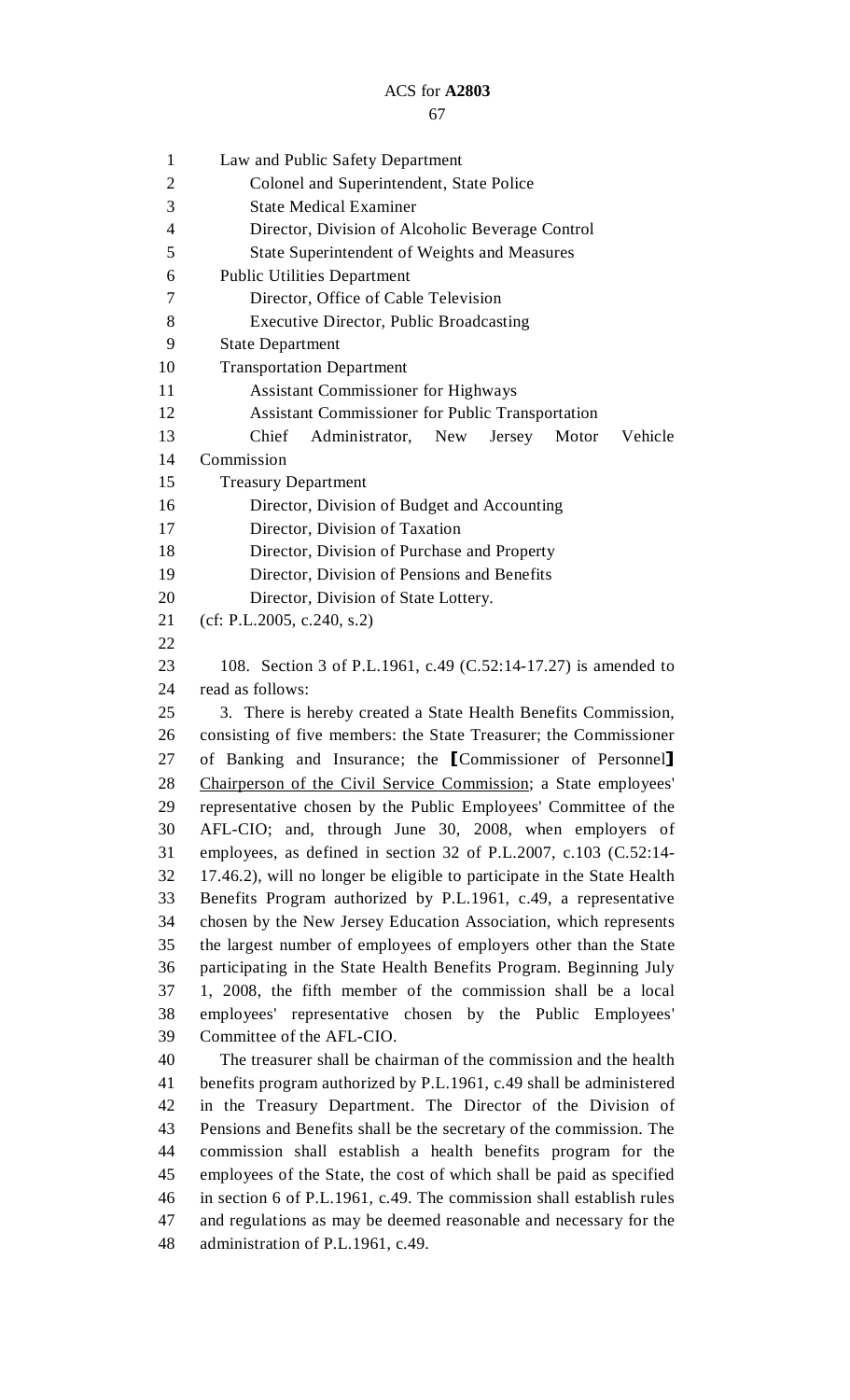Law and Public Safety Department

Colonel and Superintendent, State Police

State Medical Examiner

Director, Division of Alcoholic Beverage Control

State Superintendent of Weights and Measures

Public Utilities Department

Director, Office of Cable Television

Executive Director, Public Broadcasting

State Department

Transportation Department

Assistant Commissioner for Highways

Assistant Commissioner for Public Transportation

Chief Administrator, New Jersey Motor Vehicle Commission

Treasury Department

Director, Division of Budget and Accounting

Director, Division of Taxation

Director, Division of Purchase and Property

Director, Division of Pensions and Benefits

Director, Division of State Lottery.

(cf: P.L.2005, c.240, s.2)

108. Section 3 of P.L.1961, c.49 (C.52:14-17.27) is amended to read as follows:

3. There is hereby created a State Health Benefits Commission, consisting of five members: the State Treasurer; the Commissioner of Banking and Insurance; the [Commissioner of Personnel] <u>Chairperson of the Civil Service Commission</u>; a State employees' representative chosen by the Public Employees' Committee of the AFL-CIO; and, through June 30, 2008, when employers of employees, as defined in section 32 of P.L.2007, c.103 (C.52:14-17.46.2), will no longer be eligible to participate in the State Health Benefits Program authorized by P.L.1961, c.49, a representative chosen by the New Jersey Education Association, which represents the largest number of employees of employers other than the State participating in the State Health Benefits Program. Beginning July 1, 2008, the fifth member of the commission shall be a local employees' representative chosen by the Public Employees' Committee of the AFL-CIO.

The treasurer shall be chairman of the commission and the health benefits program authorized by P.L.1961, c.49 shall be administered in the Treasury Department. The Director of the Division of Pensions and Benefits shall be the secretary of the commission. The commission shall establish a health benefits program for the employees of the State, the cost of which shall be paid as specified in section 6 of P.L.1961, c.49. The commission shall establish rules and regulations as may be deemed reasonable and necessary for the administration of P.L.1961, c.49.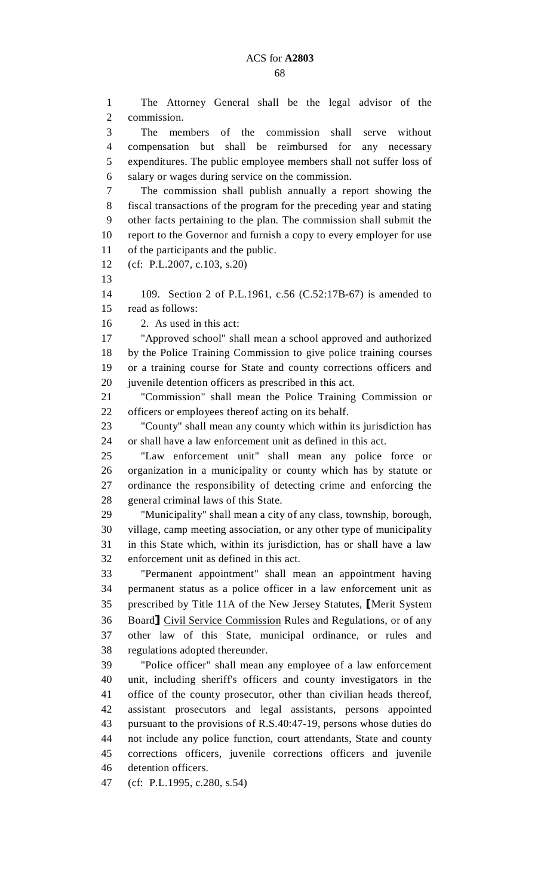The Attorney General shall be the legal advisor of the commission.

The members of the commission shall serve without compensation but shall be reimbursed for any necessary expenditures. The public employee members shall not suffer loss of salary or wages during service on the commission.

The commission shall publish annually a report showing the fiscal transactions of the program for the preceding year and stating other facts pertaining to the plan. The commission shall submit the report to the Governor and furnish a copy to every employer for use of the participants and the public.

(cf: P.L.2007, c.103, s.20)

109. Section 2 of P.L.1961, c.56 (C.52:17B-67) is amended to read as follows:

2. As used in this act:

"Approved school" shall mean a school approved and authorized by the Police Training Commission to give police training courses or a training course for State and county corrections officers and juvenile detention officers as prescribed in this act.

"Commission" shall mean the Police Training Commission or officers or employees thereof acting on its behalf.

"County" shall mean any county which within its jurisdiction has or shall have a law enforcement unit as defined in this act.

"Law enforcement unit" shall mean any police force or organization in a municipality or county which has by statute or ordinance the responsibility of detecting crime and enforcing the general criminal laws of this State.

"Municipality" shall mean a city of any class, township, borough, village, camp meeting association, or any other type of municipality in this State which, within its jurisdiction, has or shall have a law enforcement unit as defined in this act.

"Permanent appointment" shall mean an appointment having permanent status as a police officer in a law enforcement unit as prescribed by Title 11A of the New Jersey Statutes, ⟦Merit System Board⟧ <u>Civil Service Commission</u> Rules and Regulations, or of any other law of this State, municipal ordinance, or rules and regulations adopted thereunder.

"Police officer" shall mean any employee of a law enforcement unit, including sheriff's officers and county investigators in the office of the county prosecutor, other than civilian heads thereof, assistant prosecutors and legal assistants, persons appointed pursuant to the provisions of R.S.40:47-19, persons whose duties do not include any police function, court attendants, State and county corrections officers, juvenile corrections officers and juvenile detention officers.

(cf: P.L.1995, c.280, s.54)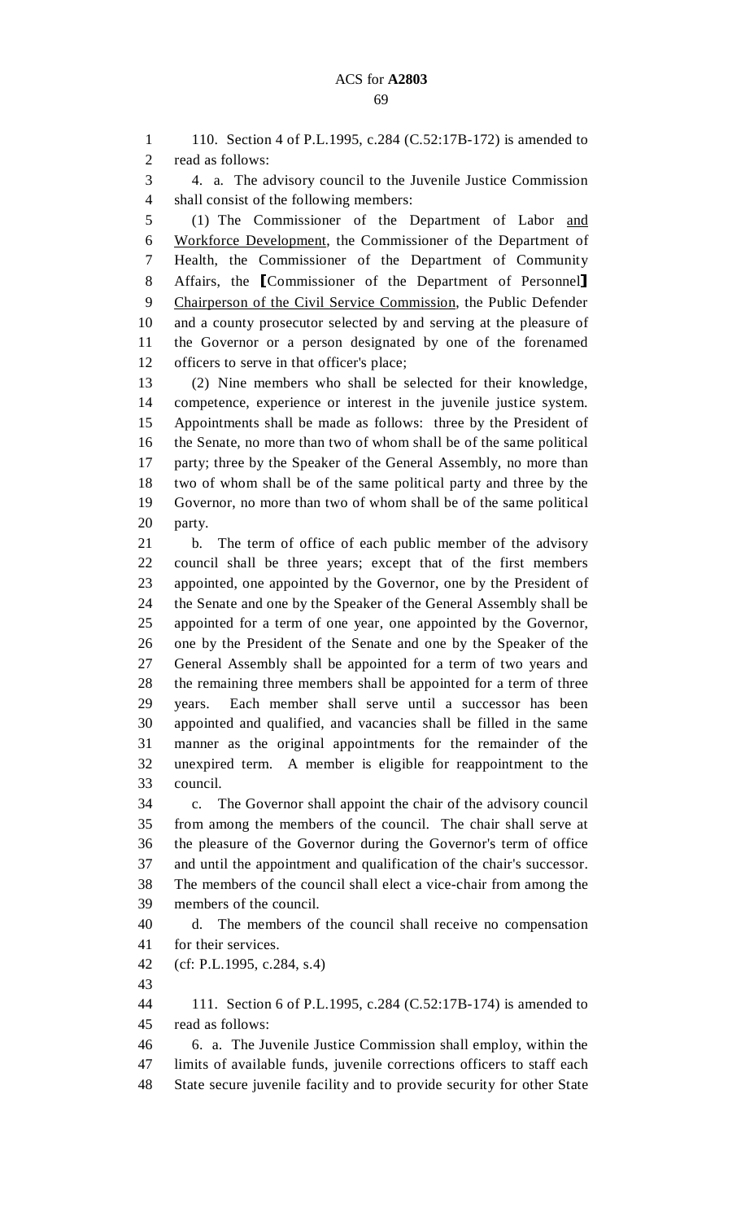110. Section 4 of P.L.1995, c.284 (C.52:17B-172) is amended to read as follows:

4. a. The advisory council to the Juvenile Justice Commission shall consist of the following members:

(1) The Commissioner of the Department of Labor and Workforce Development, the Commissioner of the Department of Health, the Commissioner of the Department of Community Affairs, the [Commissioner of the Department of Personnel] Chairperson of the Civil Service Commission, the Public Defender and a county prosecutor selected by and serving at the pleasure of the Governor or a person designated by one of the forenamed officers to serve in that officer's place;

(2) Nine members who shall be selected for their knowledge, competence, experience or interest in the juvenile justice system. Appointments shall be made as follows: three by the President of the Senate, no more than two of whom shall be of the same political party; three by the Speaker of the General Assembly, no more than two of whom shall be of the same political party and three by the Governor, no more than two of whom shall be of the same political party.

b. The term of office of each public member of the advisory council shall be three years; except that of the first members appointed, one appointed by the Governor, one by the President of the Senate and one by the Speaker of the General Assembly shall be appointed for a term of one year, one appointed by the Governor, one by the President of the Senate and one by the Speaker of the General Assembly shall be appointed for a term of two years and the remaining three members shall be appointed for a term of three years. Each member shall serve until a successor has been appointed and qualified, and vacancies shall be filled in the same manner as the original appointments for the remainder of the unexpired term. A member is eligible for reappointment to the council.

c. The Governor shall appoint the chair of the advisory council from among the members of the council. The chair shall serve at the pleasure of the Governor during the Governor's term of office and until the appointment and qualification of the chair's successor. The members of the council shall elect a vice-chair from among the members of the council.

d. The members of the council shall receive no compensation for their services.

(cf: P.L.1995, c.284, s.4)

111. Section 6 of P.L.1995, c.284 (C.52:17B-174) is amended to read as follows:

6. a. The Juvenile Justice Commission shall employ, within the limits of available funds, juvenile corrections officers to staff each State secure juvenile facility and to provide security for other State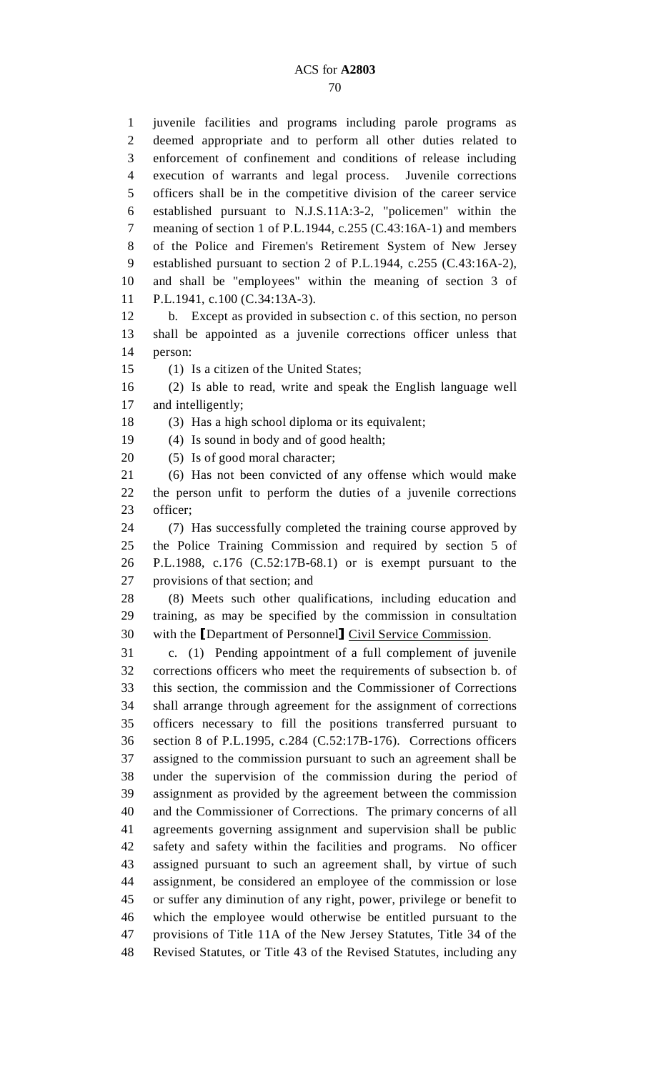juvenile facilities and programs including parole programs as deemed appropriate and to perform all other duties related to enforcement of confinement and conditions of release including execution of warrants and legal process. Juvenile corrections officers shall be in the competitive division of the career service established pursuant to N.J.S.11A:3-2, "policemen" within the meaning of section 1 of P.L.1944, c.255 (C.43:16A-1) and members of the Police and Firemen's Retirement System of New Jersey established pursuant to section 2 of P.L.1944, c.255 (C.43:16A-2), and shall be "employees" within the meaning of section 3 of P.L.1941, c.100 (C.34:13A-3).

b. Except as provided in subsection c. of this section, no person shall be appointed as a juvenile corrections officer unless that person:

(1) Is a citizen of the United States;

(2) Is able to read, write and speak the English language well and intelligently;

(3) Has a high school diploma or its equivalent;

(4) Is sound in body and of good health;

(5) Is of good moral character;

(6) Has not been convicted of any offense which would make the person unfit to perform the duties of a juvenile corrections officer;

(7) Has successfully completed the training course approved by the Police Training Commission and required by section 5 of P.L.1988, c.176 (C.52:17B-68.1) or is exempt pursuant to the provisions of that section; and

(8) Meets such other qualifications, including education and training, as may be specified by the commission in consultation with the ⟦Department of Personnel⟧ <u>Civil Service Commission</u>.

c. (1) Pending appointment of a full complement of juvenile corrections officers who meet the requirements of subsection b. of this section, the commission and the Commissioner of Corrections shall arrange through agreement for the assignment of corrections officers necessary to fill the positions transferred pursuant to section 8 of P.L.1995, c.284 (C.52:17B-176). Corrections officers assigned to the commission pursuant to such an agreement shall be under the supervision of the commission during the period of assignment as provided by the agreement between the commission and the Commissioner of Corrections. The primary concerns of all agreements governing assignment and supervision shall be public safety and safety within the facilities and programs. No officer assigned pursuant to such an agreement shall, by virtue of such assignment, be considered an employee of the commission or lose or suffer any diminution of any right, power, privilege or benefit to which the employee would otherwise be entitled pursuant to the provisions of Title 11A of the New Jersey Statutes, Title 34 of the Revised Statutes, or Title 43 of the Revised Statutes, including any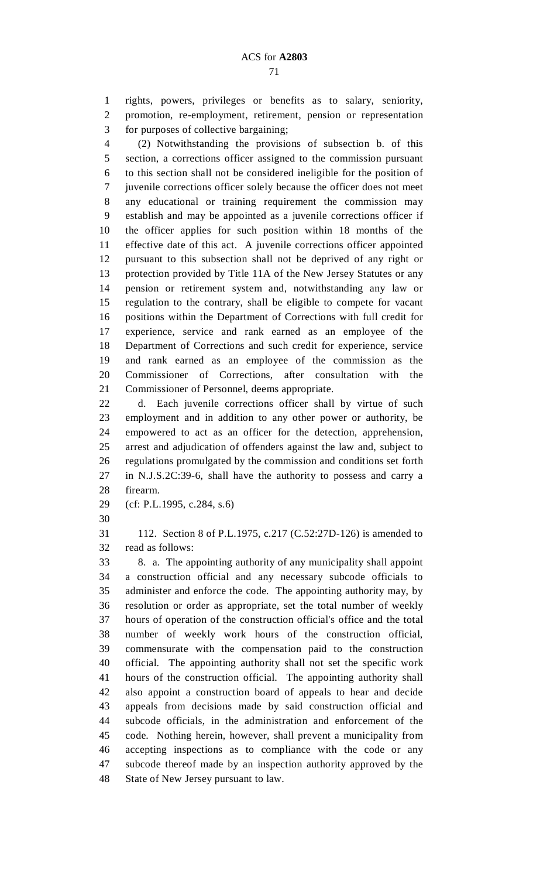rights, powers, privileges or benefits as to salary, seniority, promotion, re-employment, retirement, pension or representation for purposes of collective bargaining;

(2) Notwithstanding the provisions of subsection b. of this section, a corrections officer assigned to the commission pursuant to this section shall not be considered ineligible for the position of juvenile corrections officer solely because the officer does not meet any educational or training requirement the commission may establish and may be appointed as a juvenile corrections officer if the officer applies for such position within 18 months of the effective date of this act. A juvenile corrections officer appointed pursuant to this subsection shall not be deprived of any right or protection provided by Title 11A of the New Jersey Statutes or any pension or retirement system and, notwithstanding any law or regulation to the contrary, shall be eligible to compete for vacant positions within the Department of Corrections with full credit for experience, service and rank earned as an employee of the Department of Corrections and such credit for experience, service and rank earned as an employee of the commission as the Commissioner of Corrections, after consultation with the Commissioner of Personnel, deems appropriate.

d. Each juvenile corrections officer shall by virtue of such employment and in addition to any other power or authority, be empowered to act as an officer for the detection, apprehension, arrest and adjudication of offenders against the law and, subject to regulations promulgated by the commission and conditions set forth in N.J.S.2C:39-6, shall have the authority to possess and carry a firearm.

(cf: P.L.1995, c.284, s.6)

112. Section 8 of P.L.1975, c.217 (C.52:27D-126) is amended to read as follows:

8. a. The appointing authority of any municipality shall appoint a construction official and any necessary subcode officials to administer and enforce the code. The appointing authority may, by resolution or order as appropriate, set the total number of weekly hours of operation of the construction official's office and the total number of weekly work hours of the construction official, commensurate with the compensation paid to the construction official. The appointing authority shall not set the specific work hours of the construction official. The appointing authority shall also appoint a construction board of appeals to hear and decide appeals from decisions made by said construction official and subcode officials, in the administration and enforcement of the code. Nothing herein, however, shall prevent a municipality from accepting inspections as to compliance with the code or any subcode thereof made by an inspection authority approved by the State of New Jersey pursuant to law.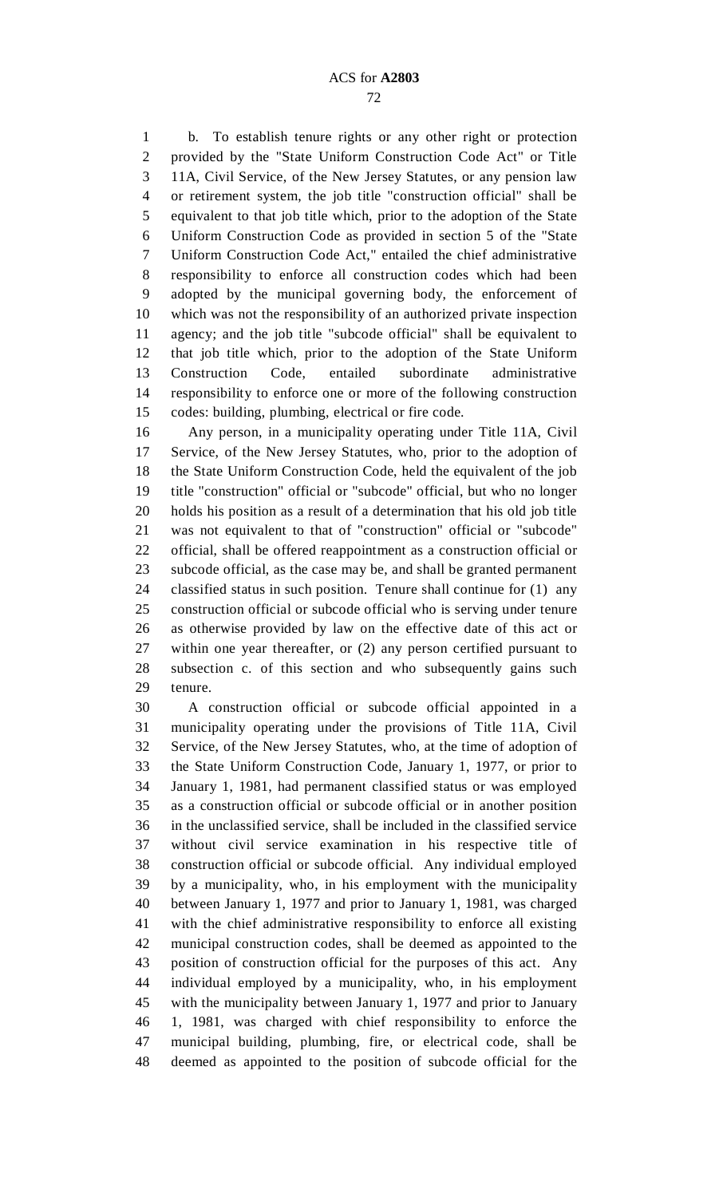b. To establish tenure rights or any other right or protection provided by the "State Uniform Construction Code Act" or Title 11A, Civil Service, of the New Jersey Statutes, or any pension law or retirement system, the job title "construction official" shall be equivalent to that job title which, prior to the adoption of the State Uniform Construction Code as provided in section 5 of the "State Uniform Construction Code Act," entailed the chief administrative responsibility to enforce all construction codes which had been adopted by the municipal governing body, the enforcement of which was not the responsibility of an authorized private inspection agency; and the job title "subcode official" shall be equivalent to that job title which, prior to the adoption of the State Uniform Construction Code, entailed subordinate administrative responsibility to enforce one or more of the following construction codes: building, plumbing, electrical or fire code.

Any person, in a municipality operating under Title 11A, Civil Service, of the New Jersey Statutes, who, prior to the adoption of the State Uniform Construction Code, held the equivalent of the job title "construction" official or "subcode" official, but who no longer holds his position as a result of a determination that his old job title was not equivalent to that of "construction" official or "subcode" official, shall be offered reappointment as a construction official or subcode official, as the case may be, and shall be granted permanent classified status in such position. Tenure shall continue for (1) any construction official or subcode official who is serving under tenure as otherwise provided by law on the effective date of this act or within one year thereafter, or (2) any person certified pursuant to subsection c. of this section and who subsequently gains such tenure.

A construction official or subcode official appointed in a municipality operating under the provisions of Title 11A, Civil Service, of the New Jersey Statutes, who, at the time of adoption of the State Uniform Construction Code, January 1, 1977, or prior to January 1, 1981, had permanent classified status or was employed as a construction official or subcode official or in another position in the unclassified service, shall be included in the classified service without civil service examination in his respective title of construction official or subcode official. Any individual employed by a municipality, who, in his employment with the municipality between January 1, 1977 and prior to January 1, 1981, was charged with the chief administrative responsibility to enforce all existing municipal construction codes, shall be deemed as appointed to the position of construction official for the purposes of this act. Any individual employed by a municipality, who, in his employment with the municipality between January 1, 1977 and prior to January 1, 1981, was charged with chief responsibility to enforce the municipal building, plumbing, fire, or electrical code, shall be deemed as appointed to the position of subcode official for the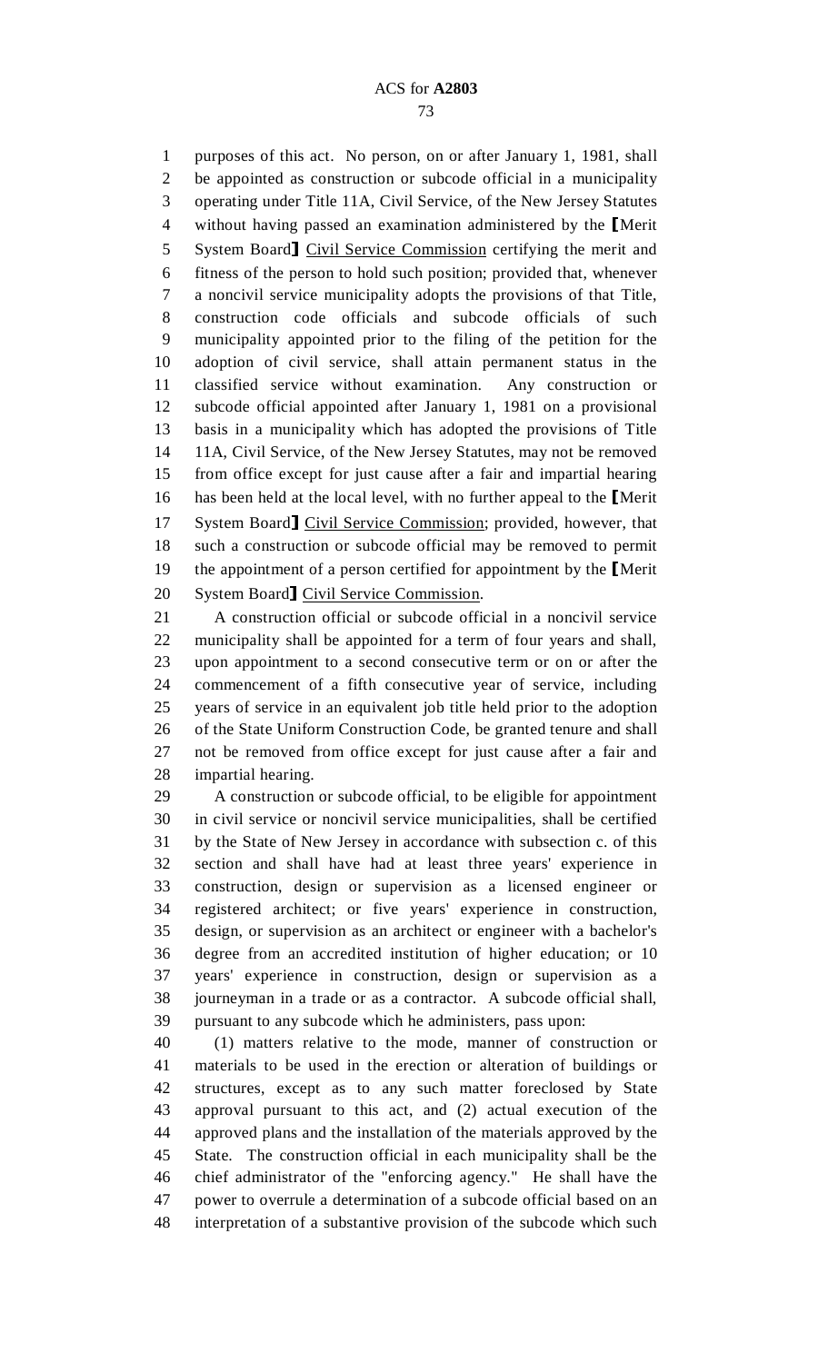purposes of this act. No person, on or after January 1, 1981, shall be appointed as construction or subcode official in a municipality operating under Title 11A, Civil Service, of the New Jersey Statutes without having passed an examination administered by the [Merit System Board] Civil Service Commission certifying the merit and fitness of the person to hold such position; provided that, whenever a noncivil service municipality adopts the provisions of that Title, construction code officials and subcode officials of such municipality appointed prior to the filing of the petition for the adoption of civil service, shall attain permanent status in the classified service without examination. Any construction or subcode official appointed after January 1, 1981 on a provisional basis in a municipality which has adopted the provisions of Title 11A, Civil Service, of the New Jersey Statutes, may not be removed from office except for just cause after a fair and impartial hearing has been held at the local level, with no further appeal to the [Merit System Board] Civil Service Commission; provided, however, that such a construction or subcode official may be removed to permit the appointment of a person certified for appointment by the [Merit System Board] Civil Service Commission.

A construction official or subcode official in a noncivil service municipality shall be appointed for a term of four years and shall, upon appointment to a second consecutive term or on or after the commencement of a fifth consecutive year of service, including years of service in an equivalent job title held prior to the adoption of the State Uniform Construction Code, be granted tenure and shall not be removed from office except for just cause after a fair and impartial hearing.

A construction or subcode official, to be eligible for appointment in civil service or noncivil service municipalities, shall be certified by the State of New Jersey in accordance with subsection c. of this section and shall have had at least three years' experience in construction, design or supervision as a licensed engineer or registered architect; or five years' experience in construction, design, or supervision as an architect or engineer with a bachelor's degree from an accredited institution of higher education; or 10 years' experience in construction, design or supervision as a journeyman in a trade or as a contractor. A subcode official shall, pursuant to any subcode which he administers, pass upon:

(1) matters relative to the mode, manner of construction or materials to be used in the erection or alteration of buildings or structures, except as to any such matter foreclosed by State approval pursuant to this act, and (2) actual execution of the approved plans and the installation of the materials approved by the State. The construction official in each municipality shall be the chief administrator of the "enforcing agency." He shall have the power to overrule a determination of a subcode official based on an interpretation of a substantive provision of the subcode which such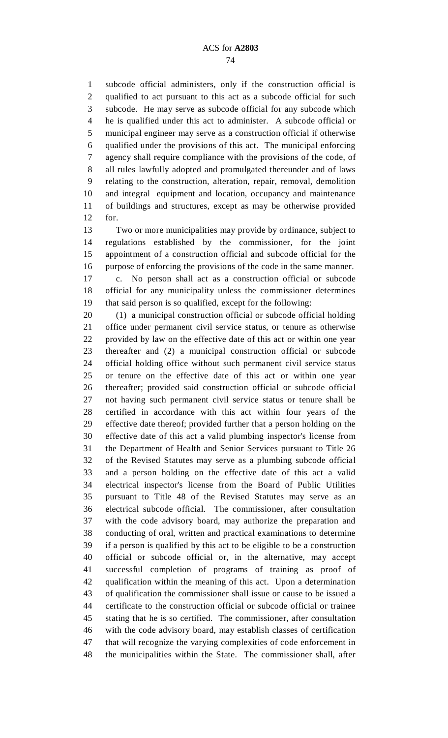subcode official administers, only if the construction official is qualified to act pursuant to this act as a subcode official for such subcode. He may serve as subcode official for any subcode which he is qualified under this act to administer. A subcode official or municipal engineer may serve as a construction official if otherwise qualified under the provisions of this act. The municipal enforcing agency shall require compliance with the provisions of the code, of all rules lawfully adopted and promulgated thereunder and of laws relating to the construction, alteration, repair, removal, demolition and integral equipment and location, occupancy and maintenance of buildings and structures, except as may be otherwise provided for.

Two or more municipalities may provide by ordinance, subject to regulations established by the commissioner, for the joint appointment of a construction official and subcode official for the purpose of enforcing the provisions of the code in the same manner.

c. No person shall act as a construction official or subcode official for any municipality unless the commissioner determines that said person is so qualified, except for the following:

(1) a municipal construction official or subcode official holding office under permanent civil service status, or tenure as otherwise provided by law on the effective date of this act or within one year thereafter and (2) a municipal construction official or subcode official holding office without such permanent civil service status or tenure on the effective date of this act or within one year thereafter; provided said construction official or subcode official not having such permanent civil service status or tenure shall be certified in accordance with this act within four years of the effective date thereof; provided further that a person holding on the effective date of this act a valid plumbing inspector's license from the Department of Health and Senior Services pursuant to Title 26 of the Revised Statutes may serve as a plumbing subcode official and a person holding on the effective date of this act a valid electrical inspector's license from the Board of Public Utilities pursuant to Title 48 of the Revised Statutes may serve as an electrical subcode official. The commissioner, after consultation with the code advisory board, may authorize the preparation and conducting of oral, written and practical examinations to determine if a person is qualified by this act to be eligible to be a construction official or subcode official or, in the alternative, may accept successful completion of programs of training as proof of qualification within the meaning of this act. Upon a determination of qualification the commissioner shall issue or cause to be issued a certificate to the construction official or subcode official or trainee stating that he is so certified. The commissioner, after consultation with the code advisory board, may establish classes of certification that will recognize the varying complexities of code enforcement in the municipalities within the State. The commissioner shall, after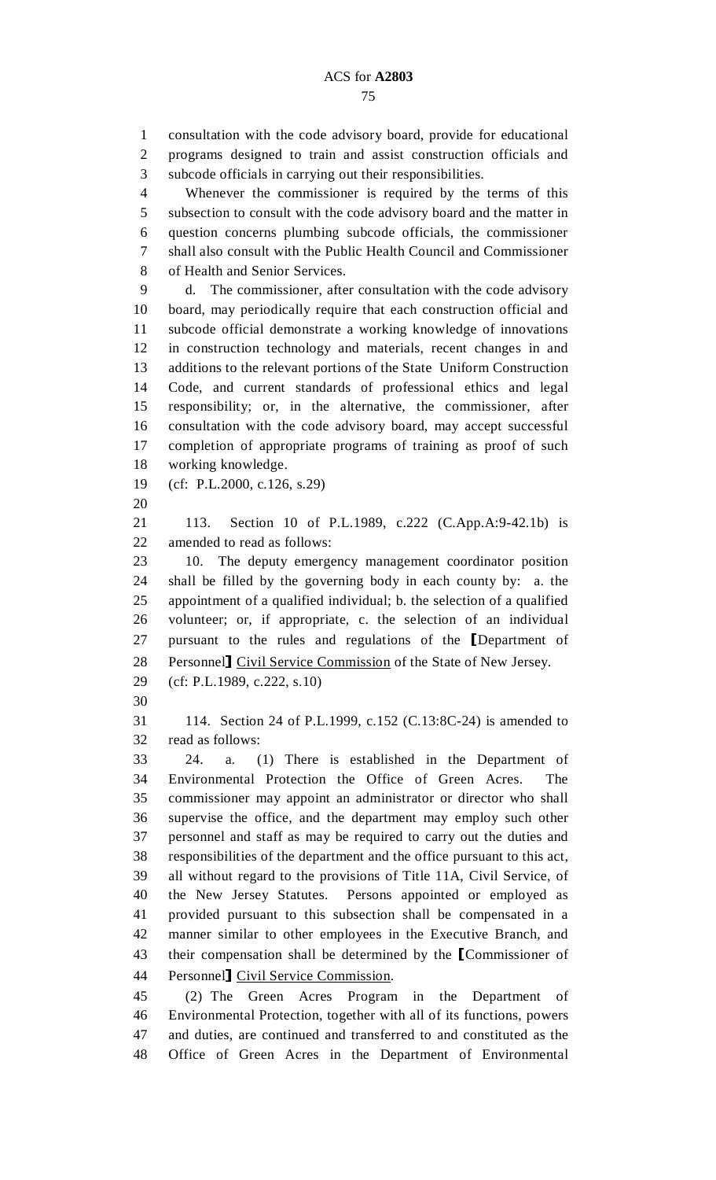consultation with the code advisory board, provide for educational programs designed to train and assist construction officials and subcode officials in carrying out their responsibilities.

Whenever the commissioner is required by the terms of this subsection to consult with the code advisory board and the matter in question concerns plumbing subcode officials, the commissioner shall also consult with the Public Health Council and Commissioner of Health and Senior Services.

d. The commissioner, after consultation with the code advisory board, may periodically require that each construction official and subcode official demonstrate a working knowledge of innovations in construction technology and materials, recent changes in and additions to the relevant portions of the State Uniform Construction Code, and current standards of professional ethics and legal responsibility; or, in the alternative, the commissioner, after consultation with the code advisory board, may accept successful completion of appropriate programs of training as proof of such working knowledge.

(cf: P.L.2000, c.126, s.29)

113. Section 10 of P.L.1989, c.222 (C.App.A:9-42.1b) is amended to read as follows:

10. The deputy emergency management coordinator position shall be filled by the governing body in each county by: a. the appointment of a qualified individual; b. the selection of a qualified volunteer; or, if appropriate, c. the selection of an individual pursuant to the rules and regulations of the ⟦Department of Personnel⟧ <u>Civil Service Commission</u> of the State of New Jersey.

(cf: P.L.1989, c.222, s.10)

114. Section 24 of P.L.1999, c.152 (C.13:8C-24) is amended to read as follows:

24. a. (1) There is established in the Department of Environmental Protection the Office of Green Acres. The commissioner may appoint an administrator or director who shall supervise the office, and the department may employ such other personnel and staff as may be required to carry out the duties and responsibilities of the department and the office pursuant to this act, all without regard to the provisions of Title 11A, Civil Service, of the New Jersey Statutes. Persons appointed or employed as provided pursuant to this subsection shall be compensated in a manner similar to other employees in the Executive Branch, and their compensation shall be determined by the ⟦Commissioner of Personnel⟧ <u>Civil Service Commission</u>.

(2) The Green Acres Program in the Department of Environmental Protection, together with all of its functions, powers and duties, are continued and transferred to and constituted as the Office of Green Acres in the Department of Environmental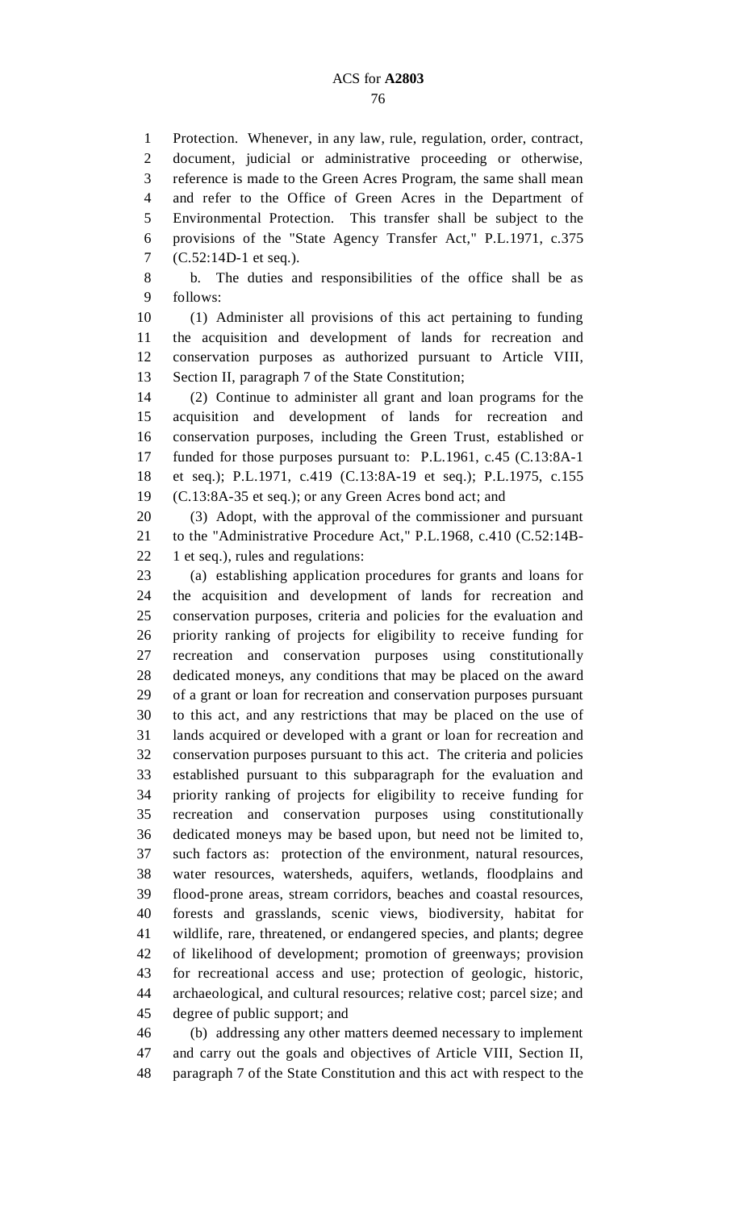Protection. Whenever, in any law, rule, regulation, order, contract, document, judicial or administrative proceeding or otherwise, reference is made to the Green Acres Program, the same shall mean and refer to the Office of Green Acres in the Department of Environmental Protection. This transfer shall be subject to the provisions of the "State Agency Transfer Act," P.L.1971, c.375 (C.52:14D-1 et seq.).

b. The duties and responsibilities of the office shall be as follows:

(1) Administer all provisions of this act pertaining to funding the acquisition and development of lands for recreation and conservation purposes as authorized pursuant to Article VIII, Section II, paragraph 7 of the State Constitution;

(2) Continue to administer all grant and loan programs for the acquisition and development of lands for recreation and conservation purposes, including the Green Trust, established or funded for those purposes pursuant to: P.L.1961, c.45 (C.13:8A-1 et seq.); P.L.1971, c.419 (C.13:8A-19 et seq.); P.L.1975, c.155 (C.13:8A-35 et seq.); or any Green Acres bond act; and

(3) Adopt, with the approval of the commissioner and pursuant to the "Administrative Procedure Act," P.L.1968, c.410 (C.52:14B-1 et seq.), rules and regulations:

(a) establishing application procedures for grants and loans for the acquisition and development of lands for recreation and conservation purposes, criteria and policies for the evaluation and priority ranking of projects for eligibility to receive funding for recreation and conservation purposes using constitutionally dedicated moneys, any conditions that may be placed on the award of a grant or loan for recreation and conservation purposes pursuant to this act, and any restrictions that may be placed on the use of lands acquired or developed with a grant or loan for recreation and conservation purposes pursuant to this act. The criteria and policies established pursuant to this subparagraph for the evaluation and priority ranking of projects for eligibility to receive funding for recreation and conservation purposes using constitutionally dedicated moneys may be based upon, but need not be limited to, such factors as: protection of the environment, natural resources, water resources, watersheds, aquifers, wetlands, floodplains and flood-prone areas, stream corridors, beaches and coastal resources, forests and grasslands, scenic views, biodiversity, habitat for wildlife, rare, threatened, or endangered species, and plants; degree of likelihood of development; promotion of greenways; provision for recreational access and use; protection of geologic, historic, archaeological, and cultural resources; relative cost; parcel size; and degree of public support; and

(b) addressing any other matters deemed necessary to implement and carry out the goals and objectives of Article VIII, Section II, paragraph 7 of the State Constitution and this act with respect to the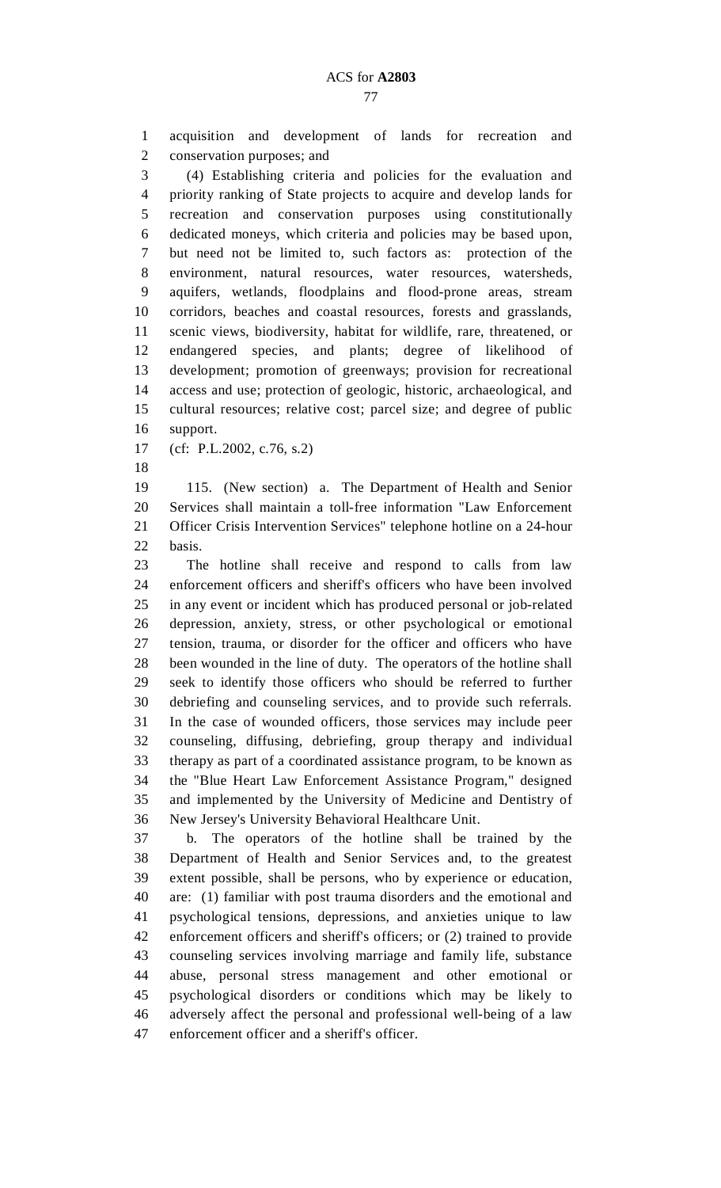acquisition and development of lands for recreation and conservation purposes; and

(4) Establishing criteria and policies for the evaluation and priority ranking of State projects to acquire and develop lands for recreation and conservation purposes using constitutionally dedicated moneys, which criteria and policies may be based upon, but need not be limited to, such factors as: protection of the environment, natural resources, water resources, watersheds, aquifers, wetlands, floodplains and flood-prone areas, stream corridors, beaches and coastal resources, forests and grasslands, scenic views, biodiversity, habitat for wildlife, rare, threatened, or endangered species, and plants; degree of likelihood of development; promotion of greenways; provision for recreational access and use; protection of geologic, historic, archaeological, and cultural resources; relative cost; parcel size; and degree of public support.

(cf: P.L.2002, c.76, s.2)

115. (New section) a. The Department of Health and Senior Services shall maintain a toll-free information "Law Enforcement Officer Crisis Intervention Services" telephone hotline on a 24-hour basis.

The hotline shall receive and respond to calls from law enforcement officers and sheriff's officers who have been involved in any event or incident which has produced personal or job-related depression, anxiety, stress, or other psychological or emotional tension, trauma, or disorder for the officer and officers who have been wounded in the line of duty. The operators of the hotline shall seek to identify those officers who should be referred to further debriefing and counseling services, and to provide such referrals. In the case of wounded officers, those services may include peer counseling, diffusing, debriefing, group therapy and individual therapy as part of a coordinated assistance program, to be known as the "Blue Heart Law Enforcement Assistance Program," designed and implemented by the University of Medicine and Dentistry of New Jersey's University Behavioral Healthcare Unit.

b. The operators of the hotline shall be trained by the Department of Health and Senior Services and, to the greatest extent possible, shall be persons, who by experience or education, are: (1) familiar with post trauma disorders and the emotional and psychological tensions, depressions, and anxieties unique to law enforcement officers and sheriff's officers; or (2) trained to provide counseling services involving marriage and family life, substance abuse, personal stress management and other emotional or psychological disorders or conditions which may be likely to adversely affect the personal and professional well-being of a law enforcement officer and a sheriff's officer.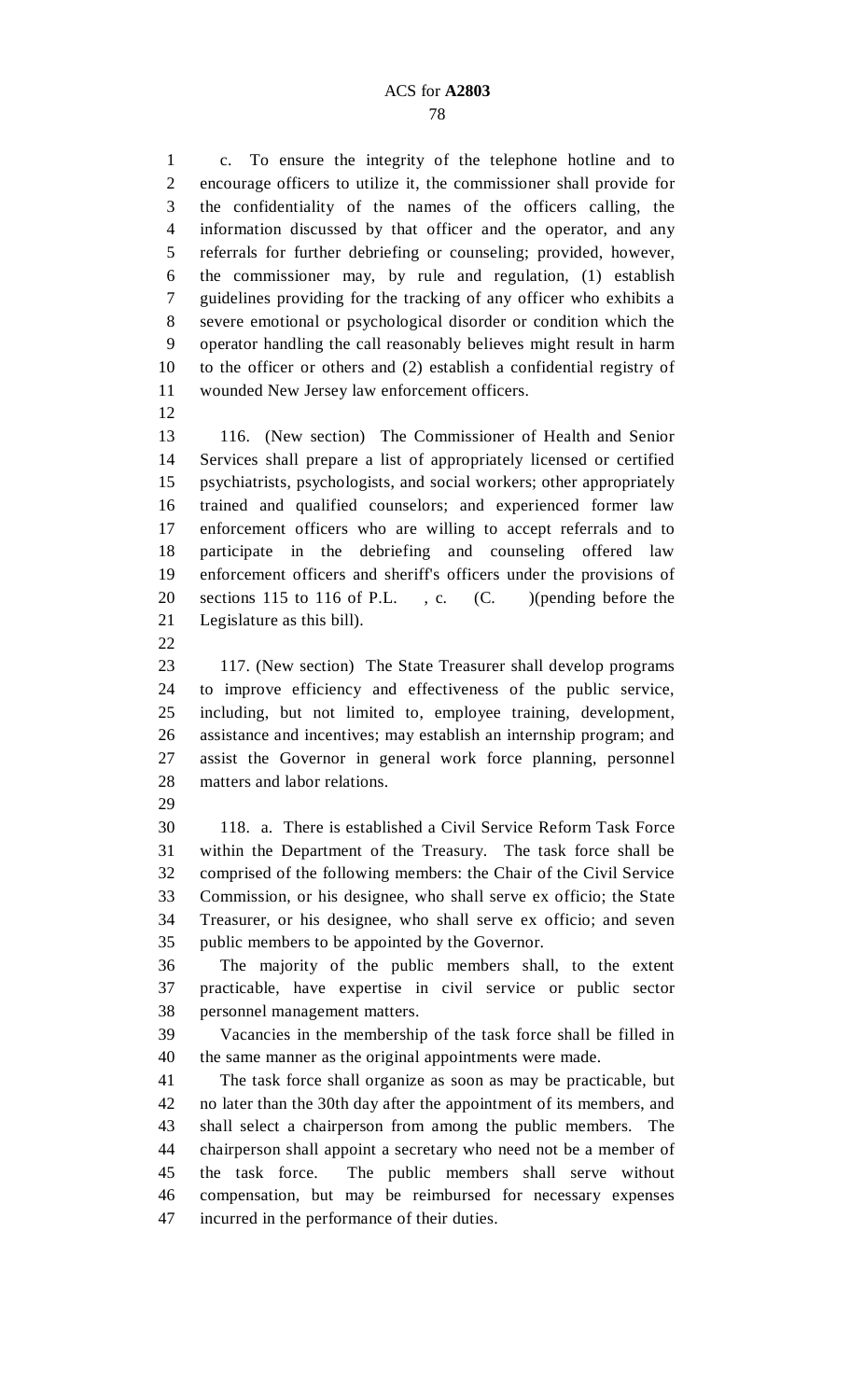c. To ensure the integrity of the telephone hotline and to encourage officers to utilize it, the commissioner shall provide for the confidentiality of the names of the officers calling, the information discussed by that officer and the operator, and any referrals for further debriefing or counseling; provided, however, the commissioner may, by rule and regulation, (1) establish guidelines providing for the tracking of any officer who exhibits a severe emotional or psychological disorder or condition which the operator handling the call reasonably believes might result in harm to the officer or others and (2) establish a confidential registry of wounded New Jersey law enforcement officers.

116. (New section) The Commissioner of Health and Senior Services shall prepare a list of appropriately licensed or certified psychiatrists, psychologists, and social workers; other appropriately trained and qualified counselors; and experienced former law enforcement officers who are willing to accept referrals and to participate in the debriefing and counseling offered law enforcement officers and sheriff's officers under the provisions of sections 115 to 116 of P.L. , c. (C. )(pending before the Legislature as this bill).

117. (New section) The State Treasurer shall develop programs to improve efficiency and effectiveness of the public service, including, but not limited to, employee training, development, assistance and incentives; may establish an internship program; and assist the Governor in general work force planning, personnel matters and labor relations.

118. a. There is established a Civil Service Reform Task Force within the Department of the Treasury. The task force shall be comprised of the following members: the Chair of the Civil Service Commission, or his designee, who shall serve ex officio; the State Treasurer, or his designee, who shall serve ex officio; and seven public members to be appointed by the Governor.

The majority of the public members shall, to the extent practicable, have expertise in civil service or public sector personnel management matters.

Vacancies in the membership of the task force shall be filled in the same manner as the original appointments were made.

The task force shall organize as soon as may be practicable, but no later than the 30th day after the appointment of its members, and shall select a chairperson from among the public members. The chairperson shall appoint a secretary who need not be a member of the task force. The public members shall serve without compensation, but may be reimbursed for necessary expenses incurred in the performance of their duties.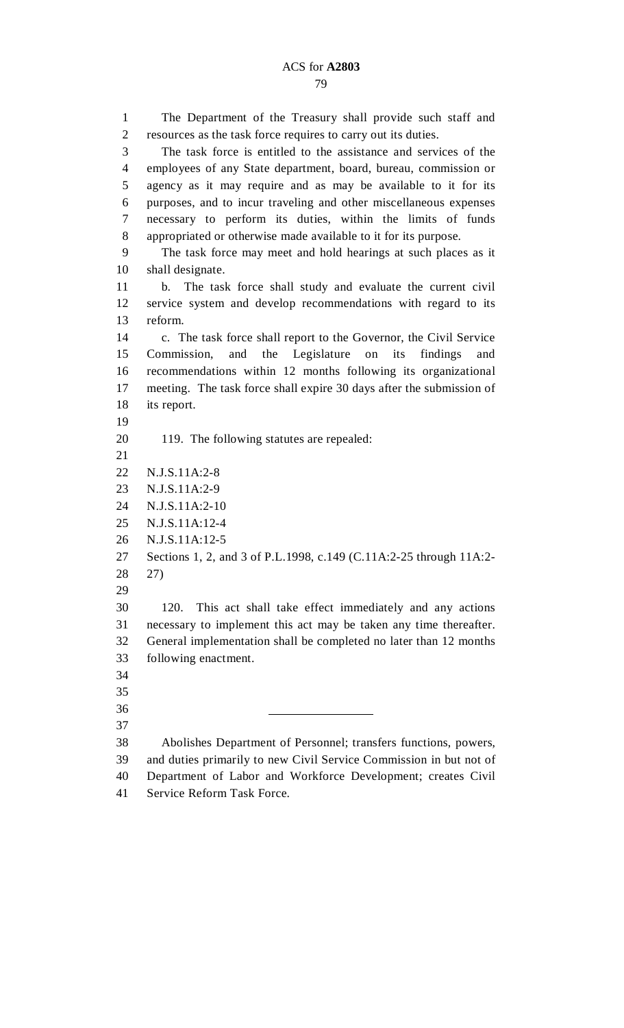The Department of the Treasury shall provide such staff and resources as the task force requires to carry out its duties.

The task force is entitled to the assistance and services of the employees of any State department, board, bureau, commission or agency as it may require and as may be available to it for its purposes, and to incur traveling and other miscellaneous expenses necessary to perform its duties, within the limits of funds appropriated or otherwise made available to it for its purpose.

The task force may meet and hold hearings at such places as it shall designate.

b. The task force shall study and evaluate the current civil service system and develop recommendations with regard to its reform.

c. The task force shall report to the Governor, the Civil Service Commission, and the Legislature on its findings and recommendations within 12 months following its organizational meeting. The task force shall expire 30 days after the submission of its report.

119. The following statutes are repealed:

N.J.S.11A:2-8
N.J.S.11A:2-9
N.J.S.11A:2-10
N.J.S.11A:12-4
N.J.S.11A:12-5
Sections 1, 2, and 3 of P.L.1998, c.149 (C.11A:2-25 through 11A:2-27)

120. This act shall take effect immediately and any actions necessary to implement this act may be taken any time thereafter. General implementation shall be completed no later than 12 months following enactment.

---

Abolishes Department of Personnel; transfers functions, powers, and duties primarily to new Civil Service Commission in but not of Department of Labor and Workforce Development; creates Civil Service Reform Task Force.